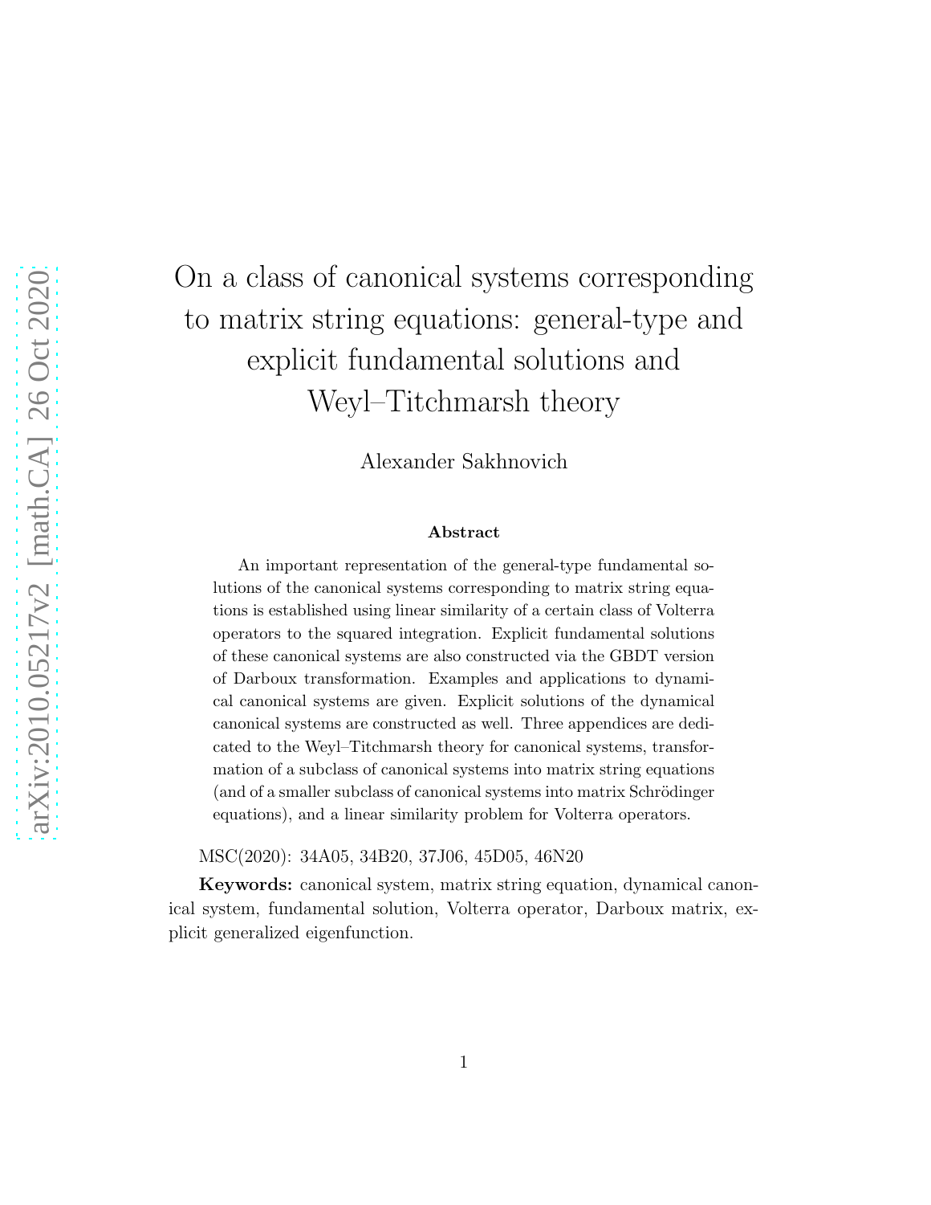# On a class of canonical systems corresponding to matrix string equations: general-type and explicit fundamental solutions and Weyl–Titchmarsh theory

Alexander Sakhnovich

## Abstract

An important representation of the general-type fundamental solutions of the canonical systems corresponding to matrix string equations is established using linear similarity of a certain class of Volterra operators to the squared integration. Explicit fundamental solutions of these canonical systems are also constructed via the GBDT version of Darboux transformation. Examples and applications to dynamical canonical systems are given. Explicit solutions of the dynamical canonical systems are constructed as well. Three appendices are dedicated to the Weyl–Titchmarsh theory for canonical systems, transformation of a subclass of canonical systems into matrix string equations (and of a smaller subclass of canonical systems into matrix Schrödinger equations), and a linear similarity problem for Volterra operators.

MSC(2020): 34A05, 34B20, 37J06, 45D05, 46N20

**Keywords:** canonical system, matrix string equation, dynamical canonical system, fundamental solution, Volterra operator, Darboux matrix, explicit generalized eigenfunction.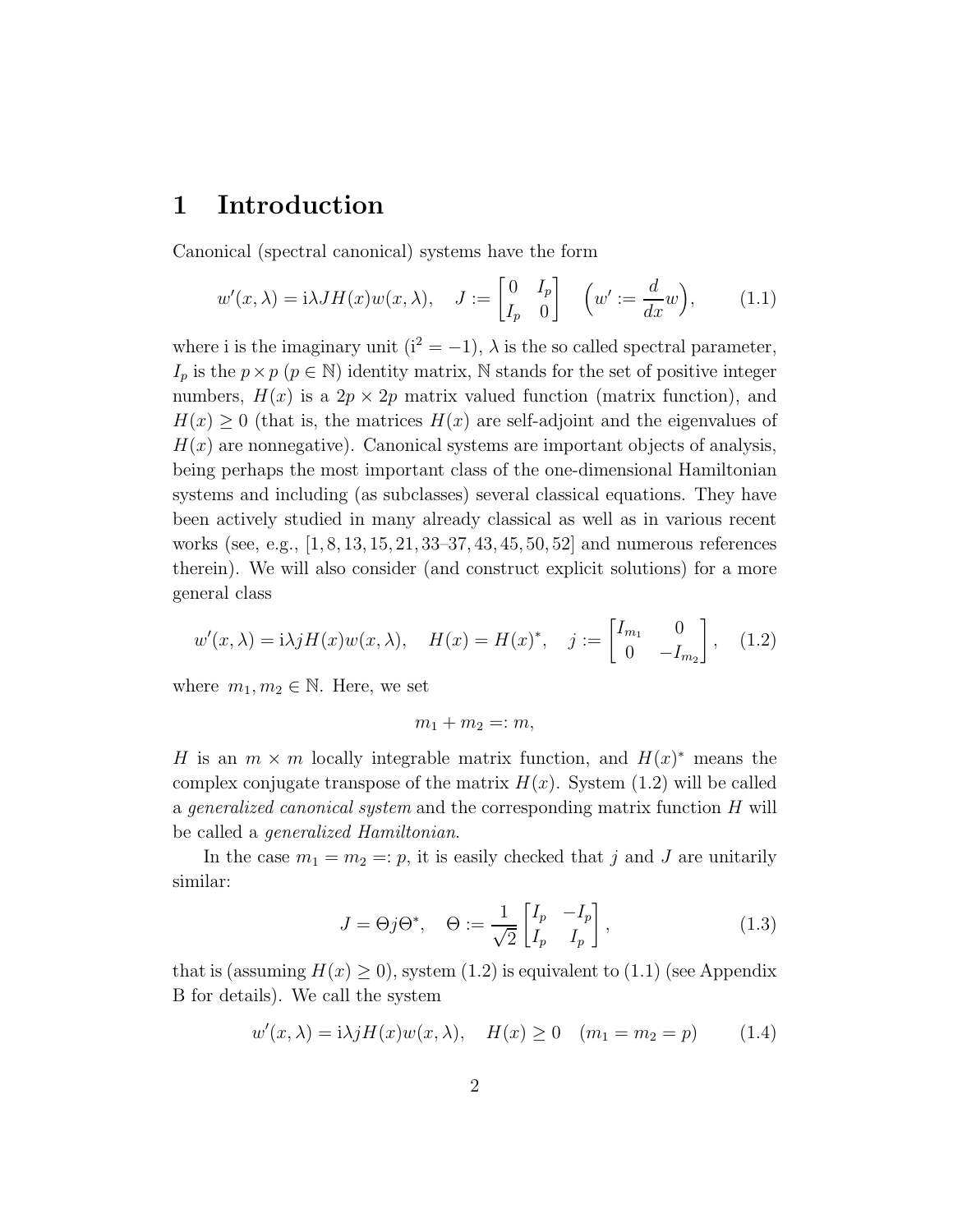# 1 Introduction

Canonical (spectral canonical) systems have the form

$$w'(x,\lambda) = \mathrm{i}\lambda J H(x) w(x,\lambda), \quad J := \begin{bmatrix} 0 & I_p \\ I_p & 0 \end{bmatrix} \quad \Big(w' := \frac{d}{dx} w\Big), \tag{1.1}$$

where i is the imaginary unit ($\mathrm{i}^2 = -1$), $\lambda$ is the so called spectral parameter, $I_p$ is the $p \times p$ ($p \in \mathbb{N}$) identity matrix, $\mathbb{N}$ stands for the set of positive integer numbers, $H(x)$ is a $2p \times 2p$ matrix valued function (matrix function), and $H(x) \geq 0$ (that is, the matrices $H(x)$ are self-adjoint and the eigenvalues of $H(x)$ are nonnegative). Canonical systems are important objects of analysis, being perhaps the most important class of the one-dimensional Hamiltonian systems and including (as subclasses) several classical equations. They have been actively studied in many already classical as well as in various recent works (see, e.g., [1, 8, 13, 15, 21, 33–37, 43, 45, 50, 52] and numerous references therein). We will also consider (and construct explicit solutions) for a more general class

$$w'(x,\lambda) = \mathrm{i}\lambda j H(x) w(x,\lambda), \quad H(x) = H(x)^*, \quad j := \begin{bmatrix} I_{m_1} & 0 \\ 0 & -I_{m_2} \end{bmatrix}, \tag{1.2}$$

where $m_1, m_2 \in \mathbb{N}$. Here, we set

$$m_1 + m_2 =: m,$$

$H$ is an $m \times m$ locally integrable matrix function, and $H(x)^*$ means the complex conjugate transpose of the matrix $H(x)$. System (1.2) will be called a *generalized canonical system* and the corresponding matrix function $H$ will be called a *generalized Hamiltonian*.

In the case $m_1 = m_2 =: p$, it is easily checked that $j$ and $J$ are unitarily similar:

$$J = \Theta j \Theta^*, \quad \Theta := \frac{1}{\sqrt{2}} \begin{bmatrix} I_p & -I_p \\ I_p & I_p \end{bmatrix}, \tag{1.3}$$

that is (assuming $H(x) \geq 0$), system (1.2) is equivalent to (1.1) (see Appendix B for details). We call the system

$$w'(x,\lambda) = \mathrm{i}\lambda j H(x) w(x,\lambda), \quad H(x) \geq 0 \quad (m_1 = m_2 = p) \tag{1.4}$$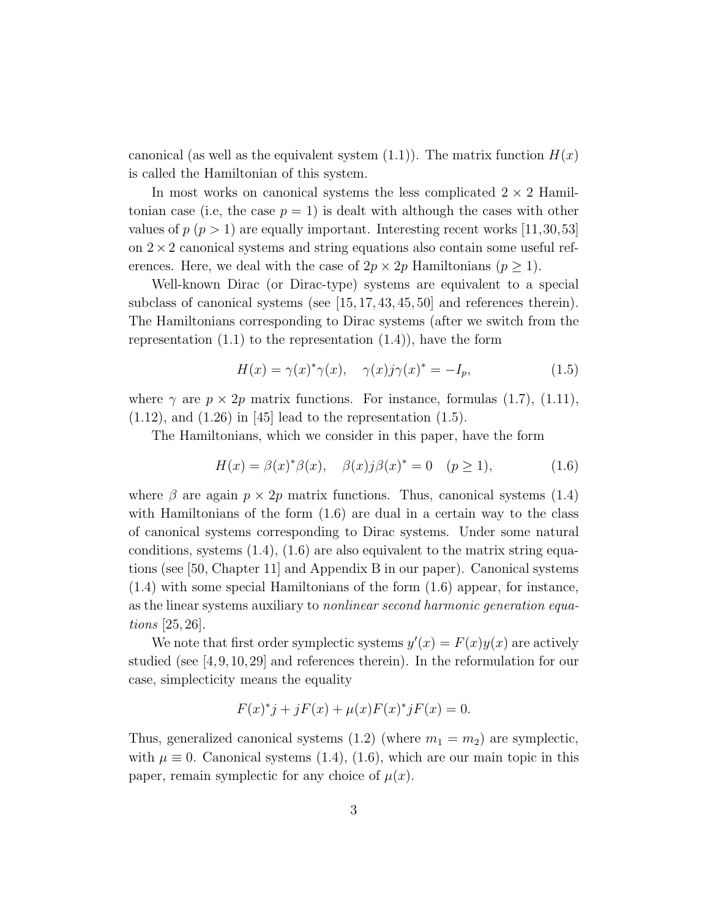canonical (as well as the equivalent system (1.1)). The matrix function $H(x)$ is called the Hamiltonian of this system.

In most works on canonical systems the less complicated $2 \times 2$ Hamiltonian case (i.e, the case $p = 1$) is dealt with although the cases with other values of $p$ ($p > 1$) are equally important. Interesting recent works [11,30,53] on $2 \times 2$ canonical systems and string equations also contain some useful references. Here, we deal with the case of $2p \times 2p$ Hamiltonians ($p \geq 1$).

Well-known Dirac (or Dirac-type) systems are equivalent to a special subclass of canonical systems (see [15,17,43,45,50] and references therein). The Hamiltonians corresponding to Dirac systems (after we switch from the representation (1.1) to the representation (1.4)), have the form

$$H(x) = \gamma(x)^* \gamma(x), \quad \gamma(x) j \gamma(x)^* = -I_p, \tag{1.5}$$

where $\gamma$ are $p \times 2p$ matrix functions. For instance, formulas (1.7), (1.11), (1.12), and (1.26) in [45] lead to the representation (1.5).

The Hamiltonians, which we consider in this paper, have the form

$$H(x) = \beta(x)^* \beta(x), \quad \beta(x) j \beta(x)^* = 0 \quad (p \geq 1), \tag{1.6}$$

where $\beta$ are again $p \times 2p$ matrix functions. Thus, canonical systems (1.4) with Hamiltonians of the form (1.6) are dual in a certain way to the class of canonical systems corresponding to Dirac systems. Under some natural conditions, systems (1.4), (1.6) are also equivalent to the matrix string equations (see [50, Chapter 11] and Appendix B in our paper). Canonical systems (1.4) with some special Hamiltonians of the form (1.6) appear, for instance, as the linear systems auxiliary to *nonlinear second harmonic generation equations* [25,26].

We note that first order symplectic systems $y'(x) = F(x)y(x)$ are actively studied (see [4,9,10,29] and references therein). In the reformulation for our case, simplecticity means the equality

$$F(x)^* j + jF(x) + \mu(x) F(x)^* j F(x) = 0.$$

Thus, generalized canonical systems (1.2) (where $m_1 = m_2$) are symplectic, with $\mu \equiv 0$. Canonical systems (1.4), (1.6), which are our main topic in this paper, remain symplectic for any choice of $\mu(x)$.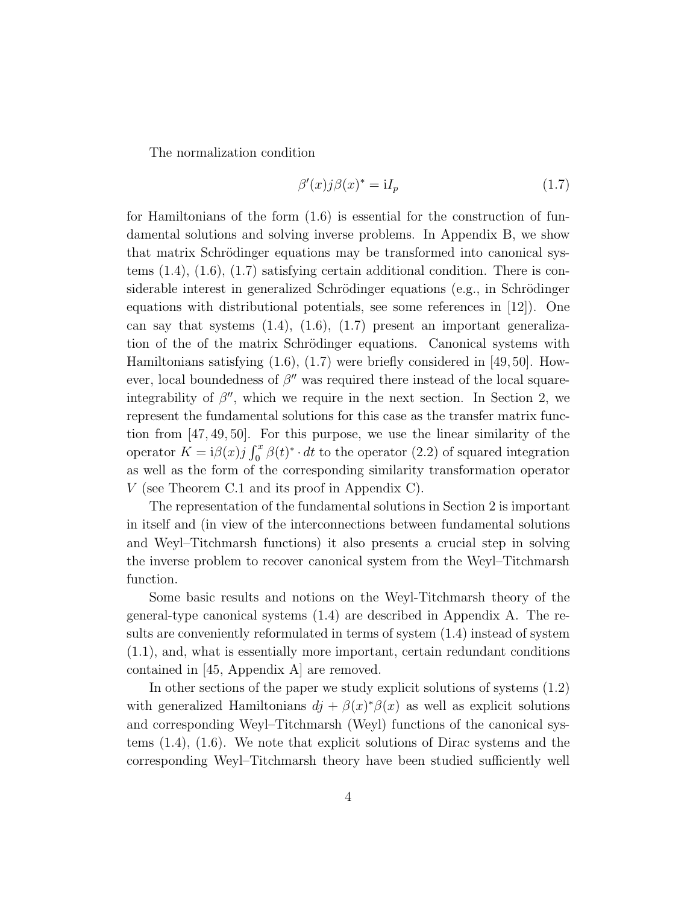The normalization condition

$$\beta'(x)j\beta(x)^* = \mathrm{i}I_p \tag{1.7}$$

for Hamiltonians of the form (1.6) is essential for the construction of fundamental solutions and solving inverse problems. In Appendix B, we show that matrix Schrödinger equations may be transformed into canonical systems (1.4), (1.6), (1.7) satisfying certain additional condition. There is considerable interest in generalized Schrödinger equations (e.g., in Schrödinger equations with distributional potentials, see some references in [12]). One can say that systems (1.4), (1.6), (1.7) present an important generalization of the of the matrix Schrödinger equations. Canonical systems with Hamiltonians satisfying (1.6), (1.7) were briefly considered in [49, 50]. However, local boundedness of $\beta''$ was required there instead of the local square-integrability of $\beta''$, which we require in the next section. In Section 2, we represent the fundamental solutions for this case as the transfer matrix function from [47, 49, 50]. For this purpose, we use the linear similarity of the operator $K = \mathrm{i}\beta(x)j\int_0^x \beta(t)^* \cdot dt$ to the operator (2.2) of squared integration as well as the form of the corresponding similarity transformation operator $V$ (see Theorem C.1 and its proof in Appendix C).

The representation of the fundamental solutions in Section 2 is important in itself and (in view of the interconnections between fundamental solutions and Weyl–Titchmarsh functions) it also presents a crucial step in solving the inverse problem to recover canonical system from the Weyl–Titchmarsh function.

Some basic results and notions on the Weyl-Titchmarsh theory of the general-type canonical systems (1.4) are described in Appendix A. The results are conveniently reformulated in terms of system (1.4) instead of system (1.1), and, what is essentially more important, certain redundant conditions contained in [45, Appendix A] are removed.

In other sections of the paper we study explicit solutions of systems (1.2) with generalized Hamiltonians $dj + \beta(x)^*\beta(x)$ as well as explicit solutions and corresponding Weyl–Titchmarsh (Weyl) functions of the canonical systems (1.4), (1.6). We note that explicit solutions of Dirac systems and the corresponding Weyl–Titchmarsh theory have been studied sufficiently well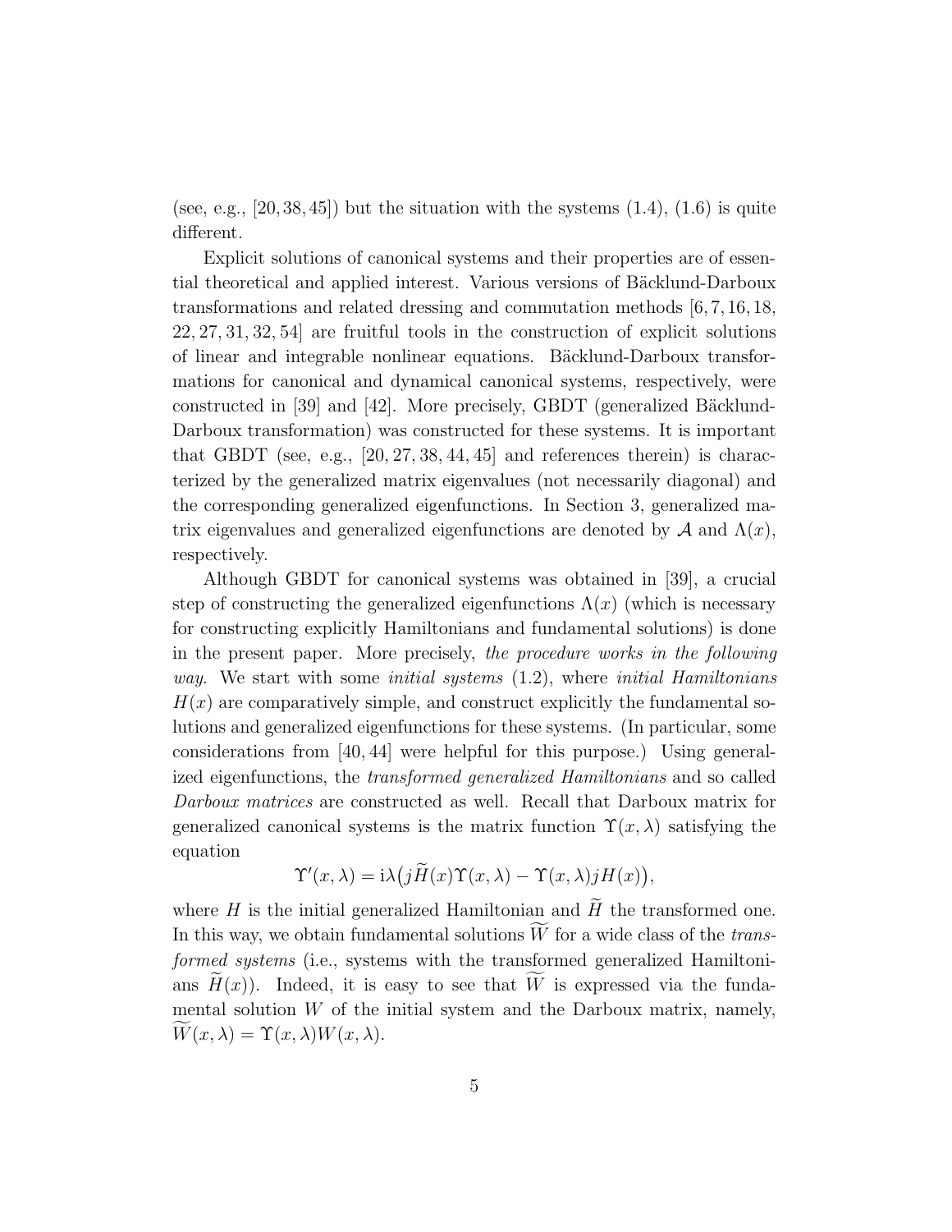(see, e.g., [20, 38, 45]) but the situation with the systems (1.4), (1.6) is quite different.

Explicit solutions of canonical systems and their properties are of essential theoretical and applied interest. Various versions of Bäcklund-Darboux transformations and related dressing and commutation methods [6, 7, 16, 18, 22, 27, 31, 32, 54] are fruitful tools in the construction of explicit solutions of linear and integrable nonlinear equations. Bäcklund-Darboux transformations for canonical and dynamical canonical systems, respectively, were constructed in [39] and [42]. More precisely, GBDT (generalized Bäcklund-Darboux transformation) was constructed for these systems. It is important that GBDT (see, e.g., [20, 27, 38, 44, 45] and references therein) is characterized by the generalized matrix eigenvalues (not necessarily diagonal) and the corresponding generalized eigenfunctions. In Section 3, generalized matrix eigenvalues and generalized eigenfunctions are denoted by $\mathcal{A}$ and $\Lambda(x)$, respectively.

Although GBDT for canonical systems was obtained in [39], a crucial step of constructing the generalized eigenfunctions $\Lambda(x)$ (which is necessary for constructing explicitly Hamiltonians and fundamental solutions) is done in the present paper. More precisely, *the procedure works in the following way*. We start with some *initial systems* (1.2), where *initial Hamiltonians* $H(x)$ are comparatively simple, and construct explicitly the fundamental solutions and generalized eigenfunctions for these systems. (In particular, some considerations from [40, 44] were helpful for this purpose.) Using generalized eigenfunctions, the *transformed generalized Hamiltonians* and so called *Darboux matrices* are constructed as well. Recall that Darboux matrix for generalized canonical systems is the matrix function $\Upsilon(x, \lambda)$ satisfying the equation

$$\Upsilon'(x, \lambda) = \mathrm{i}\lambda\big(j\widetilde{H}(x)\Upsilon(x, \lambda) - \Upsilon(x, \lambda)jH(x)\big),$$

where $H$ is the initial generalized Hamiltonian and $\widetilde{H}$ the transformed one. In this way, we obtain fundamental solutions $\widetilde{W}$ for a wide class of the *transformed systems* (i.e., systems with the transformed generalized Hamiltonians $\widetilde{H}(x)$). Indeed, it is easy to see that $\widetilde{W}$ is expressed via the fundamental solution $W$ of the initial system and the Darboux matrix, namely, $\widetilde{W}(x, \lambda) = \Upsilon(x, \lambda)W(x, \lambda)$.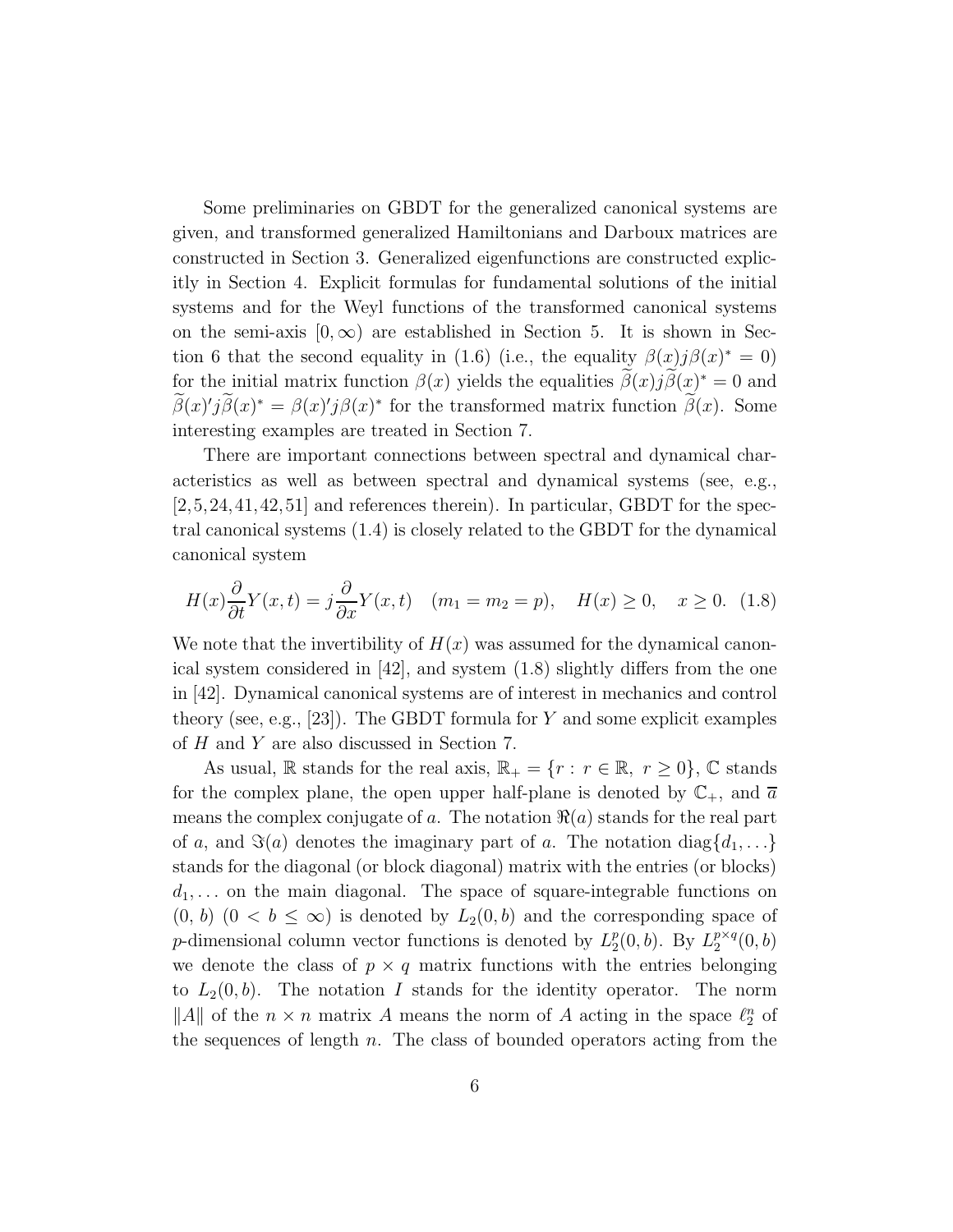Some preliminaries on GBDT for the generalized canonical systems are given, and transformed generalized Hamiltonians and Darboux matrices are constructed in Section 3. Generalized eigenfunctions are constructed explicitly in Section 4. Explicit formulas for fundamental solutions of the initial systems and for the Weyl functions of the transformed canonical systems on the semi-axis $[0, \infty)$ are established in Section 5. It is shown in Section 6 that the second equality in (1.6) (i.e., the equality $\beta(x)j\beta(x)^* = 0$) for the initial matrix function $\beta(x)$ yields the equalities $\widetilde{\beta}(x)j\widetilde{\beta}(x)^* = 0$ and $\widetilde{\beta}(x)'j\widetilde{\beta}(x)^* = \beta(x)'j\beta(x)^*$ for the transformed matrix function $\widetilde{\beta}(x)$. Some interesting examples are treated in Section 7.

There are important connections between spectral and dynamical characteristics as well as between spectral and dynamical systems (see, e.g., [2,5,24,41,42,51] and references therein). In particular, GBDT for the spectral canonical systems (1.4) is closely related to the GBDT for the dynamical canonical system

$$H(x)\frac{\partial}{\partial t}Y(x,t) = j\frac{\partial}{\partial x}Y(x,t) \quad (m_1 = m_2 = p), \quad H(x) \geq 0, \quad x \geq 0. \quad (1.8)$$

We note that the invertibility of $H(x)$ was assumed for the dynamical canonical system considered in [42], and system (1.8) slightly differs from the one in [42]. Dynamical canonical systems are of interest in mechanics and control theory (see, e.g., [23]). The GBDT formula for $Y$ and some explicit examples of $H$ and $Y$ are also discussed in Section 7.

As usual, $\mathbb{R}$ stands for the real axis, $\mathbb{R}_+ = \{r : r \in \mathbb{R}, r \geq 0\}$, $\mathbb{C}$ stands for the complex plane, the open upper half-plane is denoted by $\mathbb{C}_+$, and $\overline{a}$ means the complex conjugate of $a$. The notation $\Re(a)$ stands for the real part of $a$, and $\Im(a)$ denotes the imaginary part of $a$. The notation $\mathrm{diag}\{d_1, \ldots\}$ stands for the diagonal (or block diagonal) matrix with the entries (or blocks) $d_1, \ldots$ on the main diagonal. The space of square-integrable functions on $(0, b)$ $(0 < b \leq \infty)$ is denoted by $L_2(0, b)$ and the corresponding space of $p$-dimensional column vector functions is denoted by $L_2^p(0, b)$. By $L_2^{p\times q}(0, b)$ we denote the class of $p \times q$ matrix functions with the entries belonging to $L_2(0, b)$. The notation $I$ stands for the identity operator. The norm $\|A\|$ of the $n \times n$ matrix $A$ means the norm of $A$ acting in the space $\ell_2^n$ of the sequences of length $n$. The class of bounded operators acting from the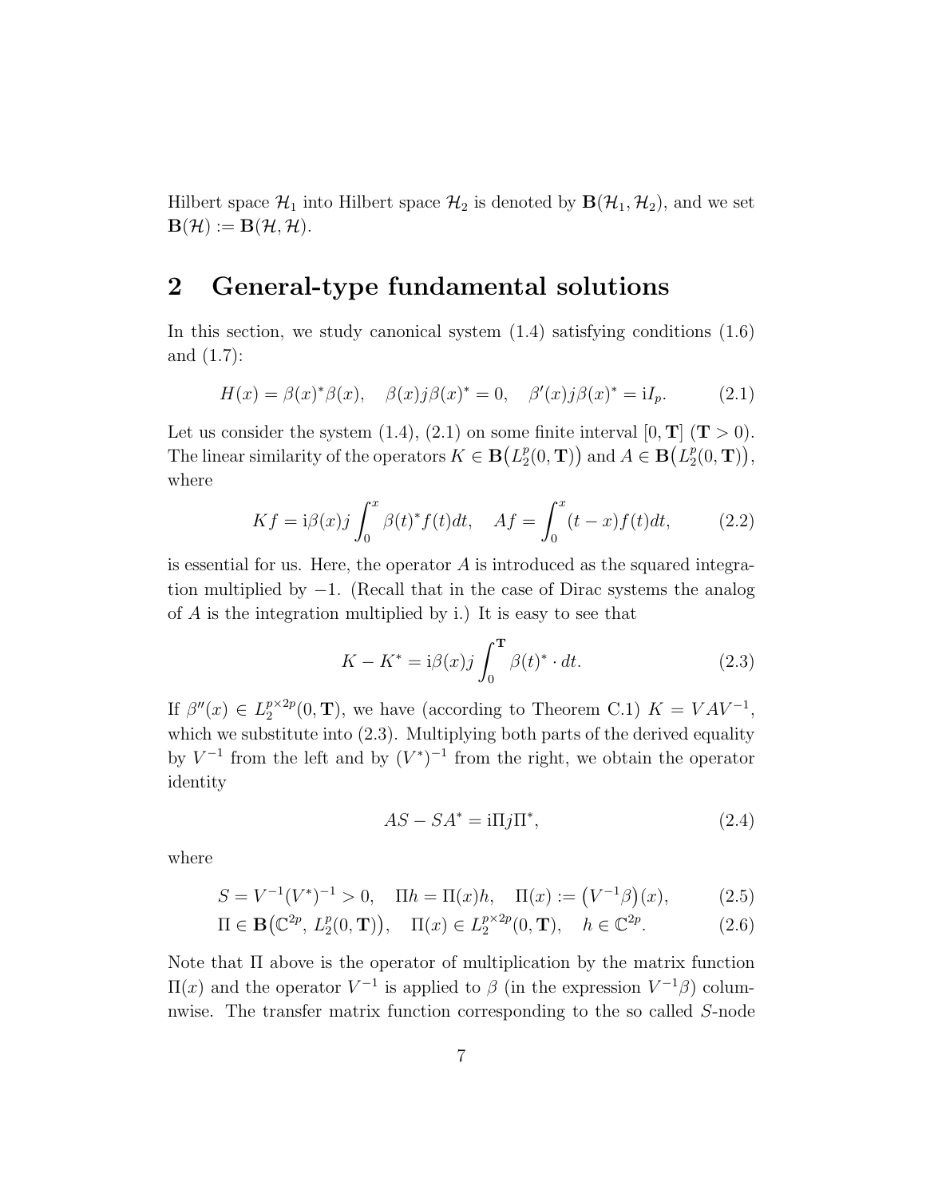Hilbert space $\mathcal{H}_1$ into Hilbert space $\mathcal{H}_2$ is denoted by $\mathbf{B}(\mathcal{H}_1, \mathcal{H}_2)$, and we set $\mathbf{B}(\mathcal{H}) := \mathbf{B}(\mathcal{H}, \mathcal{H})$.

## 2 General-type fundamental solutions

In this section, we study canonical system (1.4) satisfying conditions (1.6) and (1.7):

$$H(x) = \beta(x)^*\beta(x), \quad \beta(x)j\beta(x)^* = 0, \quad \beta'(x)j\beta(x)^* = \mathrm{i}I_p. \tag{2.1}$$

Let us consider the system (1.4), (2.1) on some finite interval $[0, \mathbf{T}]$ ($\mathbf{T} > 0$). The linear similarity of the operators $K \in \mathbf{B}\big(L_2^p(0, \mathbf{T})\big)$ and $A \in \mathbf{B}\big(L_2^p(0, \mathbf{T})\big)$, where

$$Kf = \mathrm{i}\beta(x)j\int_0^x \beta(t)^* f(t)dt, \quad Af = \int_0^x (t-x)f(t)dt, \tag{2.2}$$

is essential for us. Here, the operator $A$ is introduced as the squared integration multiplied by $-1$. (Recall that in the case of Dirac systems the analog of $A$ is the integration multiplied by i.) It is easy to see that

$$K - K^* = \mathrm{i}\beta(x)j\int_0^{\mathbf{T}} \beta(t)^* \cdot dt. \tag{2.3}$$

If $\beta''(x) \in L_2^{p\times 2p}(0, \mathbf{T})$, we have (according to Theorem C.1) $K = VAV^{-1}$, which we substitute into (2.3). Multiplying both parts of the derived equality by $V^{-1}$ from the left and by $(V^*)^{-1}$ from the right, we obtain the operator identity

$$AS - SA^* = \mathrm{i}\Pi j \Pi^*, \tag{2.4}$$

where

$$S = V^{-1}(V^*)^{-1} > 0, \quad \Pi h = \Pi(x)h, \quad \Pi(x) := \big(V^{-1}\beta\big)(x), \tag{2.5}$$

$$\Pi \in \mathbf{B}\big(\mathbb{C}^{2p},\, L_2^p(0, \mathbf{T})\big), \quad \Pi(x) \in L_2^{p\times 2p}(0, \mathbf{T}), \quad h \in \mathbb{C}^{2p}. \tag{2.6}$$

Note that $\Pi$ above is the operator of multiplication by the matrix function $\Pi(x)$ and the operator $V^{-1}$ is applied to $\beta$ (in the expression $V^{-1}\beta$) columnwise. The transfer matrix function corresponding to the so called $S$-node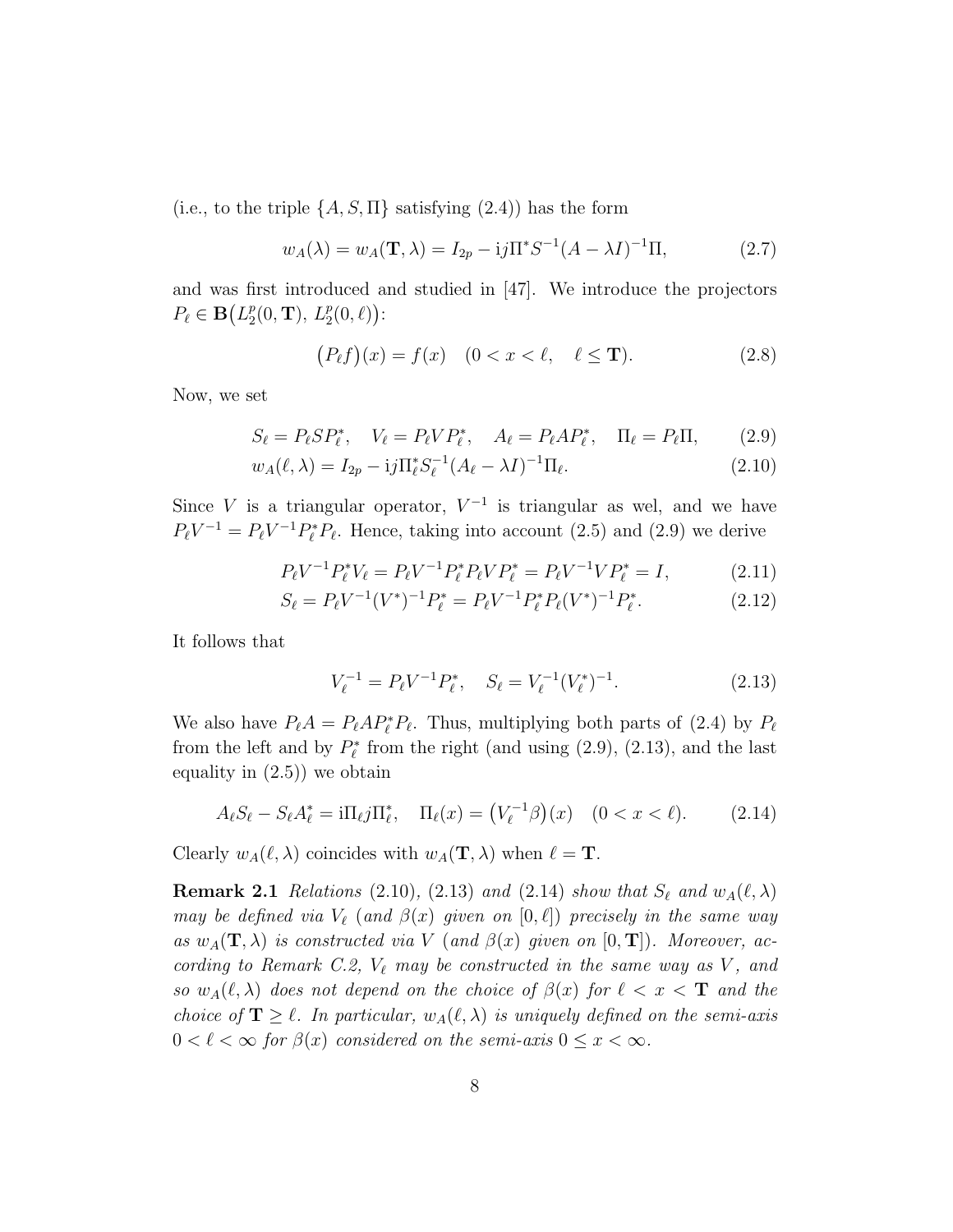(i.e., to the triple $\{A, S, \Pi\}$ satisfying (2.4)) has the form

$$w_A(\lambda) = w_A(\mathbf{T}, \lambda) = I_{2p} - \mathrm{i}j\Pi^* S^{-1}(A - \lambda I)^{-1}\Pi, \tag{2.7}$$

and was first introduced and studied in [47]. We introduce the projectors $P_\ell \in \mathbf{B}\big(L_2^p(0, \mathbf{T}),\, L_2^p(0, \ell)\big)$:

$$\big(P_\ell f\big)(x) = f(x) \quad (0 < x < \ell, \quad \ell \leq \mathbf{T}). \tag{2.8}$$

Now, we set

$$S_\ell = P_\ell S P_\ell^*, \quad V_\ell = P_\ell V P_\ell^*, \quad A_\ell = P_\ell A P_\ell^*, \quad \Pi_\ell = P_\ell \Pi, \tag{2.9}$$

$$w_A(\ell, \lambda) = I_{2p} - \mathrm{i}j\Pi_\ell^* S_\ell^{-1}(A_\ell - \lambda I)^{-1}\Pi_\ell. \tag{2.10}$$

Since $V$ is a triangular operator, $V^{-1}$ is triangular as wel, and we have $P_\ell V^{-1} = P_\ell V^{-1} P_\ell^* P_\ell$. Hence, taking into account (2.5) and (2.9) we derive

$$P_\ell V^{-1} P_\ell^* V_\ell = P_\ell V^{-1} P_\ell^* P_\ell V P_\ell^* = P_\ell V^{-1} V P_\ell^* = I, \tag{2.11}$$

$$S_\ell = P_\ell V^{-1}(V^*)^{-1} P_\ell^* = P_\ell V^{-1} P_\ell^* P_\ell (V^*)^{-1} P_\ell^*. \tag{2.12}$$

It follows that

$$V_\ell^{-1} = P_\ell V^{-1} P_\ell^*, \quad S_\ell = V_\ell^{-1}(V_\ell^*)^{-1}. \tag{2.13}$$

We also have $P_\ell A = P_\ell A P_\ell^* P_\ell$. Thus, multiplying both parts of (2.4) by $P_\ell$ from the left and by $P_\ell^*$ from the right (and using (2.9), (2.13), and the last equality in (2.5)) we obtain

$$A_\ell S_\ell - S_\ell A_\ell^* = \mathrm{i}\Pi_\ell j \Pi_\ell^*, \quad \Pi_\ell(x) = \big(V_\ell^{-1}\beta\big)(x) \quad (0 < x < \ell). \tag{2.14}$$

Clearly $w_A(\ell, \lambda)$ coincides with $w_A(\mathbf{T}, \lambda)$ when $\ell = \mathbf{T}$.

**Remark 2.1** *Relations* (2.10), (2.13) *and* (2.14) *show that $S_\ell$ and $w_A(\ell, \lambda)$ may be defined via $V_\ell$ (and $\beta(x)$ given on $[0, \ell]$) precisely in the same way as $w_A(\mathbf{T}, \lambda)$ is constructed via $V$ (and $\beta(x)$ given on $[0, \mathbf{T}]$). Moreover, according to Remark C.2, $V_\ell$ may be constructed in the same way as $V$, and so $w_A(\ell, \lambda)$ does not depend on the choice of $\beta(x)$ for $\ell < x < \mathbf{T}$ and the choice of $\mathbf{T} \geq \ell$. In particular, $w_A(\ell, \lambda)$ is uniquely defined on the semi-axis $0 < \ell < \infty$ for $\beta(x)$ considered on the semi-axis $0 \leq x < \infty$.*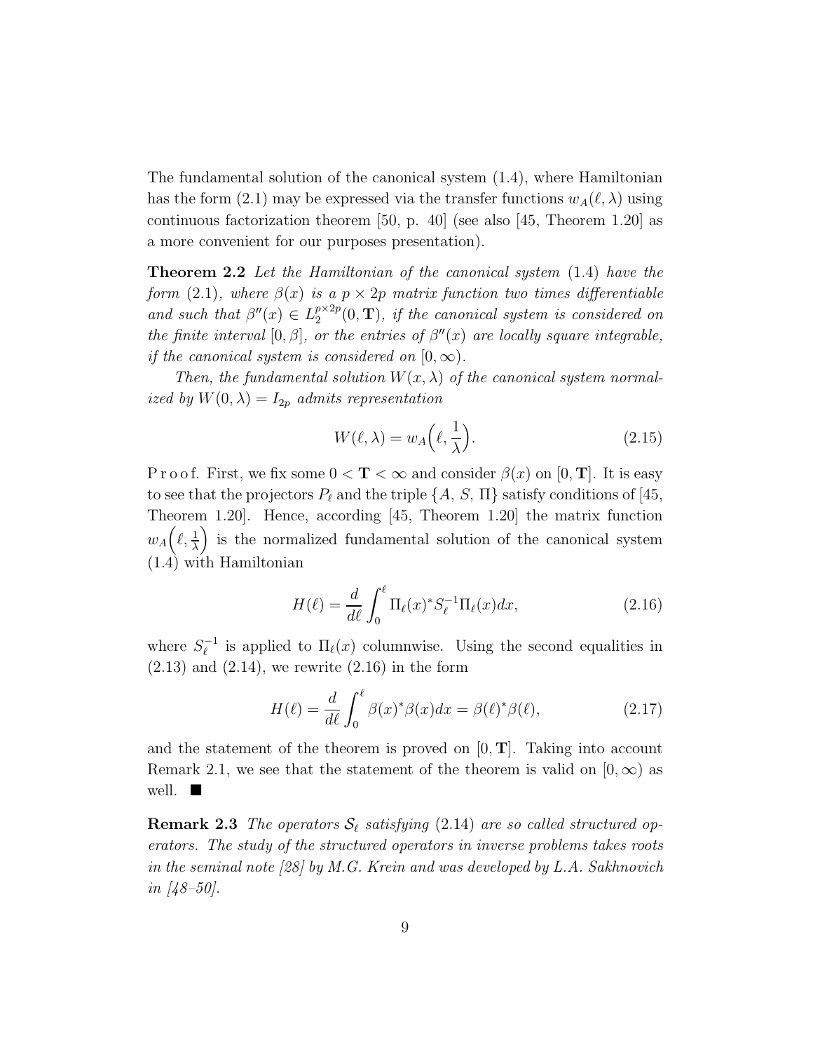The fundamental solution of the canonical system (1.4), where Hamiltonian has the form (2.1) may be expressed via the transfer functions $w_A(\ell, \lambda)$ using continuous factorization theorem [50, p. 40] (see also [45, Theorem 1.20] as a more convenient for our purposes presentation).

**Theorem 2.2** *Let the Hamiltonian of the canonical system* (1.4) *have the form* (2.1)*, where $\beta(x)$ is a $p \times 2p$ matrix function two times differentiable and such that $\beta''(x) \in L_2^{p \times 2p}(0, \mathbf{T})$, if the canonical system is considered on the finite interval $[0, \beta]$, or the entries of $\beta''(x)$ are locally square integrable, if the canonical system is considered on $[0, \infty)$.*

*Then, the fundamental solution $W(x, \lambda)$ of the canonical system normalized by $W(0, \lambda) = I_{2p}$ admits representation*

$$W(\ell, \lambda) = w_A\Big(\ell, \frac{1}{\lambda}\Big). \tag{2.15}$$

P r o o f. First, we fix some $0 < \mathbf{T} < \infty$ and consider $\beta(x)$ on $[0, \mathbf{T}]$. It is easy to see that the projectors $P_\ell$ and the triple $\{A,\ S,\ \Pi\}$ satisfy conditions of [45, Theorem 1.20]. Hence, according [45, Theorem 1.20] the matrix function $w_A\Big(\ell, \frac{1}{\lambda}\Big)$ is the normalized fundamental solution of the canonical system (1.4) with Hamiltonian

$$H(\ell) = \frac{d}{d\ell} \int_0^\ell \Pi_\ell(x)^* S_\ell^{-1} \Pi_\ell(x) dx, \tag{2.16}$$

where $S_\ell^{-1}$ is applied to $\Pi_\ell(x)$ columnwise. Using the second equalities in (2.13) and (2.14), we rewrite (2.16) in the form

$$H(\ell) = \frac{d}{d\ell} \int_0^\ell \beta(x)^* \beta(x) dx = \beta(\ell)^* \beta(\ell), \tag{2.17}$$

and the statement of the theorem is proved on $[0, \mathbf{T}]$. Taking into account Remark 2.1, we see that the statement of the theorem is valid on $[0, \infty)$ as well. ∎

**Remark 2.3** *The operators $\mathcal{S}_\ell$ satisfying* (2.14) *are so called structured operators. The study of the structured operators in inverse problems takes roots in the seminal note [28] by M.G. Krein and was developed by L.A. Sakhnovich in [48–50].*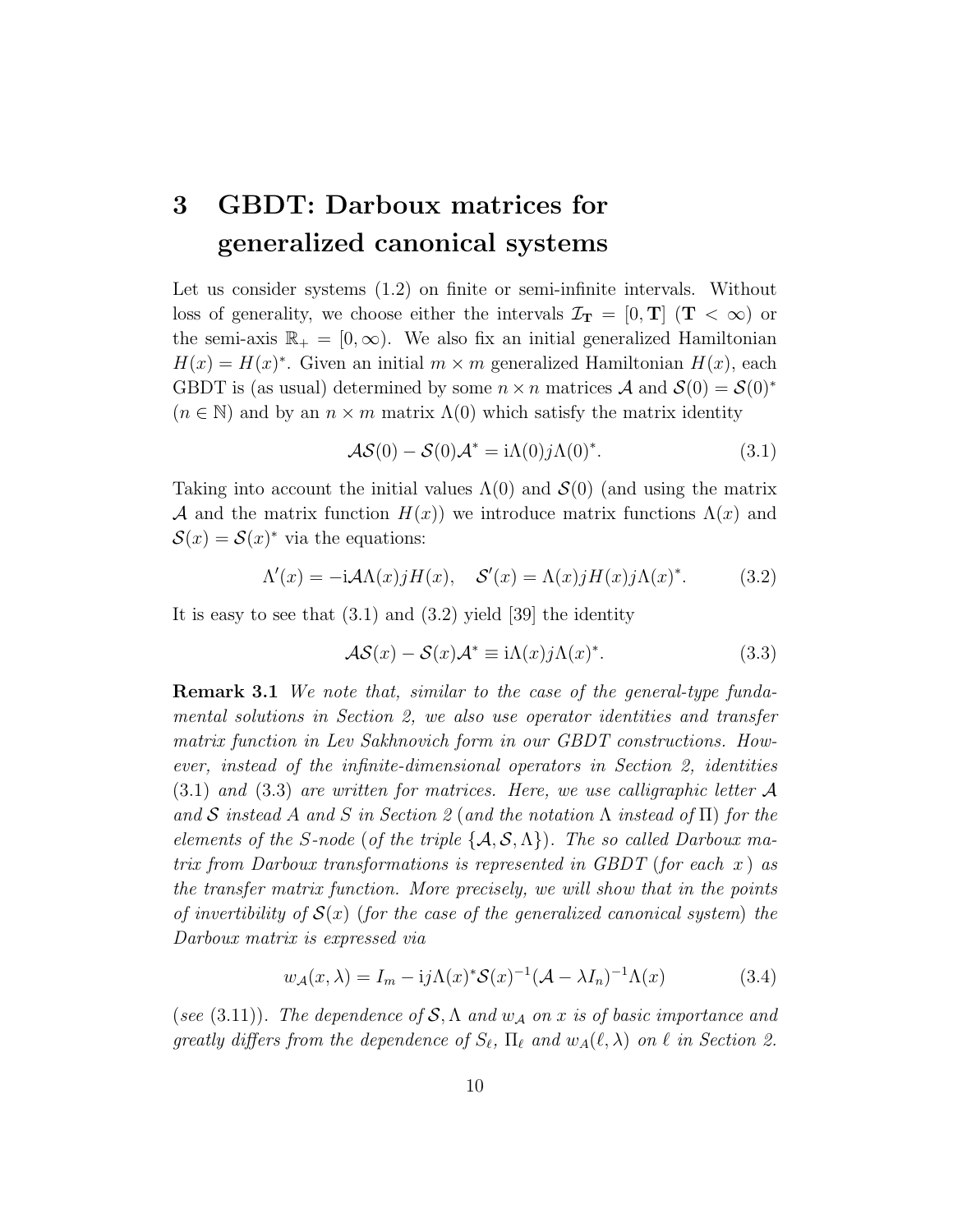# 3 GBDT: Darboux matrices for generalized canonical systems

Let us consider systems (1.2) on finite or semi-infinite intervals. Without loss of generality, we choose either the intervals $\mathcal{I}_{\mathbf{T}} = [0, \mathbf{T}]$ ($\mathbf{T} < \infty$) or the semi-axis $\mathbb{R}_+ = [0, \infty)$. We also fix an initial generalized Hamiltonian $H(x) = H(x)^*$. Given an initial $m \times m$ generalized Hamiltonian $H(x)$, each GBDT is (as usual) determined by some $n \times n$ matrices $\mathcal{A}$ and $\mathcal{S}(0) = \mathcal{S}(0)^*$ ($n \in \mathbb{N}$) and by an $n \times m$ matrix $\Lambda(0)$ which satisfy the matrix identity

$$\mathcal{A}\mathcal{S}(0) - \mathcal{S}(0)\mathcal{A}^* = \mathrm{i}\Lambda(0)j\Lambda(0)^*. \tag{3.1}$$

Taking into account the initial values $\Lambda(0)$ and $\mathcal{S}(0)$ (and using the matrix $\mathcal{A}$ and the matrix function $H(x)$) we introduce matrix functions $\Lambda(x)$ and $\mathcal{S}(x) = \mathcal{S}(x)^*$ via the equations:

$$\Lambda'(x) = -\mathrm{i}\mathcal{A}\Lambda(x)jH(x), \quad \mathcal{S}'(x) = \Lambda(x)jH(x)j\Lambda(x)^*. \tag{3.2}$$

It is easy to see that (3.1) and (3.2) yield [39] the identity

$$\mathcal{A}\mathcal{S}(x) - \mathcal{S}(x)\mathcal{A}^* \equiv \mathrm{i}\Lambda(x)j\Lambda(x)^*. \tag{3.3}$$

**Remark 3.1** *We note that, similar to the case of the general-type fundamental solutions in Section 2, we also use operator identities and transfer matrix function in Lev Sakhnovich form in our GBDT constructions. However, instead of the infinite-dimensional operators in Section 2, identities (3.1) and (3.3) are written for matrices. Here, we use calligraphic letter $\mathcal{A}$ and $\mathcal{S}$ instead $A$ and $S$ in Section 2 (and the notation $\Lambda$ instead of $\Pi$) for the elements of the S-node (of the triple $\{\mathcal{A}, \mathcal{S}, \Lambda\}$). The so called Darboux matrix from Darboux transformations is represented in GBDT (for each $x$) as the transfer matrix function. More precisely, we will show that in the points of invertibility of $\mathcal{S}(x)$ (for the case of the generalized canonical system) the Darboux matrix is expressed via*

$$w_{\mathcal{A}}(x, \lambda) = I_m - \mathrm{i}j\Lambda(x)^*\mathcal{S}(x)^{-1}(\mathcal{A} - \lambda I_n)^{-1}\Lambda(x) \tag{3.4}$$

*(see (3.11)). The dependence of $\mathcal{S}, \Lambda$ and $w_{\mathcal{A}}$ on $x$ is of basic importance and greatly differs from the dependence of $S_\ell$, $\Pi_\ell$ and $w_A(\ell, \lambda)$ on $\ell$ in Section 2.*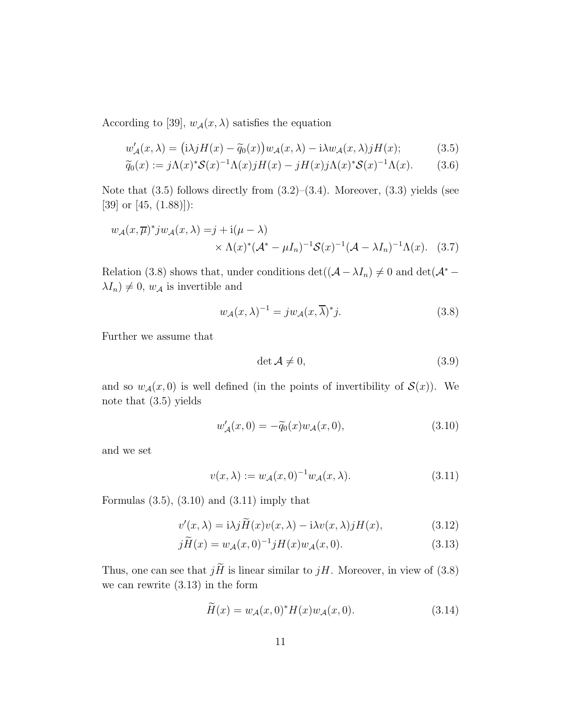According to [39], $w_{\mathcal{A}}(x,\lambda)$ satisfies the equation

$$w'_{\mathcal{A}}(x,\lambda) = \big(\mathrm{i}\lambda jH(x) - \widetilde{q}_0(x)\big)w_{\mathcal{A}}(x,\lambda) - \mathrm{i}\lambda w_{\mathcal{A}}(x,\lambda)jH(x); \tag{3.5}$$

$$\widetilde{q}_0(x) := j\Lambda(x)^*\mathcal{S}(x)^{-1}\Lambda(x)jH(x) - jH(x)j\Lambda(x)^*\mathcal{S}(x)^{-1}\Lambda(x). \tag{3.6}$$

Note that (3.5) follows directly from (3.2)–(3.4). Moreover, (3.3) yields (see [39] or [45, (1.88)]):

$$w_{\mathcal{A}}(x,\overline{\mu})^*jw_{\mathcal{A}}(x,\lambda) = j + \mathrm{i}(\mu-\lambda) \times \Lambda(x)^*(\mathcal{A}^* - \mu I_n)^{-1}\mathcal{S}(x)^{-1}(\mathcal{A}-\lambda I_n)^{-1}\Lambda(x). \tag{3.7}$$

Relation (3.8) shows that, under conditions $\det((\mathcal{A}-\lambda I_n) \neq 0$ and $\det(\mathcal{A}^* - \lambda I_n) \neq 0$, $w_{\mathcal{A}}$ is invertible and

$$w_{\mathcal{A}}(x,\lambda)^{-1} = jw_{\mathcal{A}}(x,\overline{\lambda})^*j. \tag{3.8}$$

Further we assume that

$$\det \mathcal{A} \neq 0, \tag{3.9}$$

and so $w_{\mathcal{A}}(x,0)$ is well defined (in the points of invertibility of $\mathcal{S}(x)$). We note that (3.5) yields

$$w'_{\mathcal{A}}(x,0) = -\widetilde{q}_0(x)w_{\mathcal{A}}(x,0), \tag{3.10}$$

and we set

$$v(x,\lambda) := w_{\mathcal{A}}(x,0)^{-1}w_{\mathcal{A}}(x,\lambda). \tag{3.11}$$

Formulas (3.5), (3.10) and (3.11) imply that

$$v'(x,\lambda) = \mathrm{i}\lambda j\widetilde{H}(x)v(x,\lambda) - \mathrm{i}\lambda v(x,\lambda)jH(x), \tag{3.12}$$

$$j\widetilde{H}(x) = w_{\mathcal{A}}(x,0)^{-1}jH(x)w_{\mathcal{A}}(x,0). \tag{3.13}$$

Thus, one can see that $j\widetilde{H}$ is linear similar to $jH$. Moreover, in view of (3.8) we can rewrite (3.13) in the form

$$\widetilde{H}(x) = w_{\mathcal{A}}(x,0)^*H(x)w_{\mathcal{A}}(x,0). \tag{3.14}$$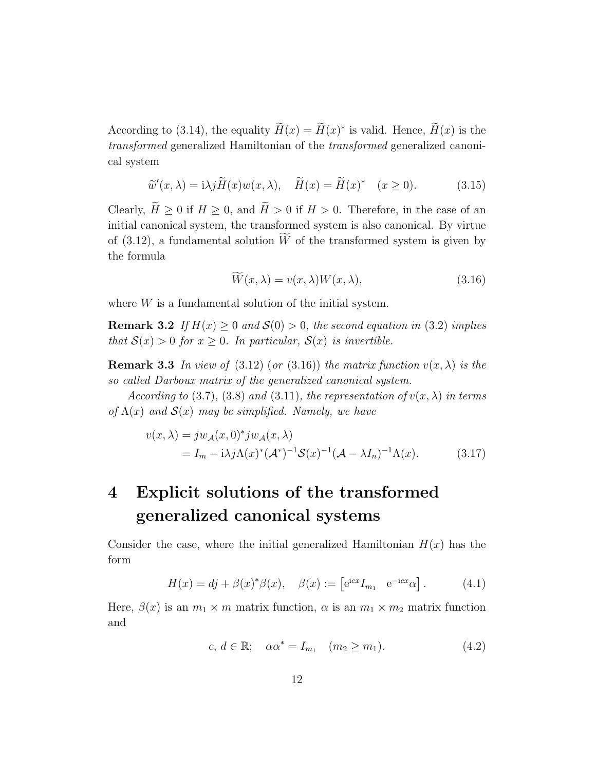According to (3.14), the equality $\widetilde{H}(x) = \widetilde{H}(x)^*$ is valid. Hence, $\widetilde{H}(x)$ is the *transformed* generalized Hamiltonian of the *transformed* generalized canonical system

$$\widetilde{w}'(x, \lambda) = \mathrm{i}\lambda j \widetilde{H}(x) w(x, \lambda), \quad \widetilde{H}(x) = \widetilde{H}(x)^* \quad (x \geq 0). \tag{3.15}$$

Clearly, $\widetilde{H} \geq 0$ if $H \geq 0$, and $\widetilde{H} > 0$ if $H > 0$. Therefore, in the case of an initial canonical system, the transformed system is also canonical. By virtue of (3.12), a fundamental solution $\widetilde{W}$ of the transformed system is given by the formula

$$\widetilde{W}(x, \lambda) = v(x, \lambda) W(x, \lambda), \tag{3.16}$$

where $W$ is a fundamental solution of the initial system.

**Remark 3.2** *If $H(x) \geq 0$ and $\mathcal{S}(0) > 0$, the second equation in (3.2) implies that $\mathcal{S}(x) > 0$ for $x \geq 0$. In particular, $\mathcal{S}(x)$ is invertible.*

**Remark 3.3** *In view of (3.12) (or (3.16)) the matrix function $v(x, \lambda)$ is the so called Darboux matrix of the generalized canonical system.*

*According to (3.7), (3.8) and (3.11), the representation of $v(x, \lambda)$ in terms of $\Lambda(x)$ and $\mathcal{S}(x)$ may be simplified. Namely, we have*

$$\begin{aligned} v(x, \lambda) &= j w_{\mathcal{A}}(x, 0)^* j w_{\mathcal{A}}(x, \lambda) \\ &= I_m - \mathrm{i}\lambda j \Lambda(x)^* (\mathcal{A}^*)^{-1} \mathcal{S}(x)^{-1} (\mathcal{A} - \lambda I_n)^{-1} \Lambda(x). \end{aligned} \tag{3.17}$$

# 4 Explicit solutions of the transformed generalized canonical systems

Consider the case, where the initial generalized Hamiltonian $H(x)$ has the form

$$H(x) = dj + \beta(x)^* \beta(x), \quad \beta(x) := \begin{bmatrix} \mathrm{e}^{\mathrm{i}cx} I_{m_1} & \mathrm{e}^{-\mathrm{i}cx} \alpha \end{bmatrix}. \tag{4.1}$$

Here, $\beta(x)$ is an $m_1 \times m$ matrix function, $\alpha$ is an $m_1 \times m_2$ matrix function and

$$c,\, d \in \mathbb{R}; \quad \alpha \alpha^* = I_{m_1} \quad (m_2 \geq m_1). \tag{4.2}$$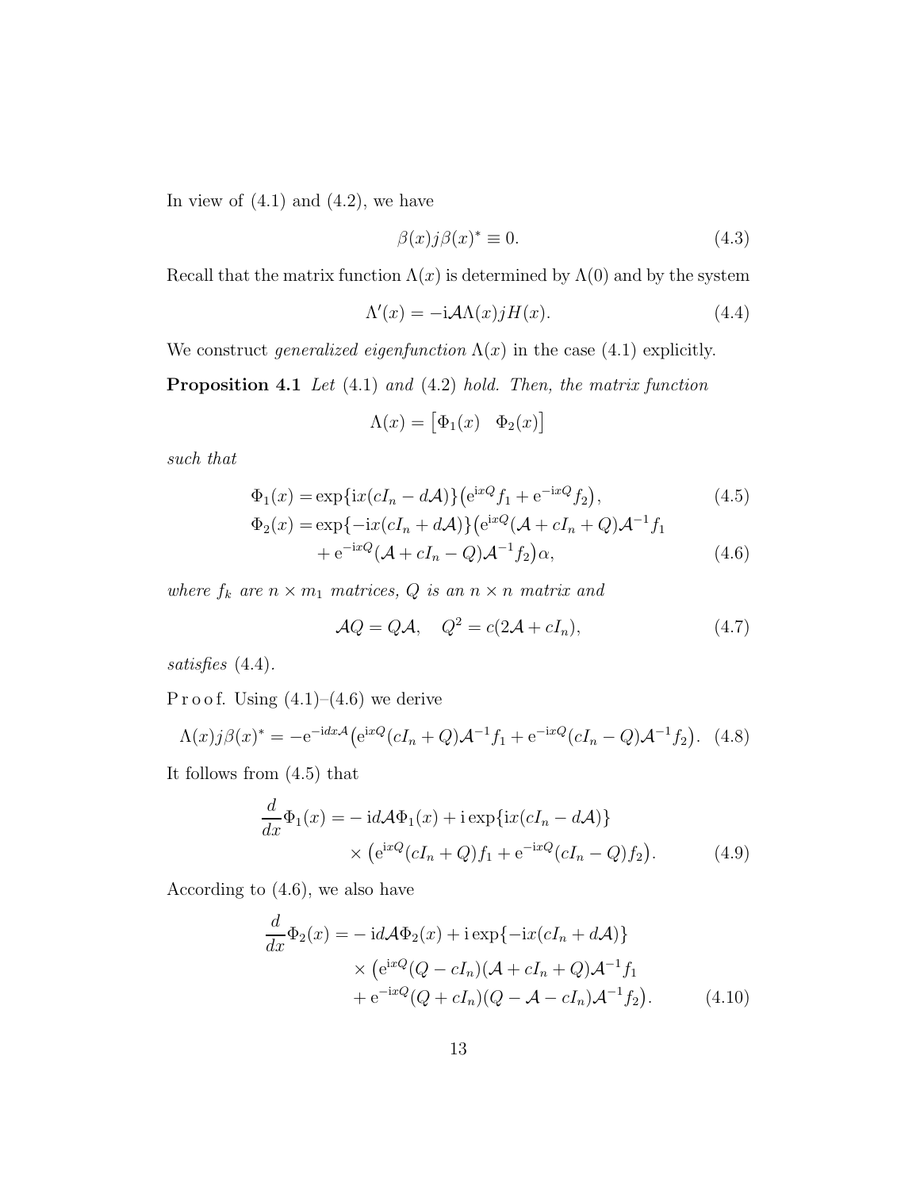In view of (4.1) and (4.2), we have

$$\beta(x)j\beta(x)^* \equiv 0. \tag{4.3}$$

Recall that the matrix function $\Lambda(x)$ is determined by $\Lambda(0)$ and by the system

$$\Lambda'(x) = -\mathrm{i}\mathcal{A}\Lambda(x)jH(x). \tag{4.4}$$

We construct *generalized eigenfunction* $\Lambda(x)$ in the case (4.1) explicitly.

**Proposition 4.1** *Let* (4.1) *and* (4.2) *hold. Then, the matrix function*

$$\Lambda(x) = \begin{bmatrix}\Phi_1(x) & \Phi_2(x)\end{bmatrix}$$

*such that*

$$\Phi_1(x) = \exp\{\mathrm{i}x(cI_n - d\mathcal{A})\}\big(\mathrm{e}^{\mathrm{i}xQ}f_1 + \mathrm{e}^{-\mathrm{i}xQ}f_2\big), \tag{4.5}$$

$$\Phi_2(x) = \exp\{-\mathrm{i}x(cI_n + d\mathcal{A})\}\big(\mathrm{e}^{\mathrm{i}xQ}(\mathcal{A} + cI_n + Q)\mathcal{A}^{-1}f_1 + \mathrm{e}^{-\mathrm{i}xQ}(\mathcal{A} + cI_n - Q)\mathcal{A}^{-1}f_2\big)\alpha, \tag{4.6}$$

*where $f_k$ are $n \times m_1$ matrices, $Q$ is an $n \times n$ matrix and*

$$\mathcal{A}Q = Q\mathcal{A}, \quad Q^2 = c(2\mathcal{A} + cI_n), \tag{4.7}$$

*satisfies* (4.4).

P r o o f. Using (4.1)–(4.6) we derive

$$\Lambda(x)j\beta(x)^* = -\mathrm{e}^{-\mathrm{i}dx\mathcal{A}}\big(\mathrm{e}^{\mathrm{i}xQ}(cI_n + Q)\mathcal{A}^{-1}f_1 + \mathrm{e}^{-\mathrm{i}xQ}(cI_n - Q)\mathcal{A}^{-1}f_2\big). \tag{4.8}$$

It follows from (4.5) that

$$\frac{d}{dx}\Phi_1(x) = -\mathrm{i}d\mathcal{A}\Phi_1(x) + \mathrm{i}\exp\{\mathrm{i}x(cI_n - d\mathcal{A})\} \times \big(\mathrm{e}^{\mathrm{i}xQ}(cI_n + Q)f_1 + \mathrm{e}^{-\mathrm{i}xQ}(cI_n - Q)f_2\big). \tag{4.9}$$

According to (4.6), we also have

$$\frac{d}{dx}\Phi_2(x) = -\mathrm{i}d\mathcal{A}\Phi_2(x) + \mathrm{i}\exp\{-\mathrm{i}x(cI_n + d\mathcal{A})\} \times \big(\mathrm{e}^{\mathrm{i}xQ}(Q - cI_n)(\mathcal{A} + cI_n + Q)\mathcal{A}^{-1}f_1 + \mathrm{e}^{-\mathrm{i}xQ}(Q + cI_n)(Q - \mathcal{A} - cI_n)\mathcal{A}^{-1}f_2\big). \tag{4.10}$$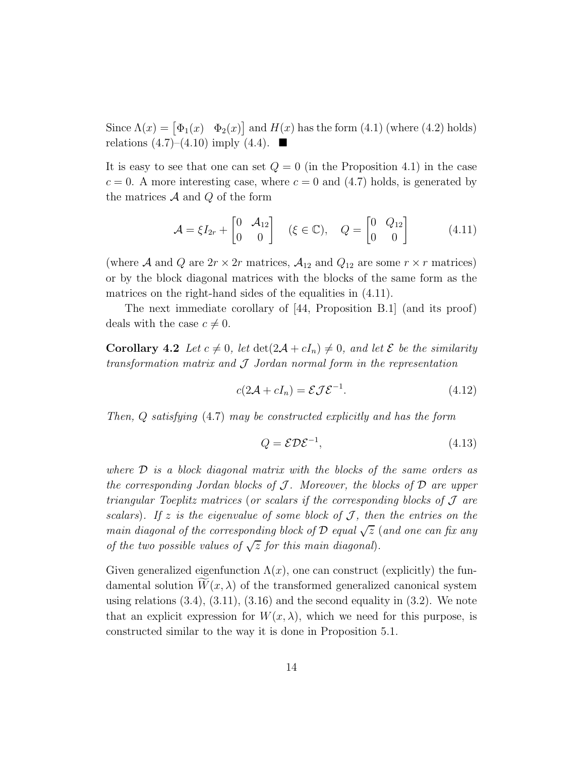Since $\Lambda(x) = \begin{bmatrix} \Phi_1(x) & \Phi_2(x) \end{bmatrix}$ and $H(x)$ has the form (4.1) (where (4.2) holds) relations (4.7)–(4.10) imply (4.4). $\blacksquare$

It is easy to see that one can set $Q = 0$ (in the Proposition 4.1) in the case $c = 0$. A more interesting case, where $c = 0$ and (4.7) holds, is generated by the matrices $\mathcal{A}$ and $Q$ of the form

$$\mathcal{A} = \xi I_{2r} + \begin{bmatrix} 0 & \mathcal{A}_{12} \\ 0 & 0 \end{bmatrix} \quad (\xi \in \mathbb{C}), \quad Q = \begin{bmatrix} 0 & Q_{12} \\ 0 & 0 \end{bmatrix} \tag{4.11}$$

(where $\mathcal{A}$ and $Q$ are $2r \times 2r$ matrices, $\mathcal{A}_{12}$ and $Q_{12}$ are some $r \times r$ matrices) or by the block diagonal matrices with the blocks of the same form as the matrices on the right-hand sides of the equalities in (4.11).

The next immediate corollary of [44, Proposition B.1] (and its proof) deals with the case $c \neq 0$.

**Corollary 4.2** *Let $c \neq 0$, let $\det(2\mathcal{A} + cI_n) \neq 0$, and let $\mathcal{E}$ be the similarity transformation matrix and $\mathcal{J}$ Jordan normal form in the representation*

$$c(2\mathcal{A} + cI_n) = \mathcal{E}\mathcal{J}\mathcal{E}^{-1}. \tag{4.12}$$

*Then, $Q$ satisfying* (4.7) *may be constructed explicitly and has the form*

$$Q = \mathcal{E}\mathcal{D}\mathcal{E}^{-1}, \tag{4.13}$$

*where $\mathcal{D}$ is a block diagonal matrix with the blocks of the same orders as the corresponding Jordan blocks of $\mathcal{J}$. Moreover, the blocks of $\mathcal{D}$ are upper triangular Toeplitz matrices* (*or scalars if the corresponding blocks of $\mathcal{J}$ are scalars*). *If $z$ is the eigenvalue of some block of $\mathcal{J}$, then the entries on the main diagonal of the corresponding block of $\mathcal{D}$ equal $\sqrt{z}$* (*and one can fix any of the two possible values of $\sqrt{z}$ for this main diagonal*).

Given generalized eigenfunction $\Lambda(x)$, one can construct (explicitly) the fundamental solution $\widetilde{W}(x, \lambda)$ of the transformed generalized canonical system using relations (3.4), (3.11), (3.16) and the second equality in (3.2). We note that an explicit expression for $W(x, \lambda)$, which we need for this purpose, is constructed similar to the way it is done in Proposition 5.1.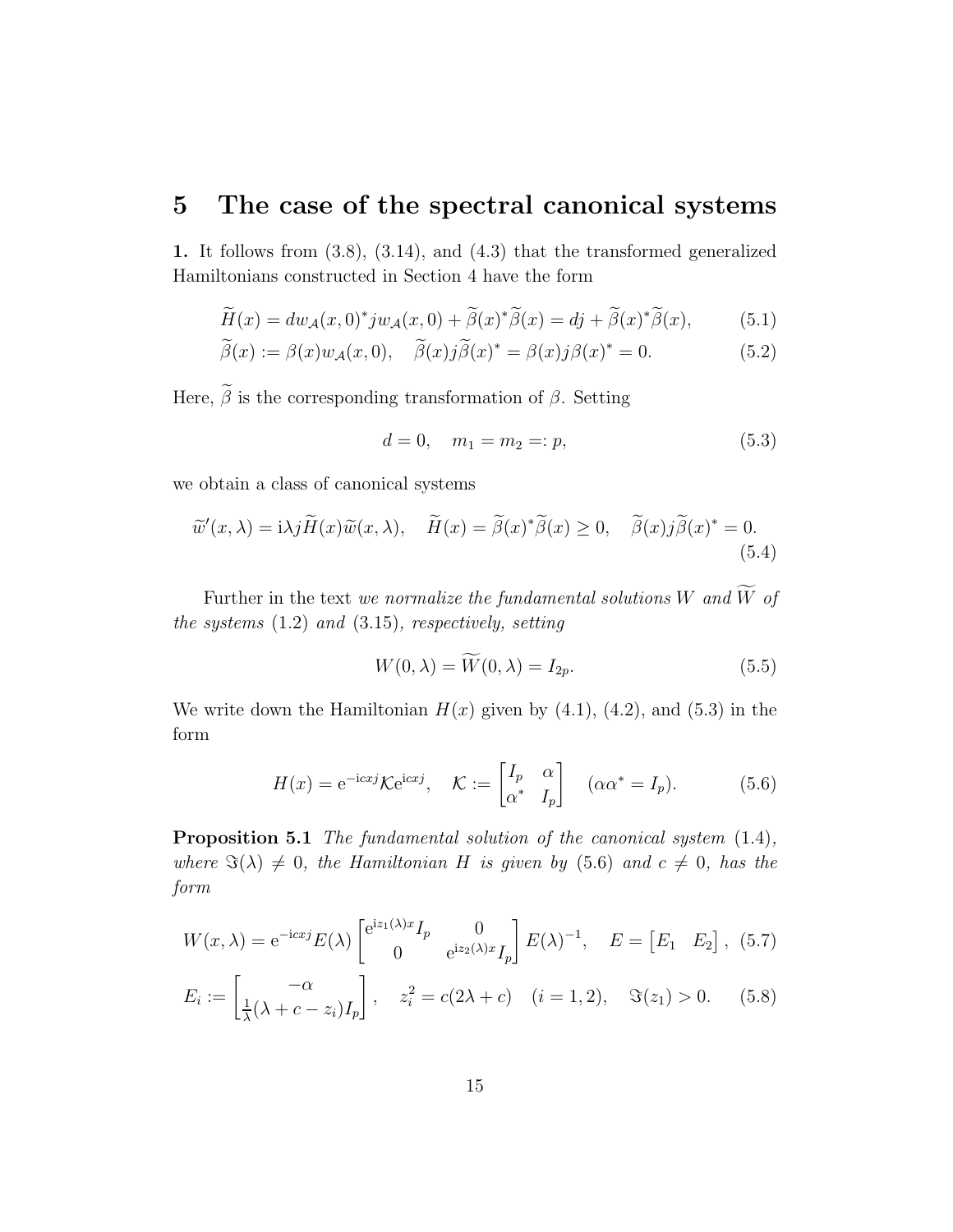# 5 The case of the spectral canonical systems

**1.** It follows from (3.8), (3.14), and (4.3) that the transformed generalized Hamiltonians constructed in Section 4 have the form

$$\widetilde{H}(x) = dw_{\mathcal{A}}(x,0)^* j w_{\mathcal{A}}(x,0) + \widetilde{\beta}(x)^* \widetilde{\beta}(x) = dj + \widetilde{\beta}(x)^* \widetilde{\beta}(x), \tag{5.1}$$

$$\widetilde{\beta}(x) := \beta(x) w_{\mathcal{A}}(x,0), \quad \widetilde{\beta}(x) j \widetilde{\beta}(x)^* = \beta(x) j \beta(x)^* = 0. \tag{5.2}$$

Here, $\widetilde{\beta}$ is the corresponding transformation of $\beta$. Setting

$$d = 0, \quad m_1 = m_2 =: p, \tag{5.3}$$

we obtain a class of canonical systems

$$\widetilde{w}'(x,\lambda) = \mathrm{i}\lambda j \widetilde{H}(x) \widetilde{w}(x,\lambda), \quad \widetilde{H}(x) = \widetilde{\beta}(x)^* \widetilde{\beta}(x) \geq 0, \quad \widetilde{\beta}(x) j \widetilde{\beta}(x)^* = 0. \tag{5.4}$$

Further in the text *we normalize the fundamental solutions* $W$ *and* $\widetilde{W}$ *of the systems* (1.2) *and* (3.15)*, respectively, setting*

$$W(0,\lambda) = \widetilde{W}(0,\lambda) = I_{2p}. \tag{5.5}$$

We write down the Hamiltonian $H(x)$ given by (4.1), (4.2), and (5.3) in the form

$$H(x) = \mathrm{e}^{-\mathrm{i}cxj} \mathcal{K} \mathrm{e}^{\mathrm{i}cxj}, \quad \mathcal{K} := \begin{bmatrix} I_p & \alpha \\ \alpha^* & I_p \end{bmatrix} \quad (\alpha\alpha^* = I_p). \tag{5.6}$$

**Proposition 5.1** *The fundamental solution of the canonical system* (1.4)*, where* $\Im(\lambda) \neq 0$*, the Hamiltonian* $H$ *is given by* (5.6) *and* $c \neq 0$*, has the form*

$$W(x,\lambda) = \mathrm{e}^{-\mathrm{i}cxj} E(\lambda) \begin{bmatrix} \mathrm{e}^{\mathrm{i}z_1(\lambda)x} I_p & 0 \\ 0 & \mathrm{e}^{\mathrm{i}z_2(\lambda)x} I_p \end{bmatrix} E(\lambda)^{-1}, \quad E = \begin{bmatrix} E_1 & E_2 \end{bmatrix}, \tag{5.7}$$

$$E_i := \begin{bmatrix} -\alpha \\ \frac{1}{\lambda}(\lambda + c - z_i) I_p \end{bmatrix}, \quad z_i^2 = c(2\lambda + c) \quad (i = 1,2), \quad \Im(z_1) > 0. \tag{5.8}$$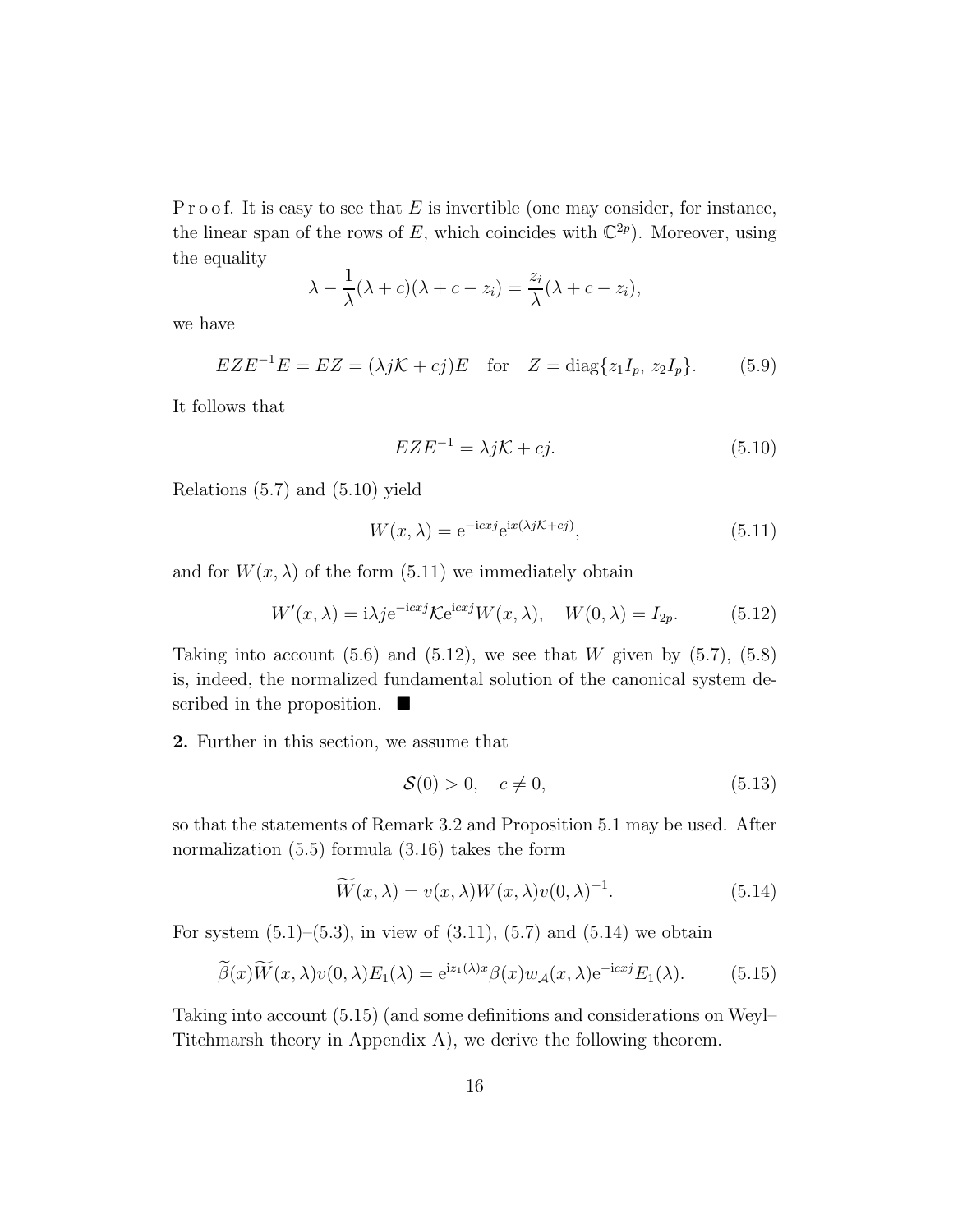P r o o f. It is easy to see that $E$ is invertible (one may consider, for instance, the linear span of the rows of $E$, which coincides with $\mathbb{C}^{2p}$). Moreover, using the equality

$$\lambda - \frac{1}{\lambda}(\lambda + c)(\lambda + c - z_i) = \frac{z_i}{\lambda}(\lambda + c - z_i),$$

we have

$$EZE^{-1}E = EZ = (\lambda j\mathcal{K} + cj)E \quad \text{for} \quad Z = \mathrm{diag}\{z_1 I_p,\ z_2 I_p\}. \tag{5.9}$$

It follows that

$$EZE^{-1} = \lambda j\mathcal{K} + cj. \tag{5.10}$$

Relations (5.7) and (5.10) yield

$$W(x,\lambda) = \mathrm{e}^{-\mathrm{i}cxj}\mathrm{e}^{\mathrm{i}x(\lambda j\mathcal{K}+cj)}, \tag{5.11}$$

and for $W(x,\lambda)$ of the form (5.11) we immediately obtain

$$W'(x,\lambda) = \mathrm{i}\lambda j\mathrm{e}^{-\mathrm{i}cxj}\mathcal{K}\mathrm{e}^{\mathrm{i}cxj}W(x,\lambda), \quad W(0,\lambda) = I_{2p}. \tag{5.12}$$

Taking into account (5.6) and (5.12), we see that $W$ given by (5.7), (5.8) is, indeed, the normalized fundamental solution of the canonical system described in the proposition. ■

**2.** Further in this section, we assume that

$$\mathcal{S}(0) > 0, \quad c \neq 0, \tag{5.13}$$

so that the statements of Remark 3.2 and Proposition 5.1 may be used. After normalization (5.5) formula (3.16) takes the form

$$\widetilde{W}(x,\lambda) = v(x,\lambda)W(x,\lambda)v(0,\lambda)^{-1}. \tag{5.14}$$

For system (5.1)–(5.3), in view of (3.11), (5.7) and (5.14) we obtain

$$\widetilde{\beta}(x)\widetilde{W}(x,\lambda)v(0,\lambda)E_1(\lambda) = \mathrm{e}^{\mathrm{i}z_1(\lambda)x}\beta(x)w_{\mathcal{A}}(x,\lambda)\mathrm{e}^{-\mathrm{i}cxj}E_1(\lambda). \tag{5.15}$$

Taking into account (5.15) (and some definitions and considerations on Weyl–Titchmarsh theory in Appendix A), we derive the following theorem.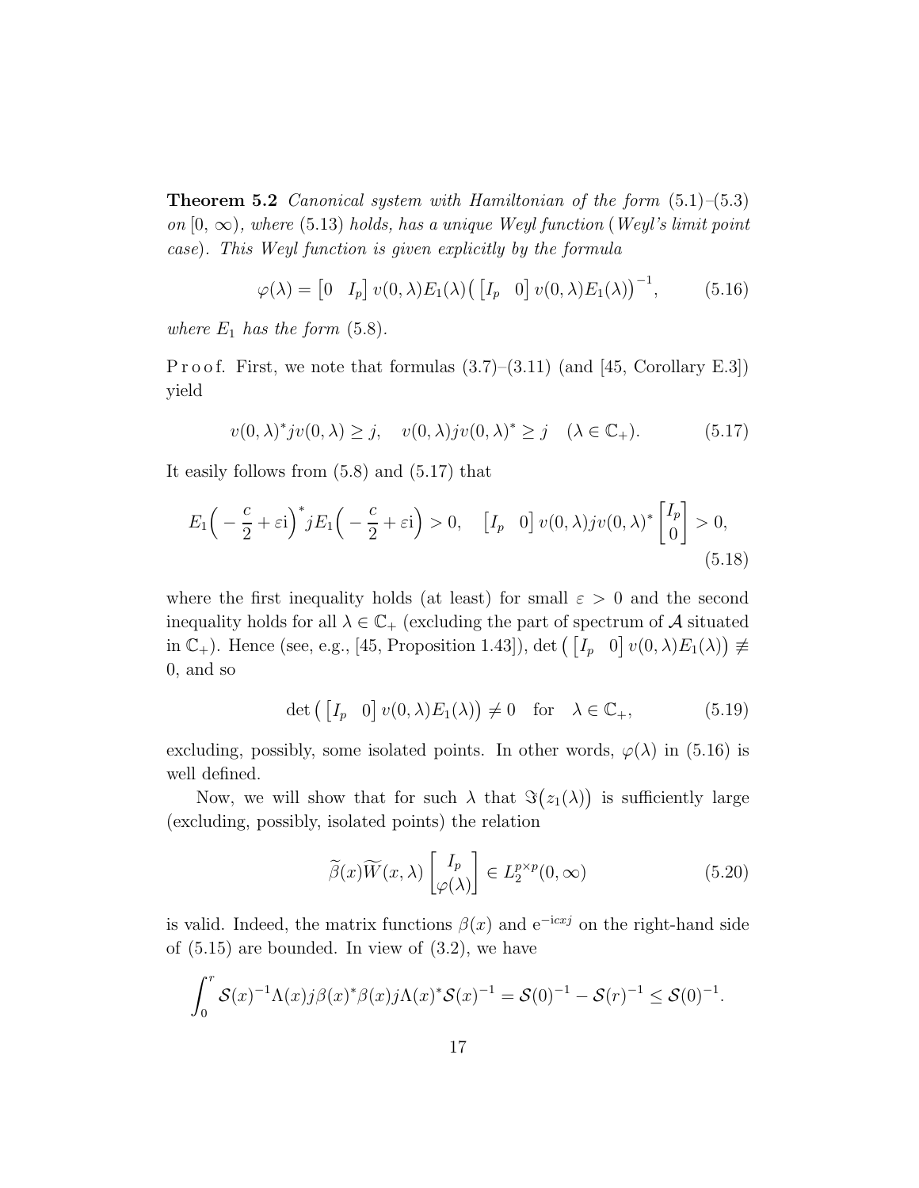**Theorem 5.2** *Canonical system with Hamiltonian of the form* (5.1)–(5.3) *on* $[0, \infty)$*, where* (5.13) *holds, has a unique Weyl function* (*Weyl's limit point case*)*. This Weyl function is given explicitly by the formula*

$$\varphi(\lambda) = \begin{bmatrix} 0 & I_p \end{bmatrix} v(0,\lambda)E_1(\lambda)\big(\begin{bmatrix} I_p & 0 \end{bmatrix} v(0,\lambda)E_1(\lambda)\big)^{-1}, \tag{5.16}$$

*where* $E_1$ *has the form* (5.8)*.*

Proof. First, we note that formulas (3.7)–(3.11) (and [45, Corollary E.3]) yield

$$v(0,\lambda)^* j v(0,\lambda) \geq j, \quad v(0,\lambda) j v(0,\lambda)^* \geq j \quad (\lambda \in \mathbb{C}_+). \tag{5.17}$$

It easily follows from (5.8) and (5.17) that

$$E_1\Big(-\frac{c}{2}+\varepsilon \mathrm{i}\Big)^* j E_1\Big(-\frac{c}{2}+\varepsilon \mathrm{i}\Big) > 0, \quad \begin{bmatrix} I_p & 0 \end{bmatrix} v(0,\lambda) j v(0,\lambda)^* \begin{bmatrix} I_p \\ 0 \end{bmatrix} > 0, \tag{5.18}$$

where the first inequality holds (at least) for small $\varepsilon > 0$ and the second inequality holds for all $\lambda \in \mathbb{C}_+$ (excluding the part of spectrum of $\mathcal{A}$ situated in $\mathbb{C}_+$). Hence (see, e.g., [45, Proposition 1.43]), $\det\big(\begin{bmatrix} I_p & 0 \end{bmatrix} v(0,\lambda)E_1(\lambda)\big) \not\equiv 0$, and so

$$\det\big(\begin{bmatrix} I_p & 0 \end{bmatrix} v(0,\lambda)E_1(\lambda)\big) \neq 0 \quad \text{for} \quad \lambda \in \mathbb{C}_+, \tag{5.19}$$

excluding, possibly, some isolated points. In other words, $\varphi(\lambda)$ in (5.16) is well defined.

Now, we will show that for such $\lambda$ that $\Im\big(z_1(\lambda)\big)$ is sufficiently large (excluding, possibly, isolated points) the relation

$$\widetilde{\beta}(x)\widetilde{W}(x,\lambda)\begin{bmatrix} I_p \\ \varphi(\lambda) \end{bmatrix} \in L_2^{p\times p}(0,\infty) \tag{5.20}$$

is valid. Indeed, the matrix functions $\beta(x)$ and $\mathrm{e}^{-\mathrm{i}cxj}$ on the right-hand side of (5.15) are bounded. In view of (3.2), we have

$$\int_0^r \mathcal{S}(x)^{-1}\Lambda(x) j \beta(x)^* \beta(x) j \Lambda(x)^* \mathcal{S}(x)^{-1} = \mathcal{S}(0)^{-1} - \mathcal{S}(r)^{-1} \leq \mathcal{S}(0)^{-1}.$$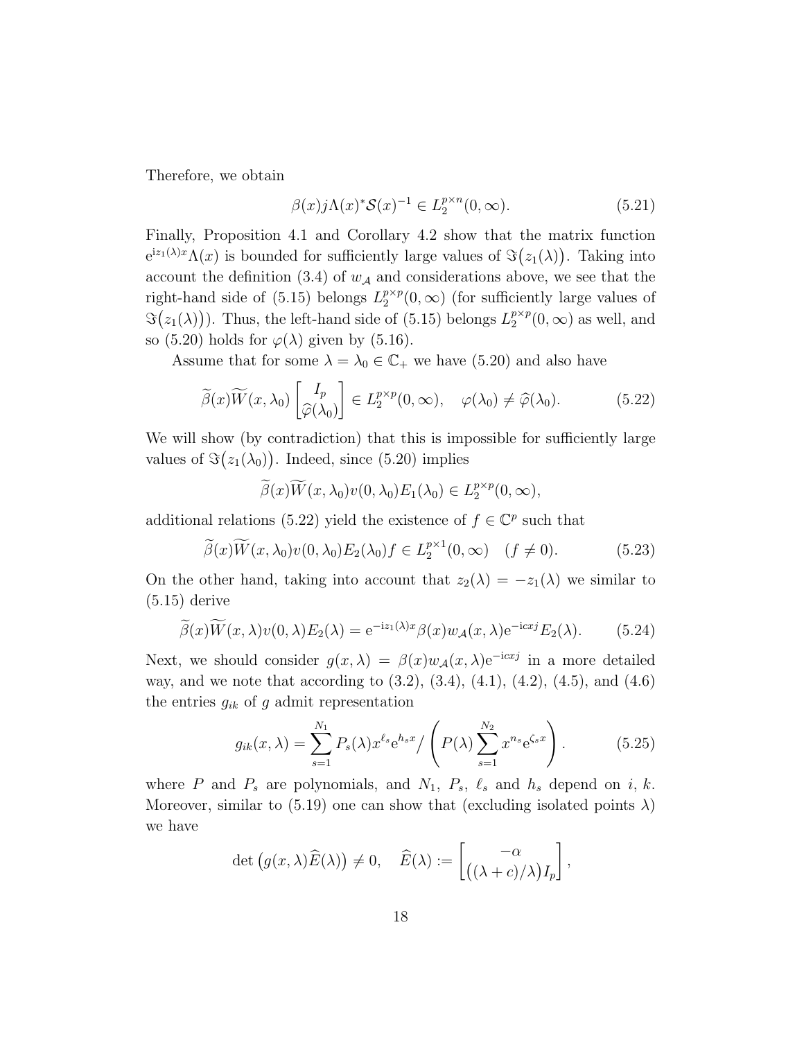Therefore, we obtain

$$\beta(x)j\Lambda(x)^{*}\mathcal{S}(x)^{-1} \in L_2^{p\times n}(0,\infty). \tag{5.21}$$

Finally, Proposition 4.1 and Corollary 4.2 show that the matrix function $\mathrm{e}^{\mathrm{i}z_1(\lambda)x}\Lambda(x)$ is bounded for sufficiently large values of $\Im\big(z_1(\lambda)\big)$. Taking into account the definition (3.4) of $w_{\mathcal{A}}$ and considerations above, we see that the right-hand side of (5.15) belongs $L_2^{p\times p}(0,\infty)$ (for sufficiently large values of $\Im\big(z_1(\lambda)\big)$). Thus, the left-hand side of (5.15) belongs $L_2^{p\times p}(0,\infty)$ as well, and so (5.20) holds for $\varphi(\lambda)$ given by (5.16).

Assume that for some $\lambda=\lambda_0\in\mathbb{C}_+$ we have (5.20) and also have

$$\widetilde{\beta}(x)\widetilde{W}(x,\lambda_0)\begin{bmatrix} I_p \\ \widehat{\varphi}(\lambda_0)\end{bmatrix} \in L_2^{p\times p}(0,\infty), \quad \varphi(\lambda_0)\neq\widehat{\varphi}(\lambda_0). \tag{5.22}$$

We will show (by contradiction) that this is impossible for sufficiently large values of $\Im\big(z_1(\lambda_0)\big)$. Indeed, since (5.20) implies

$$\widetilde{\beta}(x)\widetilde{W}(x,\lambda_0)v(0,\lambda_0)E_1(\lambda_0)\in L_2^{p\times p}(0,\infty),$$

additional relations (5.22) yield the existence of $f\in\mathbb{C}^p$ such that

$$\widetilde{\beta}(x)\widetilde{W}(x,\lambda_0)v(0,\lambda_0)E_2(\lambda_0)f\in L_2^{p\times 1}(0,\infty) \quad (f\neq 0). \tag{5.23}$$

On the other hand, taking into account that $z_2(\lambda)=-z_1(\lambda)$ we similar to (5.15) derive

$$\widetilde{\beta}(x)\widetilde{W}(x,\lambda)v(0,\lambda)E_2(\lambda)=\mathrm{e}^{-\mathrm{i}z_1(\lambda)x}\beta(x)w_{\mathcal{A}}(x,\lambda)\mathrm{e}^{-\mathrm{i}cxj}E_2(\lambda). \tag{5.24}$$

Next, we should consider $g(x,\lambda)=\beta(x)w_{\mathcal{A}}(x,\lambda)\mathrm{e}^{-\mathrm{i}cxj}$ in a more detailed way, and we note that according to (3.2), (3.4), (4.1), (4.2), (4.5), and (4.6) the entries $g_{ik}$ of $g$ admit representation

$$g_{ik}(x,\lambda)=\sum_{s=1}^{N_1}P_s(\lambda)x^{\ell_s}\mathrm{e}^{h_s x}\Big/\left(P(\lambda)\sum_{s=1}^{N_2}x^{n_s}\mathrm{e}^{\zeta_s x}\right). \tag{5.25}$$

where $P$ and $P_s$ are polynomials, and $N_1$, $P_s$, $\ell_s$ and $h_s$ depend on $i$, $k$. Moreover, similar to (5.19) one can show that (excluding isolated points $\lambda$) we have

$$\det\big(g(x,\lambda)\widehat{E}(\lambda)\big)\neq 0, \quad \widehat{E}(\lambda):=\begin{bmatrix} -\alpha \\ \big((\lambda+c)/\lambda\big)I_p\end{bmatrix},$$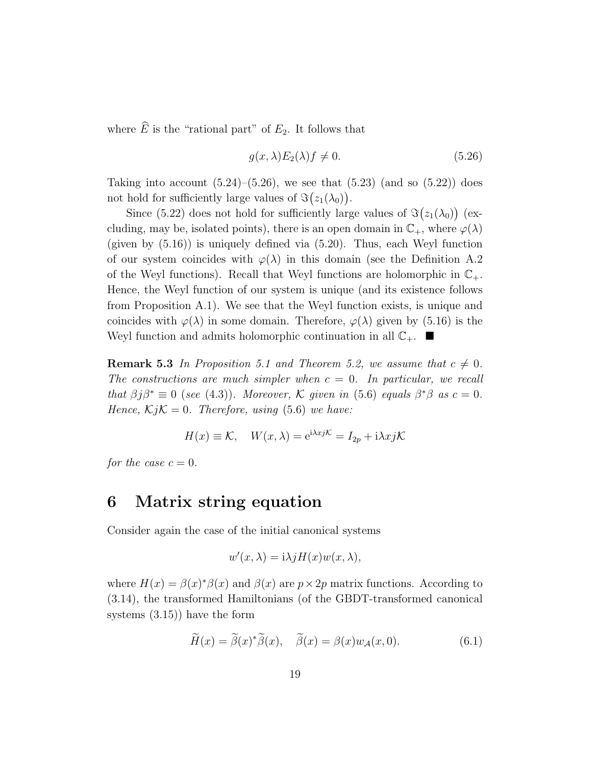where $\widehat{E}$ is the "rational part" of $E_2$. It follows that

$$g(x, \lambda)E_2(\lambda)f \neq 0. \tag{5.26}$$

Taking into account (5.24)–(5.26), we see that (5.23) (and so (5.22)) does not hold for sufficiently large values of $\Im\big(z_1(\lambda_0)\big)$.

Since (5.22) does not hold for sufficiently large values of $\Im\big(z_1(\lambda_0)\big)$ (excluding, may be, isolated points), there is an open domain in $\mathbb{C}_+$, where $\varphi(\lambda)$ (given by (5.16)) is uniquely defined via (5.20). Thus, each Weyl function of our system coincides with $\varphi(\lambda)$ in this domain (see the Definition A.2 of the Weyl functions). Recall that Weyl functions are holomorphic in $\mathbb{C}_+$. Hence, the Weyl function of our system is unique (and its existence follows from Proposition A.1). We see that the Weyl function exists, is unique and coincides with $\varphi(\lambda)$ in some domain. Therefore, $\varphi(\lambda)$ given by (5.16) is the Weyl function and admits holomorphic continuation in all $\mathbb{C}_+$. ■

**Remark 5.3** *In Proposition 5.1 and Theorem 5.2, we assume that $c \neq 0$. The constructions are much simpler when $c = 0$. In particular, we recall that $\beta j \beta^* \equiv 0$ (see (4.3)). Moreover, $\mathcal{K}$ given in (5.6) equals $\beta^*\beta$ as $c = 0$. Hence, $\mathcal{K}j\mathcal{K} = 0$. Therefore, using (5.6) we have:*

$$H(x) \equiv \mathcal{K}, \quad W(x, \lambda) = \mathrm{e}^{\mathrm{i}\lambda x j \mathcal{K}} = I_{2p} + \mathrm{i}\lambda x j \mathcal{K}$$

*for the case $c = 0$.*

## 6 Matrix string equation

Consider again the case of the initial canonical systems

$$w'(x, \lambda) = \mathrm{i}\lambda j H(x) w(x, \lambda),$$

where $H(x) = \beta(x)^*\beta(x)$ and $\beta(x)$ are $p \times 2p$ matrix functions. According to (3.14), the transformed Hamiltonians (of the GBDT-transformed canonical systems (3.15)) have the form

$$\widetilde{H}(x) = \widetilde{\beta}(x)^*\widetilde{\beta}(x), \quad \widetilde{\beta}(x) = \beta(x) w_{\mathcal{A}}(x, 0). \tag{6.1}$$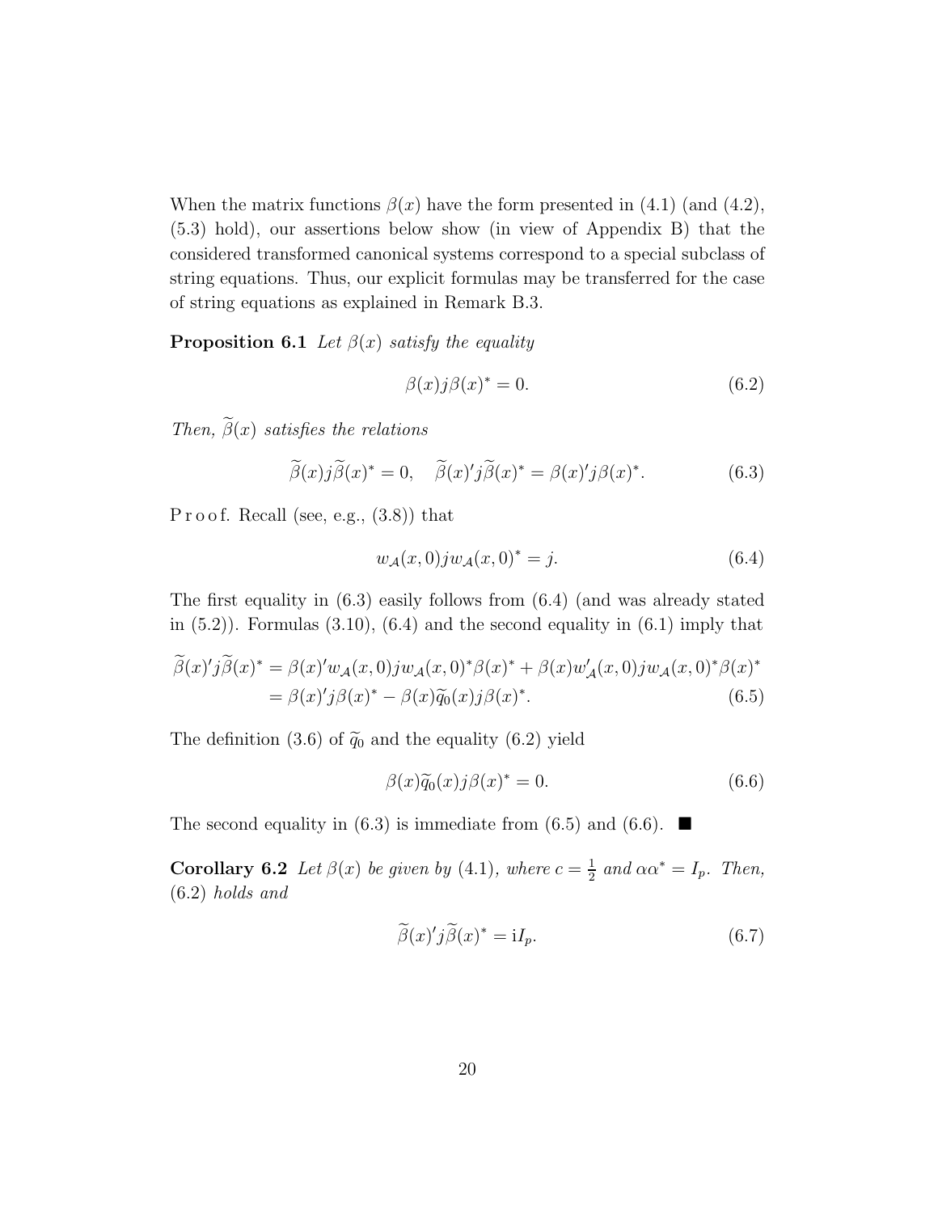When the matrix functions $\beta(x)$ have the form presented in (4.1) (and (4.2), (5.3) hold), our assertions below show (in view of Appendix B) that the considered transformed canonical systems correspond to a special subclass of string equations. Thus, our explicit formulas may be transferred for the case of string equations as explained in Remark B.3.

**Proposition 6.1** *Let $\beta(x)$ satisfy the equality*

$$\beta(x)j\beta(x)^* = 0. \tag{6.2}$$

*Then, $\widetilde{\beta}(x)$ satisfies the relations*

$$\widetilde{\beta}(x)j\widetilde{\beta}(x)^* = 0, \quad \widetilde{\beta}(x)'j\widetilde{\beta}(x)^* = \beta(x)'j\beta(x)^*. \tag{6.3}$$

P r o o f. Recall (see, e.g., (3.8)) that

$$w_{\mathcal{A}}(x,0)jw_{\mathcal{A}}(x,0)^* = j. \tag{6.4}$$

The first equality in (6.3) easily follows from (6.4) (and was already stated in (5.2)). Formulas (3.10), (6.4) and the second equality in (6.1) imply that

$$\begin{aligned}
\widetilde{\beta}(x)'j\widetilde{\beta}(x)^* &= \beta(x)'w_{\mathcal{A}}(x,0)jw_{\mathcal{A}}(x,0)^*\beta(x)^* + \beta(x)w_{\mathcal{A}}'(x,0)jw_{\mathcal{A}}(x,0)^*\beta(x)^* \\
&= \beta(x)'j\beta(x)^* - \beta(x)\widetilde{q}_0(x)j\beta(x)^*.
\end{aligned} \tag{6.5}$$

The definition (3.6) of $\widetilde{q}_0$ and the equality (6.2) yield

$$\beta(x)\widetilde{q}_0(x)j\beta(x)^* = 0. \tag{6.6}$$

The second equality in (6.3) is immediate from (6.5) and (6.6). ■

**Corollary 6.2** *Let $\beta(x)$ be given by (4.1), where $c = \frac{1}{2}$ and $\alpha\alpha^* = I_p$. Then,* (6.2) *holds and*

$$\widetilde{\beta}(x)'j\widetilde{\beta}(x)^* = \mathrm{i}I_p. \tag{6.7}$$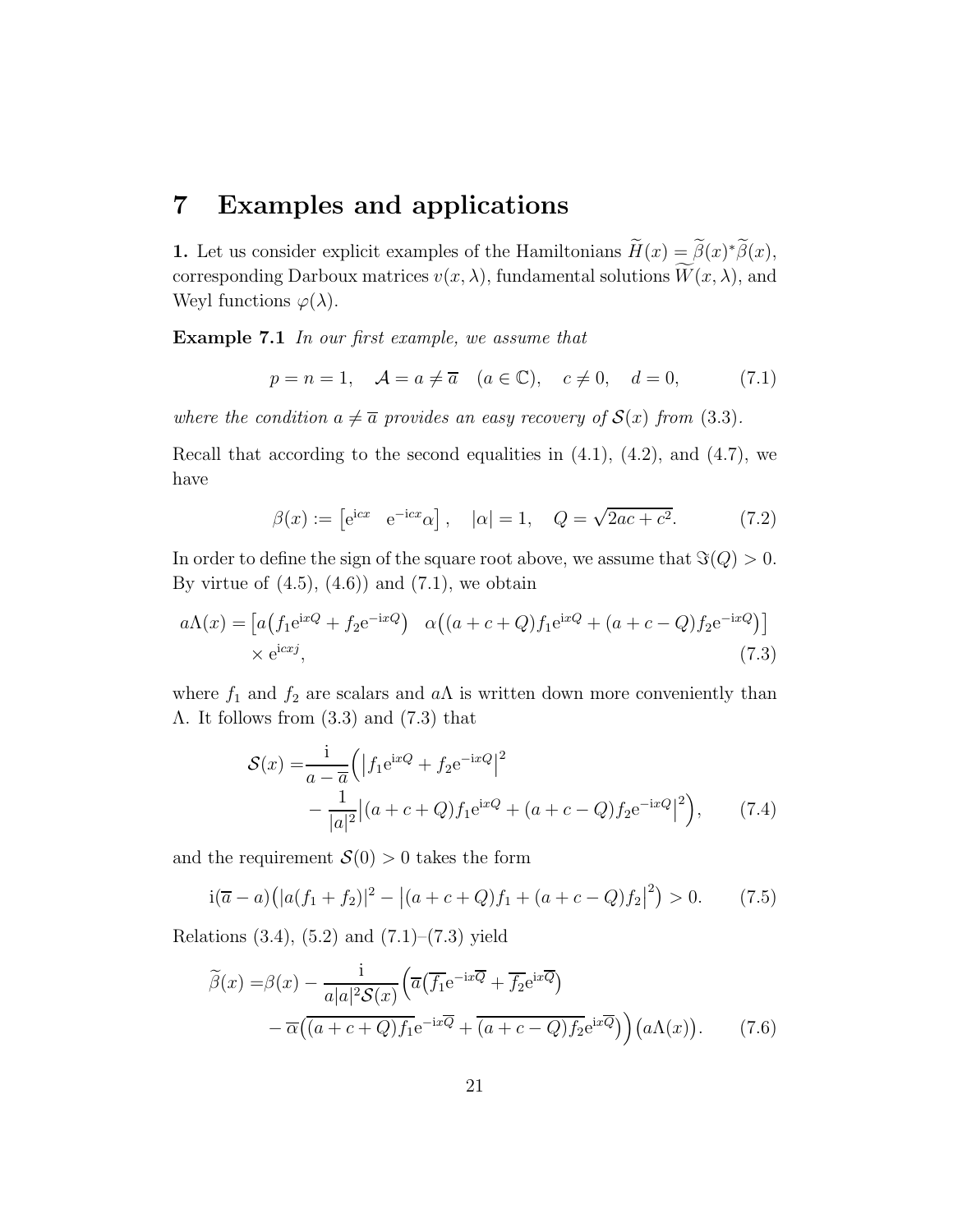# 7 Examples and applications

**1.** Let us consider explicit examples of the Hamiltonians $\widetilde{H}(x) = \widetilde{\beta}(x)^*\widetilde{\beta}(x)$, corresponding Darboux matrices $v(x, \lambda)$, fundamental solutions $\widetilde{W}(x, \lambda)$, and Weyl functions $\varphi(\lambda)$.

**Example 7.1** *In our first example, we assume that*

$$p = n = 1, \quad \mathcal{A} = a \neq \overline{a} \quad (a \in \mathbb{C}), \quad c \neq 0, \quad d = 0, \tag{7.1}$$

*where the condition $a \neq \overline{a}$ provides an easy recovery of $\mathcal{S}(x)$ from* (3.3)*.*

Recall that according to the second equalities in (4.1), (4.2), and (4.7), we have

$$\beta(x) := \begin{bmatrix} \mathrm{e}^{\mathrm{i}cx} & \mathrm{e}^{-\mathrm{i}cx}\alpha \end{bmatrix}, \quad |\alpha| = 1, \quad Q = \sqrt{2ac + c^2}. \tag{7.2}$$

In order to define the sign of the square root above, we assume that $\Im(Q) > 0$. By virtue of (4.5), (4.6)) and (7.1), we obtain

$$\begin{aligned} a\Lambda(x) = &\big[a\big(f_1\mathrm{e}^{\mathrm{i}xQ} + f_2\mathrm{e}^{-\mathrm{i}xQ}\big) \quad \alpha\big((a+c+Q)f_1\mathrm{e}^{\mathrm{i}xQ} + (a+c-Q)f_2\mathrm{e}^{-\mathrm{i}xQ}\big)\big] \\ &\times \mathrm{e}^{\mathrm{i}cxj}, \end{aligned} \tag{7.3}$$

where $f_1$ and $f_2$ are scalars and $a\Lambda$ is written down more conveniently than $\Lambda$. It follows from (3.3) and (7.3) that

$$\begin{aligned} \mathcal{S}(x) = &\frac{\mathrm{i}}{a - \overline{a}}\Big(\big|f_1\mathrm{e}^{\mathrm{i}xQ} + f_2\mathrm{e}^{-\mathrm{i}xQ}\big|^2 \\ &- \frac{1}{|a|^2}\big|(a+c+Q)f_1\mathrm{e}^{\mathrm{i}xQ} + (a+c-Q)f_2\mathrm{e}^{-\mathrm{i}xQ}\big|^2\Big), \end{aligned} \tag{7.4}$$

and the requirement $\mathcal{S}(0) > 0$ takes the form

$$\mathrm{i}(\overline{a} - a)\big(|a(f_1 + f_2)|^2 - \big|(a+c+Q)f_1 + (a+c-Q)f_2\big|^2\big) > 0. \tag{7.5}$$

Relations (3.4), (5.2) and (7.1)–(7.3) yield

$$\begin{aligned} \widetilde{\beta}(x) = &\beta(x) - \frac{\mathrm{i}}{a|a|^2\mathcal{S}(x)}\Big(\overline{a}\big(\overline{f_1}\mathrm{e}^{-\mathrm{i}x\overline{Q}} + \overline{f_2}\mathrm{e}^{\mathrm{i}x\overline{Q}}\big) \\ &- \overline{\alpha}\big(\overline{(a+c+Q)f_1}\mathrm{e}^{-\mathrm{i}x\overline{Q}} + \overline{(a+c-Q)f_2}\mathrm{e}^{\mathrm{i}x\overline{Q}}\big)\Big)\big(a\Lambda(x)\big). \end{aligned} \tag{7.6}$$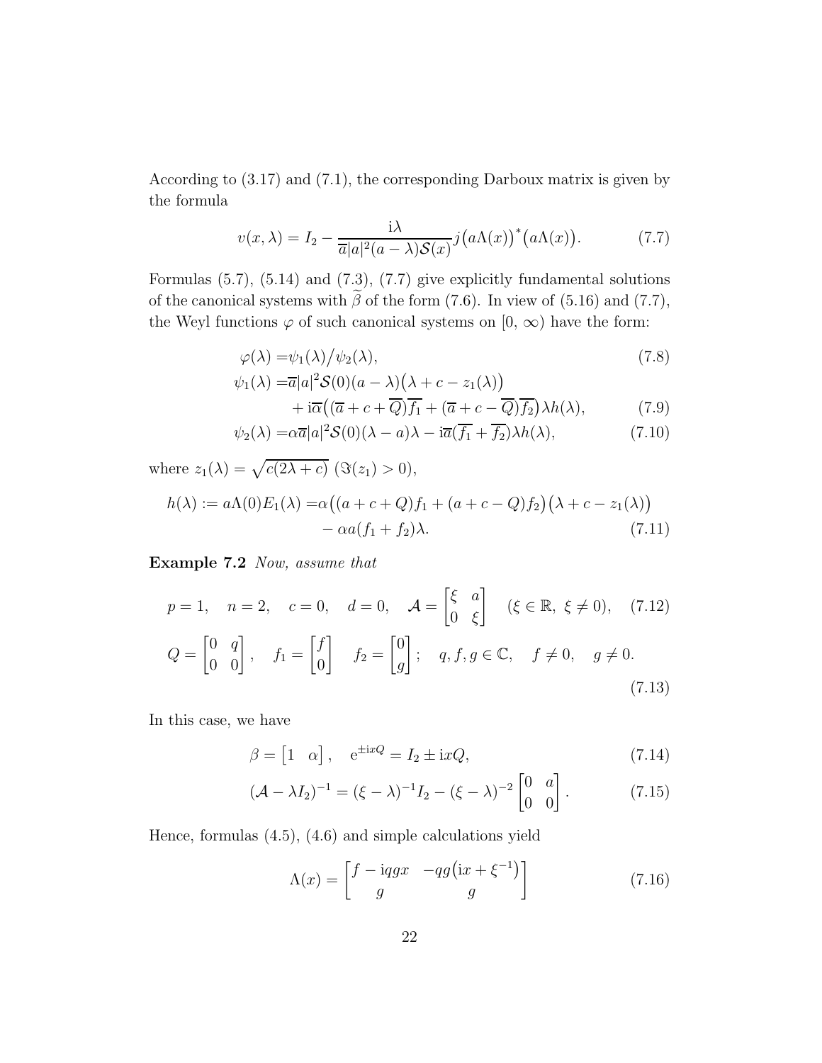According to (3.17) and (7.1), the corresponding Darboux matrix is given by the formula

$$v(x,\lambda) = I_2 - \frac{\mathrm{i}\lambda}{\overline{a}|a|^2(a-\lambda)\mathcal{S}(x)} j\big(a\Lambda(x)\big)^*\big(a\Lambda(x)\big). \tag{7.7}$$

Formulas (5.7), (5.14) and (7.3), (7.7) give explicitly fundamental solutions of the canonical systems with $\widetilde{\beta}$ of the form (7.6). In view of (5.16) and (7.7), the Weyl functions $\varphi$ of such canonical systems on $[0, \infty)$ have the form:

$$\varphi(\lambda) = \psi_1(\lambda)\big/\psi_2(\lambda), \tag{7.8}$$

$$\begin{aligned}\psi_1(\lambda) =& \overline{a}|a|^2\mathcal{S}(0)(a-\lambda)\big(\lambda + c - z_1(\lambda)\big) \\ &+ \mathrm{i}\overline{\alpha}\big((\overline{a}+c+\overline{Q})\overline{f_1} + (\overline{a}+c-\overline{Q})\overline{f_2}\big)\lambda h(\lambda),\end{aligned} \tag{7.9}$$

$$\psi_2(\lambda) = \alpha\overline{a}|a|^2\mathcal{S}(0)(\lambda - a)\lambda - \mathrm{i}\overline{a}(\overline{f_1}+\overline{f_2})\lambda h(\lambda), \tag{7.10}$$

where $z_1(\lambda) = \sqrt{c(2\lambda + c)}$ $(\Im(z_1) > 0)$,

$$\begin{aligned}h(\lambda) := a\Lambda(0)E_1(\lambda) =& \alpha\big((a+c+Q)f_1 + (a+c-Q)f_2\big)\big(\lambda + c - z_1(\lambda)\big) \\ &- \alpha a(f_1+f_2)\lambda.\end{aligned} \tag{7.11}$$

**Example 7.2** *Now, assume that*

$$p=1, \quad n=2, \quad c=0, \quad d=0, \quad \mathcal{A} = \begin{bmatrix} \xi & a \\ 0 & \xi \end{bmatrix} \quad (\xi \in \mathbb{R},\ \xi \neq 0), \tag{7.12}$$

$$Q = \begin{bmatrix} 0 & q \\ 0 & 0 \end{bmatrix}, \quad f_1 = \begin{bmatrix} f \\ 0 \end{bmatrix} \quad f_2 = \begin{bmatrix} 0 \\ g \end{bmatrix}; \quad q, f, g \in \mathbb{C}, \quad f \neq 0, \quad g \neq 0. \tag{7.13}$$

In this case, we have

$$\beta = \begin{bmatrix} 1 & \alpha \end{bmatrix}, \quad \mathrm{e}^{\pm \mathrm{i}xQ} = I_2 \pm \mathrm{i}xQ, \tag{7.14}$$

$$(\mathcal{A} - \lambda I_2)^{-1} = (\xi - \lambda)^{-1} I_2 - (\xi - \lambda)^{-2}\begin{bmatrix} 0 & a \\ 0 & 0 \end{bmatrix}. \tag{7.15}$$

Hence, formulas (4.5), (4.6) and simple calculations yield

$$\Lambda(x) = \begin{bmatrix} f - \mathrm{i}qgx & -qg\big(\mathrm{i}x + \xi^{-1}\big) \\ g & g \end{bmatrix} \tag{7.16}$$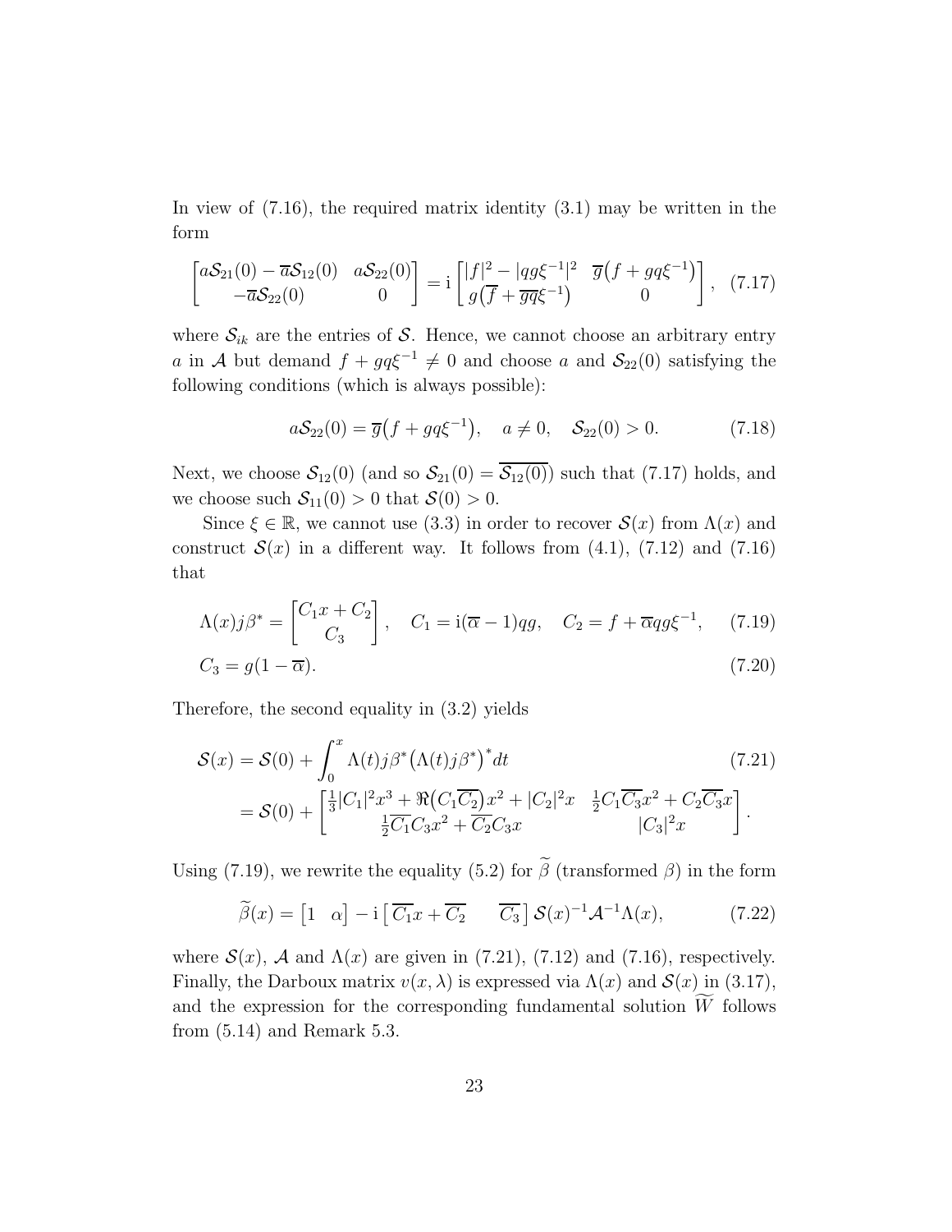In view of (7.16), the required matrix identity (3.1) may be written in the form

$$\begin{bmatrix} a\mathcal{S}_{21}(0)-\overline{a}\mathcal{S}_{12}(0) & a\mathcal{S}_{22}(0) \\ -\overline{a}\mathcal{S}_{22}(0) & 0 \end{bmatrix} = \mathrm{i}\begin{bmatrix} |f|^2-|qg\xi^{-1}|^2 & \overline{g}\big(f+gq\xi^{-1}\big) \\ g\big(\overline{f}+\overline{gq}\xi^{-1}\big) & 0 \end{bmatrix}, \quad (7.17)$$

where $\mathcal{S}_{ik}$ are the entries of $\mathcal{S}$. Hence, we cannot choose an arbitrary entry $a$ in $\mathcal{A}$ but demand $f+gq\xi^{-1}\neq 0$ and choose $a$ and $\mathcal{S}_{22}(0)$ satisfying the following conditions (which is always possible):

$$a\mathcal{S}_{22}(0)=\overline{g}\big(f+gq\xi^{-1}\big), \quad a\neq 0, \quad \mathcal{S}_{22}(0)>0. \quad (7.18)$$

Next, we choose $\mathcal{S}_{12}(0)$ (and so $\mathcal{S}_{21}(0)=\overline{\mathcal{S}_{12}(0)}$) such that (7.17) holds, and we choose such $\mathcal{S}_{11}(0)>0$ that $\mathcal{S}(0)>0$.

Since $\xi\in\mathbb{R}$, we cannot use (3.3) in order to recover $\mathcal{S}(x)$ from $\Lambda(x)$ and construct $\mathcal{S}(x)$ in a different way. It follows from (4.1), (7.12) and (7.16) that

$$\Lambda(x)j\beta^* = \begin{bmatrix} C_1x+C_2 \\ C_3 \end{bmatrix}, \quad C_1=\mathrm{i}(\overline{\alpha}-1)qg, \quad C_2=f+\overline{\alpha}qg\xi^{-1}, \quad (7.19)$$

$$C_3=g(1-\overline{\alpha}). \quad (7.20)$$

Therefore, the second equality in (3.2) yields

$$\begin{aligned}\mathcal{S}(x) &= \mathcal{S}(0)+\int_0^x \Lambda(t)j\beta^*\big(\Lambda(t)j\beta^*\big)^*dt \quad (7.21)\\ &= \mathcal{S}(0)+\begin{bmatrix} \frac{1}{3}|C_1|^2x^3+\Re\big(C_1\overline{C_2}\big)x^2+|C_2|^2x & \frac{1}{2}C_1\overline{C_3}x^2+C_2\overline{C_3}x \\ \frac{1}{2}\overline{C_1}C_3x^2+\overline{C_2}C_3x & |C_3|^2x \end{bmatrix}.\end{aligned}$$

Using (7.19), we rewrite the equality (5.2) for $\widetilde{\beta}$ (transformed $\beta$) in the form

$$\widetilde{\beta}(x)=\begin{bmatrix}1 & \alpha\end{bmatrix}-\mathrm{i}\begin{bmatrix}\overline{C_1}x+\overline{C_2} & \overline{C_3}\end{bmatrix}\mathcal{S}(x)^{-1}\mathcal{A}^{-1}\Lambda(x), \quad (7.22)$$

where $\mathcal{S}(x)$, $\mathcal{A}$ and $\Lambda(x)$ are given in (7.21), (7.12) and (7.16), respectively. Finally, the Darboux matrix $v(x,\lambda)$ is expressed via $\Lambda(x)$ and $\mathcal{S}(x)$ in (3.17), and the expression for the corresponding fundamental solution $\widetilde{W}$ follows from (5.14) and Remark 5.3.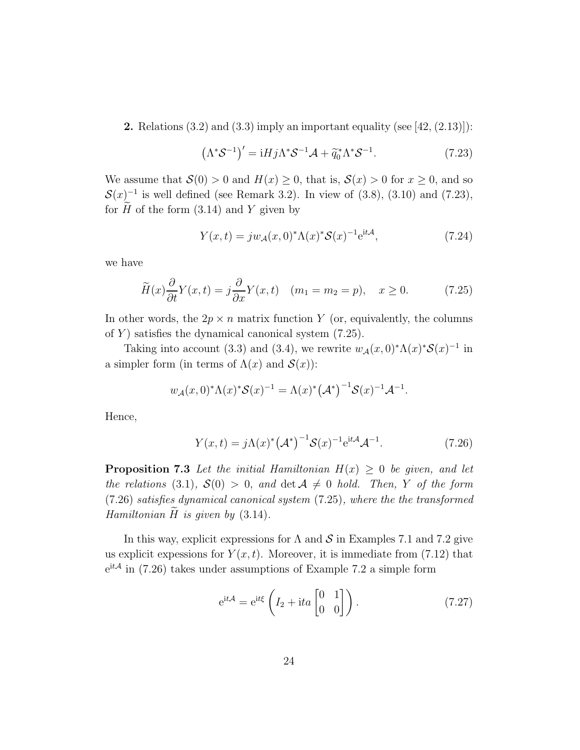**2.** Relations (3.2) and (3.3) imply an important equality (see [42, (2.13)]):

$$\big(\Lambda^* \mathcal{S}^{-1}\big)' = \mathrm{i}Hj\Lambda^* \mathcal{S}^{-1}\mathcal{A} + \widetilde{q}_0^* \Lambda^* \mathcal{S}^{-1}. \tag{7.23}$$

We assume that $\mathcal{S}(0) > 0$ and $H(x) \geq 0$, that is, $\mathcal{S}(x) > 0$ for $x \geq 0$, and so $\mathcal{S}(x)^{-1}$ is well defined (see Remark 3.2). In view of (3.8), (3.10) and (7.23), for $\widetilde{H}$ of the form (3.14) and $Y$ given by

$$Y(x,t) = jw_{\mathcal{A}}(x,0)^* \Lambda(x)^* \mathcal{S}(x)^{-1} \mathrm{e}^{\mathrm{i}t\mathcal{A}}, \tag{7.24}$$

we have

$$\widetilde{H}(x)\frac{\partial}{\partial t}Y(x,t) = j\frac{\partial}{\partial x}Y(x,t) \quad (m_1 = m_2 = p), \quad x \geq 0. \tag{7.25}$$

In other words, the $2p \times n$ matrix function $Y$ (or, equivalently, the columns of $Y$) satisfies the dynamical canonical system (7.25).

Taking into account (3.3) and (3.4), we rewrite $w_{\mathcal{A}}(x,0)^*\Lambda(x)^*\mathcal{S}(x)^{-1}$ in a simpler form (in terms of $\Lambda(x)$ and $\mathcal{S}(x)$):

$$w_{\mathcal{A}}(x,0)^*\Lambda(x)^*\mathcal{S}(x)^{-1} = \Lambda(x)^*\big(\mathcal{A}^*\big)^{-1}\mathcal{S}(x)^{-1}\mathcal{A}^{-1}.$$

Hence,

$$Y(x,t) = j\Lambda(x)^*\big(\mathcal{A}^*\big)^{-1}\mathcal{S}(x)^{-1}\mathrm{e}^{\mathrm{i}t\mathcal{A}}\mathcal{A}^{-1}. \tag{7.26}$$

**Proposition 7.3** *Let the initial Hamiltonian $H(x) \geq 0$ be given, and let the relations* (3.1)*, $\mathcal{S}(0) > 0$, and $\det \mathcal{A} \neq 0$ hold. Then, $Y$ of the form* (7.26) *satisfies dynamical canonical system* (7.25)*, where the the transformed Hamiltonian $\widetilde{H}$ is given by* (3.14)*.*

In this way, explicit expressions for $\Lambda$ and $\mathcal{S}$ in Examples 7.1 and 7.2 give us explicit expessions for $Y(x,t)$. Moreover, it is immediate from (7.12) that $\mathrm{e}^{\mathrm{i}t\mathcal{A}}$ in (7.26) takes under assumptions of Example 7.2 a simple form

$$\mathrm{e}^{\mathrm{i}t\mathcal{A}} = \mathrm{e}^{\mathrm{i}t\xi}\left(I_2 + \mathrm{i}ta\begin{bmatrix}0 & 1\\ 0 & 0\end{bmatrix}\right). \tag{7.27}$$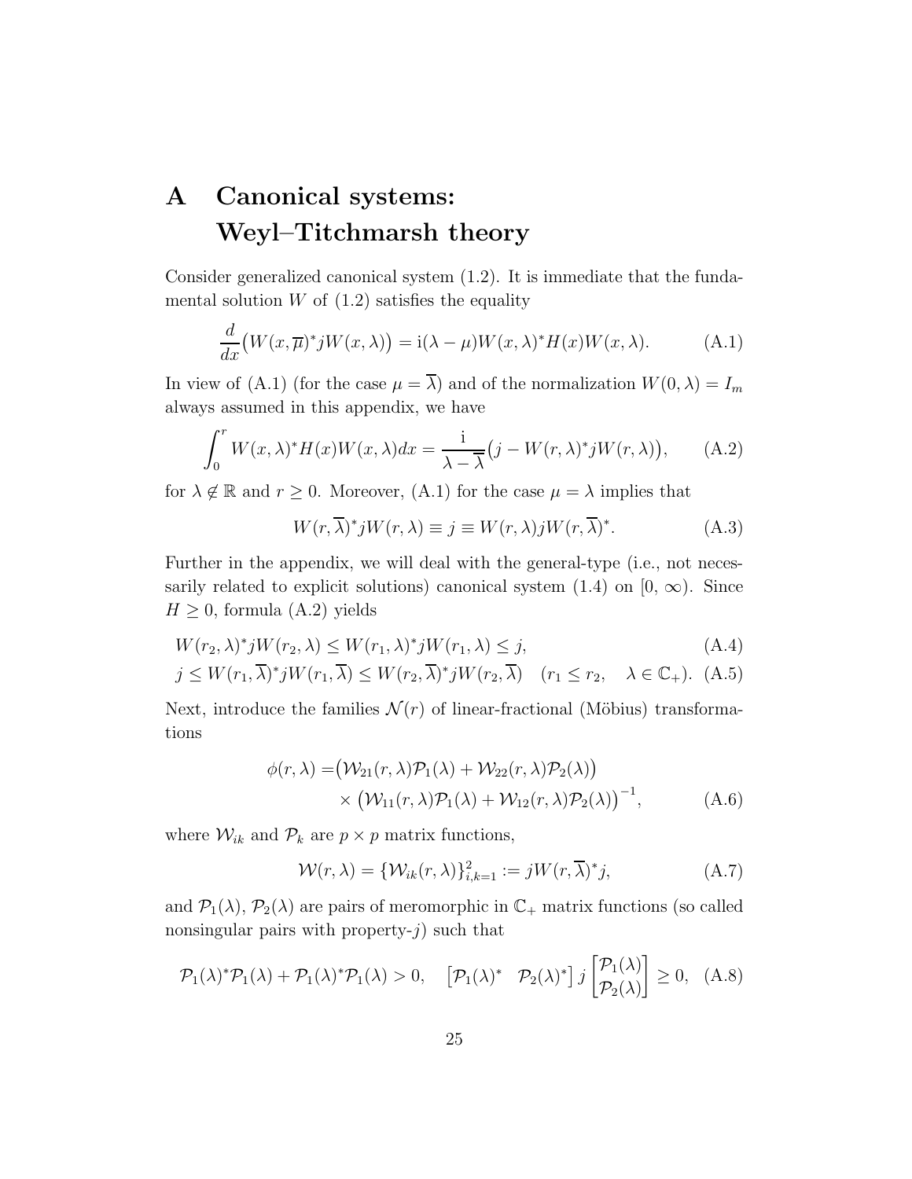# A Canonical systems: Weyl–Titchmarsh theory

Consider generalized canonical system (1.2). It is immediate that the fundamental solution $W$ of (1.2) satisfies the equality

$$\frac{d}{dx}\big(W(x,\overline{\mu})^*jW(x,\lambda)\big) = \mathrm{i}(\lambda-\mu)W(x,\lambda)^*H(x)W(x,\lambda). \tag{A.1}$$

In view of (A.1) (for the case $\mu=\overline{\lambda}$) and of the normalization $W(0,\lambda)=I_m$ always assumed in this appendix, we have

$$\int_0^r W(x,\lambda)^*H(x)W(x,\lambda)dx = \frac{\mathrm{i}}{\lambda-\overline{\lambda}}\big(j-W(r,\lambda)^*jW(r,\lambda)\big), \tag{A.2}$$

for $\lambda\not\in\mathbb{R}$ and $r\geq 0$. Moreover, (A.1) for the case $\mu=\lambda$ implies that

$$W(r,\overline{\lambda})^*jW(r,\lambda)\equiv j\equiv W(r,\lambda)jW(r,\overline{\lambda})^*. \tag{A.3}$$

Further in the appendix, we will deal with the general-type (i.e., not necessarily related to explicit solutions) canonical system (1.4) on $[0,\,\infty)$. Since $H\geq 0$, formula (A.2) yields

$$W(r_2,\lambda)^*jW(r_2,\lambda)\leq W(r_1,\lambda)^*jW(r_1,\lambda)\leq j, \tag{A.4}$$

$$j\leq W(r_1,\overline{\lambda})^*jW(r_1,\overline{\lambda})\leq W(r_2,\overline{\lambda})^*jW(r_2,\overline{\lambda}) \quad (r_1\leq r_2, \quad \lambda\in\mathbb{C}_+). \tag{A.5}$$

Next, introduce the families $\mathcal{N}(r)$ of linear-fractional (Möbius) transformations

$$\begin{aligned}\phi(r,\lambda) =& \big(\mathcal{W}_{21}(r,\lambda)\mathcal{P}_1(\lambda)+\mathcal{W}_{22}(r,\lambda)\mathcal{P}_2(\lambda)\big)\\ &\times\big(\mathcal{W}_{11}(r,\lambda)\mathcal{P}_1(\lambda)+\mathcal{W}_{12}(r,\lambda)\mathcal{P}_2(\lambda)\big)^{-1},\end{aligned} \tag{A.6}$$

where $\mathcal{W}_{ik}$ and $\mathcal{P}_k$ are $p\times p$ matrix functions,

$$\mathcal{W}(r,\lambda)=\{\mathcal{W}_{ik}(r,\lambda)\}_{i,k=1}^2 := jW(r,\overline{\lambda})^*j, \tag{A.7}$$

and $\mathcal{P}_1(\lambda)$, $\mathcal{P}_2(\lambda)$ are pairs of meromorphic in $\mathbb{C}_+$ matrix functions (so called nonsingular pairs with property-$j$) such that

$$\mathcal{P}_1(\lambda)^*\mathcal{P}_1(\lambda)+\mathcal{P}_1(\lambda)^*\mathcal{P}_1(\lambda)>0, \quad \begin{bmatrix}\mathcal{P}_1(\lambda)^* & \mathcal{P}_2(\lambda)^*\end{bmatrix} j\begin{bmatrix}\mathcal{P}_1(\lambda)\\ \mathcal{P}_2(\lambda)\end{bmatrix}\geq 0, \tag{A.8}$$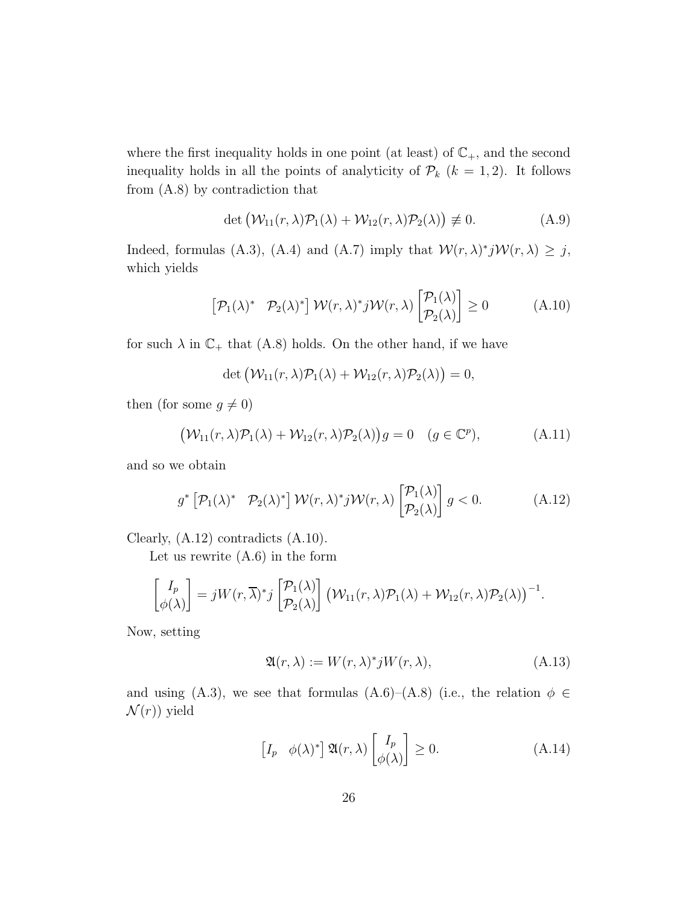where the first inequality holds in one point (at least) of $\mathbb{C}_+$, and the second inequality holds in all the points of analyticity of $\mathcal{P}_k$ ($k = 1, 2$). It follows from (A.8) by contradiction that

$$\det\big(\mathcal{W}_{11}(r,\lambda)\mathcal{P}_1(\lambda) + \mathcal{W}_{12}(r,\lambda)\mathcal{P}_2(\lambda)\big) \not\equiv 0. \tag{A.9}$$

Indeed, formulas (A.3), (A.4) and (A.7) imply that $\mathcal{W}(r,\lambda)^* j \mathcal{W}(r,\lambda) \geq j$, which yields

$$\begin{bmatrix}\mathcal{P}_1(\lambda)^* & \mathcal{P}_2(\lambda)^*\end{bmatrix} \mathcal{W}(r,\lambda)^* j \mathcal{W}(r,\lambda) \begin{bmatrix}\mathcal{P}_1(\lambda) \\ \mathcal{P}_2(\lambda)\end{bmatrix} \geq 0 \tag{A.10}$$

for such $\lambda$ in $\mathbb{C}_+$ that (A.8) holds. On the other hand, if we have

$$\det\big(\mathcal{W}_{11}(r,\lambda)\mathcal{P}_1(\lambda) + \mathcal{W}_{12}(r,\lambda)\mathcal{P}_2(\lambda)\big) = 0,$$

then (for some $g \neq 0$)

$$\big(\mathcal{W}_{11}(r,\lambda)\mathcal{P}_1(\lambda) + \mathcal{W}_{12}(r,\lambda)\mathcal{P}_2(\lambda)\big) g = 0 \quad (g \in \mathbb{C}^p), \tag{A.11}$$

and so we obtain

$$g^* \begin{bmatrix}\mathcal{P}_1(\lambda)^* & \mathcal{P}_2(\lambda)^*\end{bmatrix} \mathcal{W}(r,\lambda)^* j \mathcal{W}(r,\lambda) \begin{bmatrix}\mathcal{P}_1(\lambda) \\ \mathcal{P}_2(\lambda)\end{bmatrix} g < 0. \tag{A.12}$$

Clearly, (A.12) contradicts (A.10).

Let us rewrite (A.6) in the form

$$\begin{bmatrix} I_p \\ \phi(\lambda)\end{bmatrix} = jW(r,\overline{\lambda})^* j \begin{bmatrix}\mathcal{P}_1(\lambda) \\ \mathcal{P}_2(\lambda)\end{bmatrix} \big(\mathcal{W}_{11}(r,\lambda)\mathcal{P}_1(\lambda) + \mathcal{W}_{12}(r,\lambda)\mathcal{P}_2(\lambda)\big)^{-1}.$$

Now, setting

$$\mathfrak{A}(r,\lambda) := W(r,\lambda)^* j W(r,\lambda), \tag{A.13}$$

and using (A.3), we see that formulas (A.6)–(A.8) (i.e., the relation $\phi \in \mathcal{N}(r)$) yield

$$\begin{bmatrix} I_p & \phi(\lambda)^*\end{bmatrix} \mathfrak{A}(r,\lambda) \begin{bmatrix} I_p \\ \phi(\lambda)\end{bmatrix} \geq 0. \tag{A.14}$$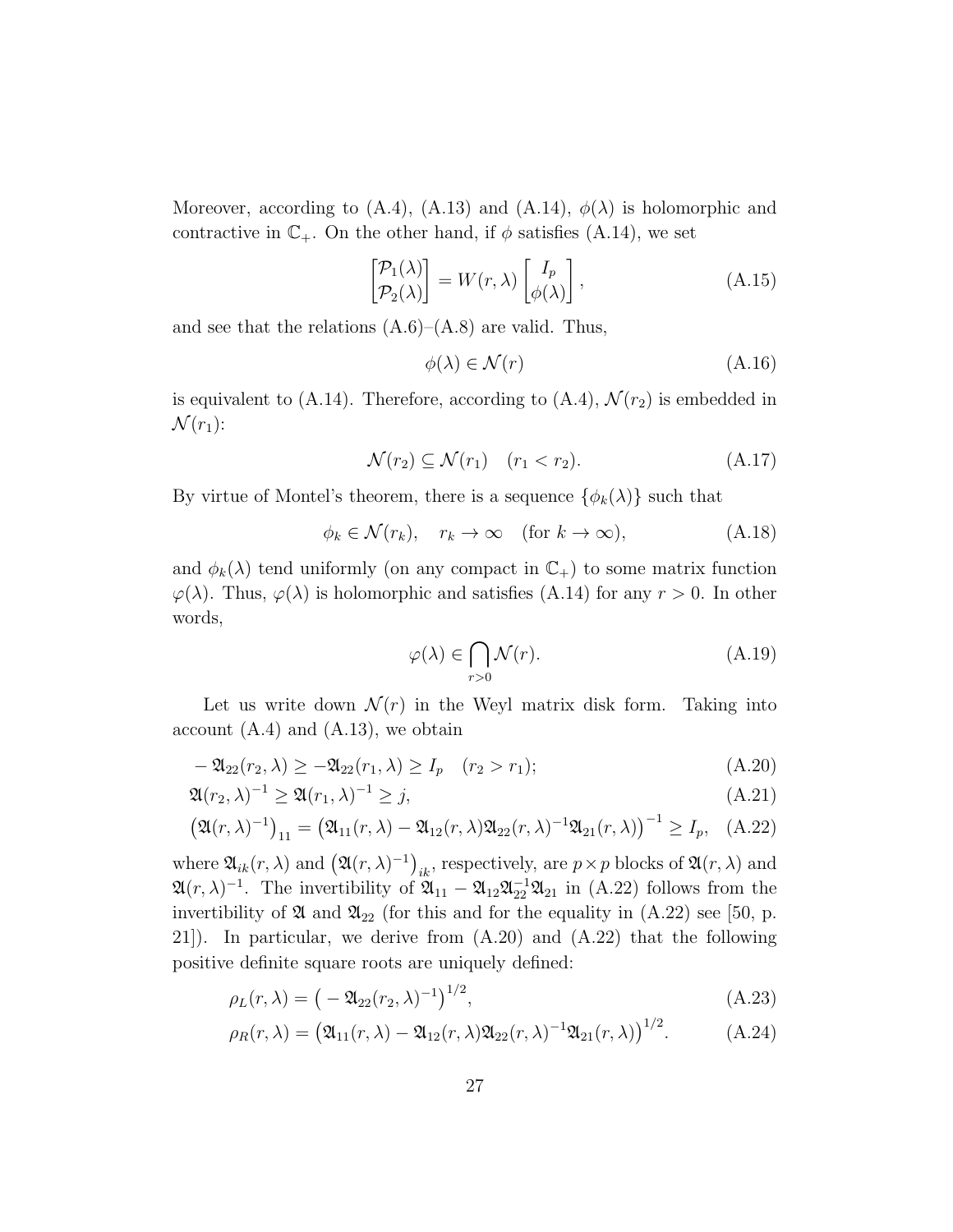Moreover, according to (A.4), (A.13) and (A.14), $\phi(\lambda)$ is holomorphic and contractive in $\mathbb{C}_+$. On the other hand, if $\phi$ satisfies (A.14), we set

$$\begin{bmatrix} \mathcal{P}_1(\lambda) \\ \mathcal{P}_2(\lambda) \end{bmatrix} = W(r,\lambda) \begin{bmatrix} I_p \\ \phi(\lambda) \end{bmatrix}, \tag{A.15}$$

and see that the relations (A.6)–(A.8) are valid. Thus,

$$\phi(\lambda) \in \mathcal{N}(r) \tag{A.16}$$

is equivalent to (A.14). Therefore, according to (A.4), $\mathcal{N}(r_2)$ is embedded in $\mathcal{N}(r_1)$:

$$\mathcal{N}(r_2) \subseteq \mathcal{N}(r_1) \quad (r_1 < r_2). \tag{A.17}$$

By virtue of Montel's theorem, there is a sequence $\{\phi_k(\lambda)\}$ such that

$$\phi_k \in \mathcal{N}(r_k), \quad r_k \to \infty \quad (\text{for } k \to \infty), \tag{A.18}$$

and $\phi_k(\lambda)$ tend uniformly (on any compact in $\mathbb{C}_+$) to some matrix function $\varphi(\lambda)$. Thus, $\varphi(\lambda)$ is holomorphic and satisfies (A.14) for any $r > 0$. In other words,

$$\varphi(\lambda) \in \bigcap_{r>0} \mathcal{N}(r). \tag{A.19}$$

Let us write down $\mathcal{N}(r)$ in the Weyl matrix disk form. Taking into account (A.4) and (A.13), we obtain

$$-\mathfrak{A}_{22}(r_2,\lambda) \geq -\mathfrak{A}_{22}(r_1,\lambda) \geq I_p \quad (r_2 > r_1); \tag{A.20}$$

$$\mathfrak{A}(r_2,\lambda)^{-1} \geq \mathfrak{A}(r_1,\lambda)^{-1} \geq j, \tag{A.21}$$

$$\big(\mathfrak{A}(r,\lambda)^{-1}\big)_{11} = \big(\mathfrak{A}_{11}(r,\lambda) - \mathfrak{A}_{12}(r,\lambda)\mathfrak{A}_{22}(r,\lambda)^{-1}\mathfrak{A}_{21}(r,\lambda)\big)^{-1} \geq I_p, \tag{A.22}$$

where $\mathfrak{A}_{ik}(r,\lambda)$ and $\big(\mathfrak{A}(r,\lambda)^{-1}\big)_{ik}$, respectively, are $p \times p$ blocks of $\mathfrak{A}(r,\lambda)$ and $\mathfrak{A}(r,\lambda)^{-1}$. The invertibility of $\mathfrak{A}_{11} - \mathfrak{A}_{12}\mathfrak{A}_{22}^{-1}\mathfrak{A}_{21}$ in (A.22) follows from the invertibility of $\mathfrak{A}$ and $\mathfrak{A}_{22}$ (for this and for the equality in (A.22) see [50, p. 21]). In particular, we derive from (A.20) and (A.22) that the following positive definite square roots are uniquely defined:

$$\rho_L(r,\lambda) = \big(-\mathfrak{A}_{22}(r_2,\lambda)^{-1}\big)^{1/2}, \tag{A.23}$$

$$\rho_R(r,\lambda) = \big(\mathfrak{A}_{11}(r,\lambda) - \mathfrak{A}_{12}(r,\lambda)\mathfrak{A}_{22}(r,\lambda)^{-1}\mathfrak{A}_{21}(r,\lambda)\big)^{1/2}. \tag{A.24}$$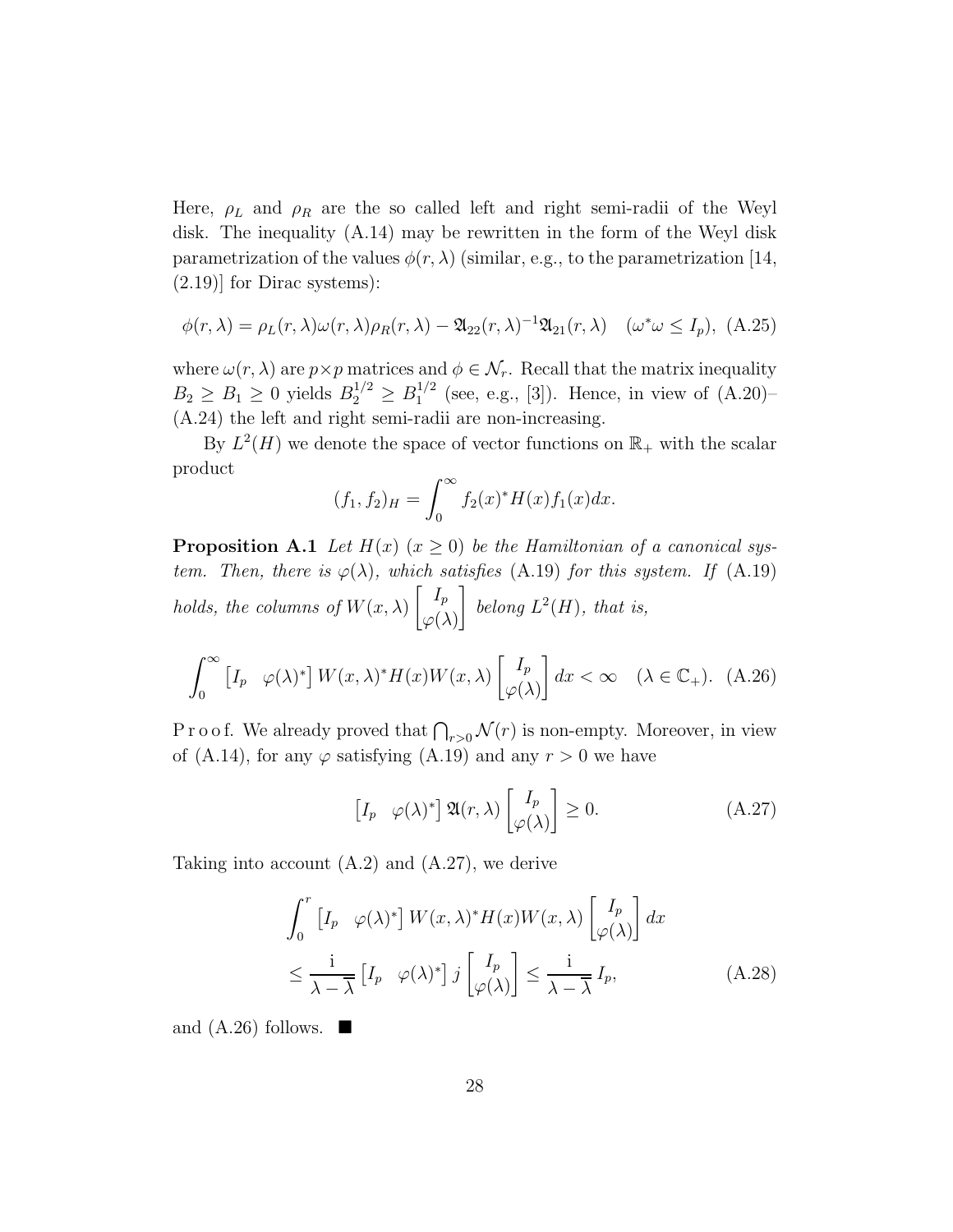Here, $\rho_L$ and $\rho_R$ are the so called left and right semi-radii of the Weyl disk. The inequality (A.14) may be rewritten in the form of the Weyl disk parametrization of the values $\phi(r, \lambda)$ (similar, e.g., to the parametrization [14, (2.19)] for Dirac systems):

$$\phi(r, \lambda) = \rho_L(r, \lambda)\omega(r, \lambda)\rho_R(r, \lambda) - \mathfrak{A}_{22}(r, \lambda)^{-1}\mathfrak{A}_{21}(r, \lambda) \quad (\omega^*\omega \leq I_p), \tag{A.25}$$

where $\omega(r, \lambda)$ are $p \times p$ matrices and $\phi \in \mathcal{N}_r$. Recall that the matrix inequality $B_2 \geq B_1 \geq 0$ yields $B_2^{1/2} \geq B_1^{1/2}$ (see, e.g., [3]). Hence, in view of (A.20)–(A.24) the left and right semi-radii are non-increasing.

By $L^2(H)$ we denote the space of vector functions on $\mathbb{R}_+$ with the scalar product

$$(f_1, f_2)_H = \int_0^\infty f_2(x)^* H(x) f_1(x) dx.$$

**Proposition A.1** *Let $H(x)$ $(x \geq 0)$ be the Hamiltonian of a canonical system. Then, there is $\varphi(\lambda)$, which satisfies* (A.19) *for this system. If* (A.19) *holds, the columns of $W(x, \lambda) \begin{bmatrix} I_p \\ \varphi(\lambda) \end{bmatrix}$ belong $L^2(H)$, that is,*

$$\int_0^\infty \begin{bmatrix} I_p & \varphi(\lambda)^* \end{bmatrix} W(x, \lambda)^* H(x) W(x, \lambda) \begin{bmatrix} I_p \\ \varphi(\lambda) \end{bmatrix} dx < \infty \quad (\lambda \in \mathbb{C}_+). \tag{A.26}$$

P r o o f. We already proved that $\bigcap_{r>0} \mathcal{N}(r)$ is non-empty. Moreover, in view of (A.14), for any $\varphi$ satisfying (A.19) and any $r > 0$ we have

$$\begin{bmatrix} I_p & \varphi(\lambda)^* \end{bmatrix} \mathfrak{A}(r, \lambda) \begin{bmatrix} I_p \\ \varphi(\lambda) \end{bmatrix} \geq 0. \tag{A.27}$$

Taking into account (A.2) and (A.27), we derive

$$\begin{aligned} &\int_0^r \begin{bmatrix} I_p & \varphi(\lambda)^* \end{bmatrix} W(x, \lambda)^* H(x) W(x, \lambda) \begin{bmatrix} I_p \\ \varphi(\lambda) \end{bmatrix} dx \\ &\leq \frac{\mathrm{i}}{\lambda - \overline{\lambda}} \begin{bmatrix} I_p & \varphi(\lambda)^* \end{bmatrix} j \begin{bmatrix} I_p \\ \varphi(\lambda) \end{bmatrix} \leq \frac{\mathrm{i}}{\lambda - \overline{\lambda}} I_p, \end{aligned} \tag{A.28}$$

and (A.26) follows. ∎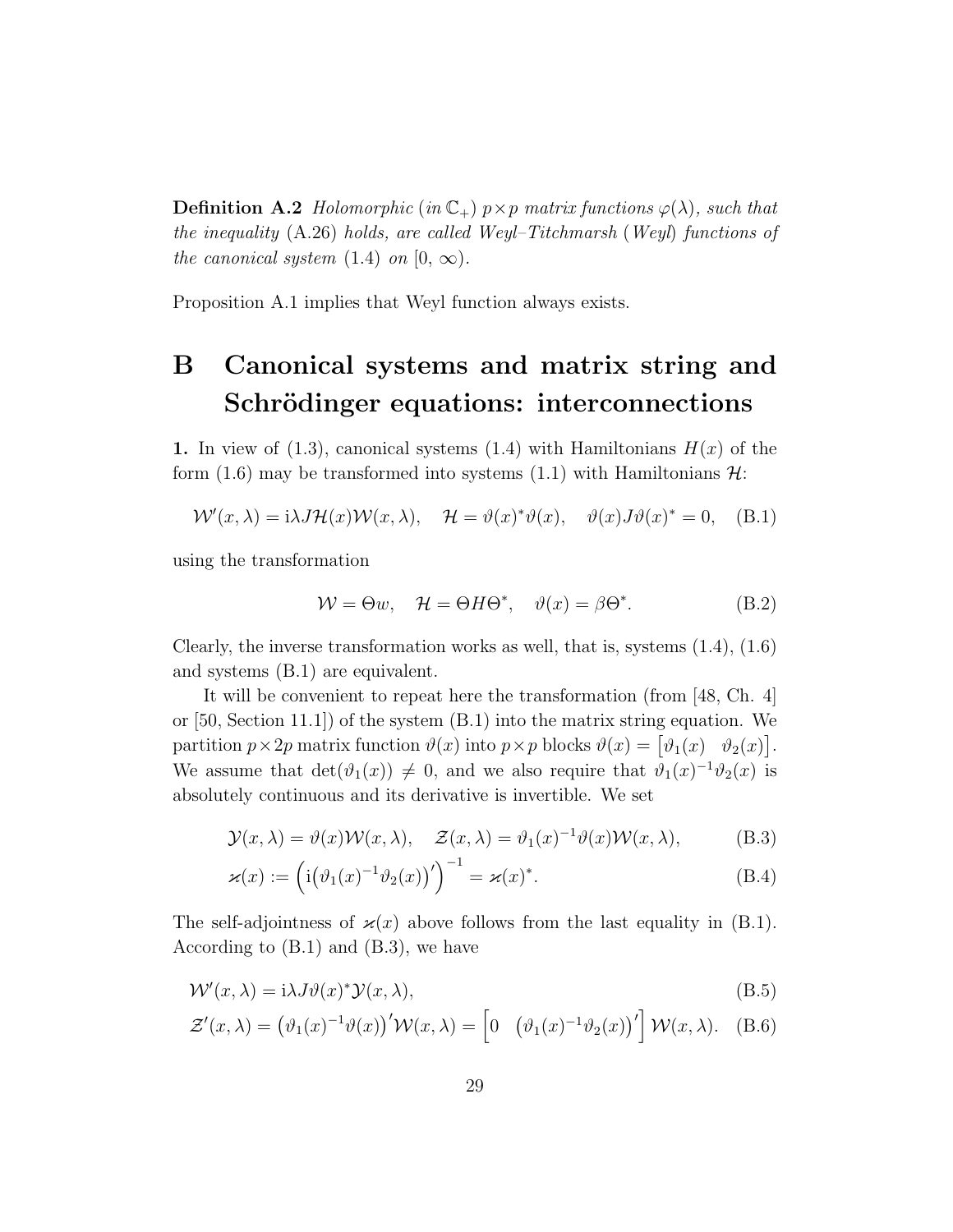**Definition A.2** *Holomorphic (in $\mathbb{C}_+$) $p\times p$ matrix functions $\varphi(\lambda)$, such that the inequality* (A.26) *holds, are called Weyl–Titchmarsh (Weyl) functions of the canonical system* (1.4) *on* $[0, \infty)$.

Proposition A.1 implies that Weyl function always exists.

# B Canonical systems and matrix string and Schrödinger equations: interconnections

**1.** In view of (1.3), canonical systems (1.4) with Hamiltonians $H(x)$ of the form (1.6) may be transformed into systems (1.1) with Hamiltonians $\mathcal{H}$:

$$\mathcal{W}'(x,\lambda) = \mathrm{i}\lambda J\mathcal{H}(x)\mathcal{W}(x,\lambda), \quad \mathcal{H} = \vartheta(x)^*\vartheta(x), \quad \vartheta(x)J\vartheta(x)^* = 0, \tag{B.1}$$

using the transformation

$$\mathcal{W} = \Theta w, \quad \mathcal{H} = \Theta H \Theta^*, \quad \vartheta(x) = \beta\Theta^*. \tag{B.2}$$

Clearly, the inverse transformation works as well, that is, systems (1.4), (1.6) and systems (B.1) are equivalent.

It will be convenient to repeat here the transformation (from [48, Ch. 4] or [50, Section 11.1]) of the system (B.1) into the matrix string equation. We partition $p\times 2p$ matrix function $\vartheta(x)$ into $p\times p$ blocks $\vartheta(x) = \begin{bmatrix}\vartheta_1(x) & \vartheta_2(x)\end{bmatrix}$. We assume that $\det(\vartheta_1(x)) \neq 0$, and we also require that $\vartheta_1(x)^{-1}\vartheta_2(x)$ is absolutely continuous and its derivative is invertible. We set

$$\mathcal{Y}(x,\lambda) = \vartheta(x)\mathcal{W}(x,\lambda), \quad \mathcal{Z}(x,\lambda) = \vartheta_1(x)^{-1}\vartheta(x)\mathcal{W}(x,\lambda), \tag{B.3}$$

$$\varkappa(x) := \Big(\mathrm{i}\big(\vartheta_1(x)^{-1}\vartheta_2(x)\big)'\Big)^{-1} = \varkappa(x)^*. \tag{B.4}$$

The self-adjointness of $\varkappa(x)$ above follows from the last equality in (B.1). According to (B.1) and (B.3), we have

$$\mathcal{W}'(x,\lambda) = \mathrm{i}\lambda J\vartheta(x)^*\mathcal{Y}(x,\lambda), \tag{B.5}$$

$$\mathcal{Z}'(x,\lambda) = \big(\vartheta_1(x)^{-1}\vartheta(x)\big)'\mathcal{W}(x,\lambda) = \begin{bmatrix}0 & \big(\vartheta_1(x)^{-1}\vartheta_2(x)\big)'\end{bmatrix}\mathcal{W}(x,\lambda). \tag{B.6}$$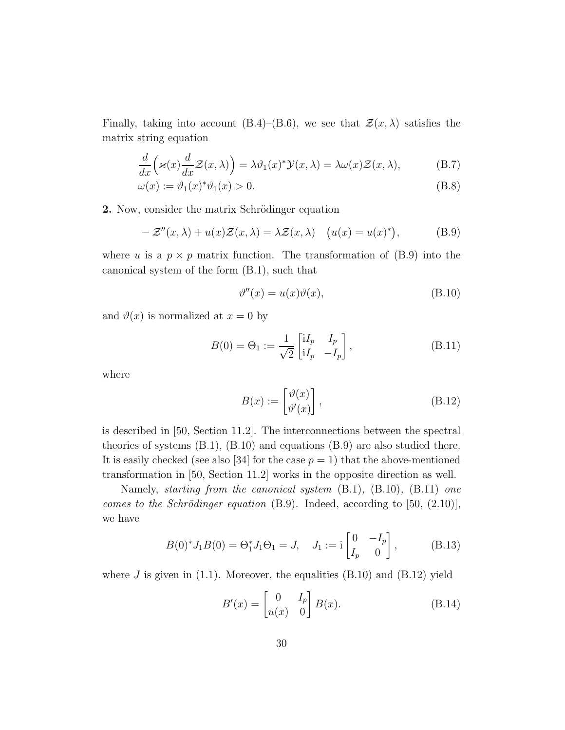Finally, taking into account (B.4)–(B.6), we see that $\mathcal{Z}(x,\lambda)$ satisfies the matrix string equation

$$\frac{d}{dx}\Big(\varkappa(x)\frac{d}{dx}\mathcal{Z}(x,\lambda)\Big) = \lambda\vartheta_1(x)^*\mathcal{Y}(x,\lambda) = \lambda\omega(x)\mathcal{Z}(x,\lambda), \tag{B.7}$$

$$\omega(x) := \vartheta_1(x)^*\vartheta_1(x) > 0. \tag{B.8}$$

**2.** Now, consider the matrix Schrödinger equation

$$-\mathcal{Z}''(x,\lambda) + u(x)\mathcal{Z}(x,\lambda) = \lambda\mathcal{Z}(x,\lambda) \quad \big(u(x) = u(x)^*\big), \tag{B.9}$$

where $u$ is a $p \times p$ matrix function. The transformation of (B.9) into the canonical system of the form (B.1), such that

$$\vartheta''(x) = u(x)\vartheta(x), \tag{B.10}$$

and $\vartheta(x)$ is normalized at $x = 0$ by

$$B(0) = \Theta_1 := \frac{1}{\sqrt{2}}\begin{bmatrix} \mathrm{i}I_p & I_p \\ \mathrm{i}I_p & -I_p \end{bmatrix}, \tag{B.11}$$

where

$$B(x) := \begin{bmatrix} \vartheta(x) \\ \vartheta'(x) \end{bmatrix}, \tag{B.12}$$

is described in [50, Section 11.2]. The interconnections between the spectral theories of systems (B.1), (B.10) and equations (B.9) are also studied there. It is easily checked (see also [34] for the case $p = 1$) that the above-mentioned transformation in [50, Section 11.2] works in the opposite direction as well.

Namely, *starting from the canonical system* (B.1)*,* (B.10)*,* (B.11) *one comes to the Schrödinger equation* (B.9). Indeed, according to [50, (2.10)], we have

$$B(0)^*J_1B(0) = \Theta_1^*J_1\Theta_1 = J, \quad J_1 := \mathrm{i}\begin{bmatrix} 0 & -I_p \\ I_p & 0 \end{bmatrix}, \tag{B.13}$$

where $J$ is given in (1.1). Moreover, the equalities (B.10) and (B.12) yield

$$B'(x) = \begin{bmatrix} 0 & I_p \\ u(x) & 0 \end{bmatrix} B(x). \tag{B.14}$$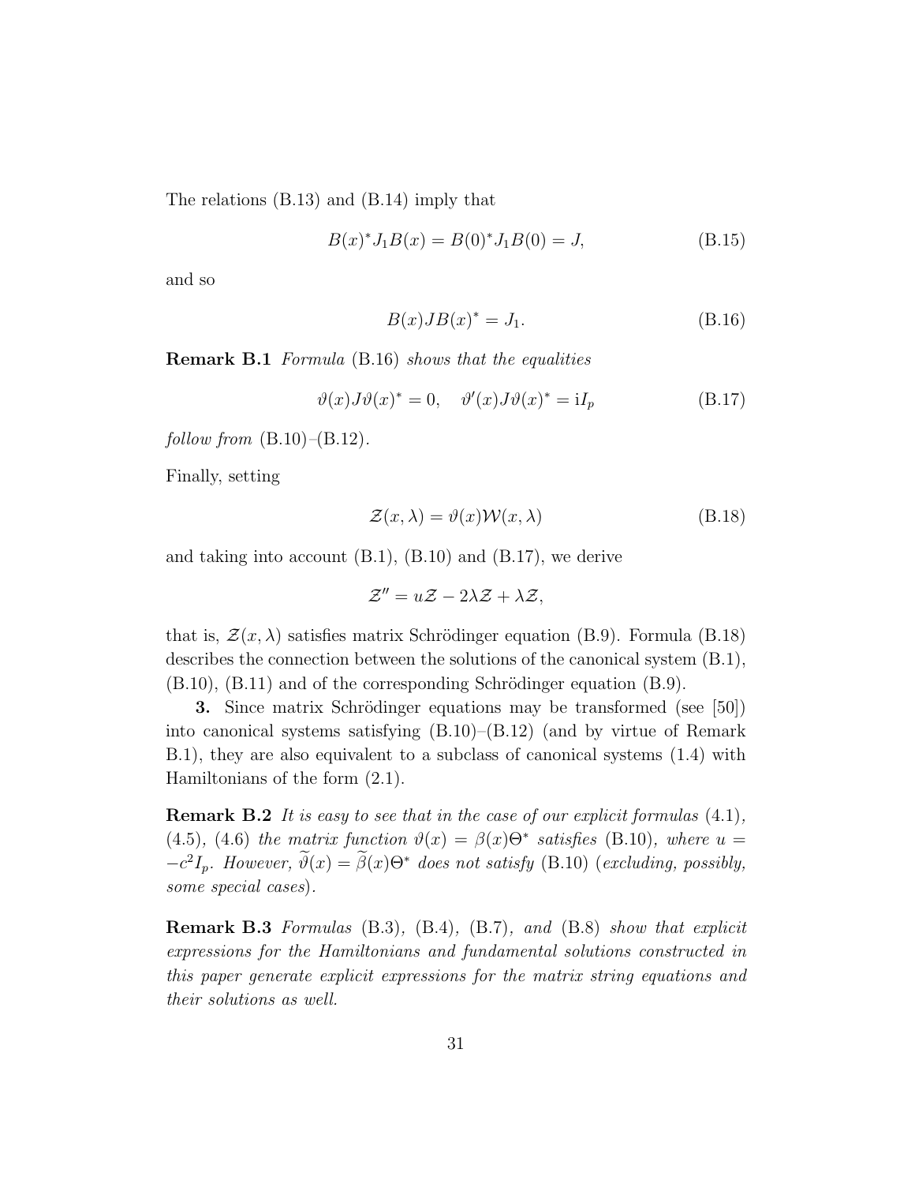The relations (B.13) and (B.14) imply that

$$B(x)^* J_1 B(x) = B(0)^* J_1 B(0) = J, \tag{B.15}$$

and so

$$B(x) J B(x)^* = J_1. \tag{B.16}$$

**Remark B.1** *Formula* (B.16) *shows that the equalities*

$$\vartheta(x) J \vartheta(x)^* = 0, \quad \vartheta'(x) J \vartheta(x)^* = \mathrm{i} I_p \tag{B.17}$$

*follow from* (B.10)–(B.12).

Finally, setting

$$\mathcal{Z}(x, \lambda) = \vartheta(x) \mathcal{W}(x, \lambda) \tag{B.18}$$

and taking into account (B.1), (B.10) and (B.17), we derive

$$\mathcal{Z}'' = u\mathcal{Z} - 2\lambda\mathcal{Z} + \lambda\mathcal{Z},$$

that is, $\mathcal{Z}(x, \lambda)$ satisfies matrix Schrödinger equation (B.9). Formula (B.18) describes the connection between the solutions of the canonical system (B.1), (B.10), (B.11) and of the corresponding Schrödinger equation (B.9).

**3.** Since matrix Schrödinger equations may be transformed (see [50]) into canonical systems satisfying (B.10)–(B.12) (and by virtue of Remark B.1), they are also equivalent to a subclass of canonical systems (1.4) with Hamiltonians of the form (2.1).

**Remark B.2** *It is easy to see that in the case of our explicit formulas* (4.1), (4.5), (4.6) *the matrix function* $\vartheta(x) = \beta(x)\Theta^*$ *satisfies* (B.10), *where* $u = -c^2 I_p$. *However,* $\widetilde{\vartheta}(x) = \widetilde{\beta}(x)\Theta^*$ *does not satisfy* (B.10) (*excluding, possibly, some special cases*).

**Remark B.3** *Formulas* (B.3), (B.4), (B.7), *and* (B.8) *show that explicit expressions for the Hamiltonians and fundamental solutions constructed in this paper generate explicit expressions for the matrix string equations and their solutions as well.*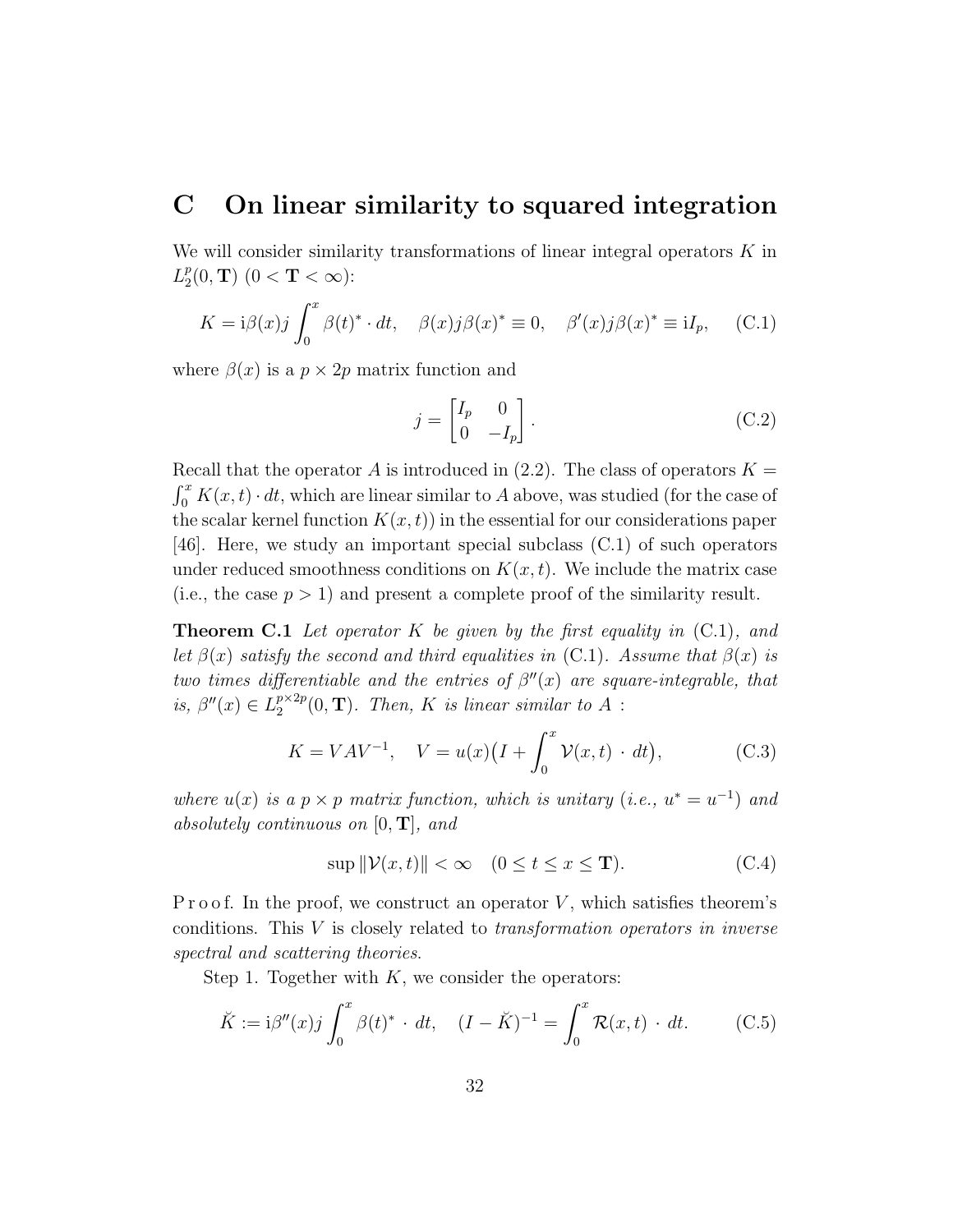## C On linear similarity to squared integration

We will consider similarity transformations of linear integral operators $K$ in $L_2^p(0, \mathbf{T})$ $(0 < \mathbf{T} < \infty)$:

$$K = \mathrm{i}\beta(x)j \int_0^x \beta(t)^* \cdot dt, \quad \beta(x)j\beta(x)^* \equiv 0, \quad \beta'(x)j\beta(x)^* \equiv \mathrm{i}I_p, \tag{C.1}$$

where $\beta(x)$ is a $p \times 2p$ matrix function and

$$j = \begin{bmatrix} I_p & 0 \\ 0 & -I_p \end{bmatrix}. \tag{C.2}$$

Recall that the operator $A$ is introduced in (2.2). The class of operators $K = \int_0^x K(x,t) \cdot dt$, which are linear similar to $A$ above, was studied (for the case of the scalar kernel function $K(x,t)$) in the essential for our considerations paper [46]. Here, we study an important special subclass (C.1) of such operators under reduced smoothness conditions on $K(x,t)$. We include the matrix case (i.e., the case $p > 1$) and present a complete proof of the similarity result.

**Theorem C.1** *Let operator $K$ be given by the first equality in* (C.1)*, and let $\beta(x)$ satisfy the second and third equalities in* (C.1)*. Assume that $\beta(x)$ is two times differentiable and the entries of $\beta''(x)$ are square-integrable, that is, $\beta''(x) \in L_2^{p\times 2p}(0, \mathbf{T})$. Then, $K$ is linear similar to $A$ :*

$$K = VAV^{-1}, \quad V = u(x)\big(I + \int_0^x \mathcal{V}(x,t) \ \cdot \ dt\big), \tag{C.3}$$

*where $u(x)$ is a $p \times p$ matrix function, which is unitary (i.e., $u^* = u^{-1}$) and absolutely continuous on $[0, \mathbf{T}]$, and*

$$\sup \|\mathcal{V}(x,t)\| < \infty \quad (0 \leq t \leq x \leq \mathbf{T}). \tag{C.4}$$

P r o o f. In the proof, we construct an operator $V$, which satisfies theorem's conditions. This $V$ is closely related to *transformation operators in inverse spectral and scattering theories.*

Step 1. Together with $K$, we consider the operators:

$$\breve{K} := \mathrm{i}\beta''(x)j \int_0^x \beta(t)^* \ \cdot \ dt, \quad (I - \breve{K})^{-1} = \int_0^x \mathcal{R}(x,t) \ \cdot \ dt. \tag{C.5}$$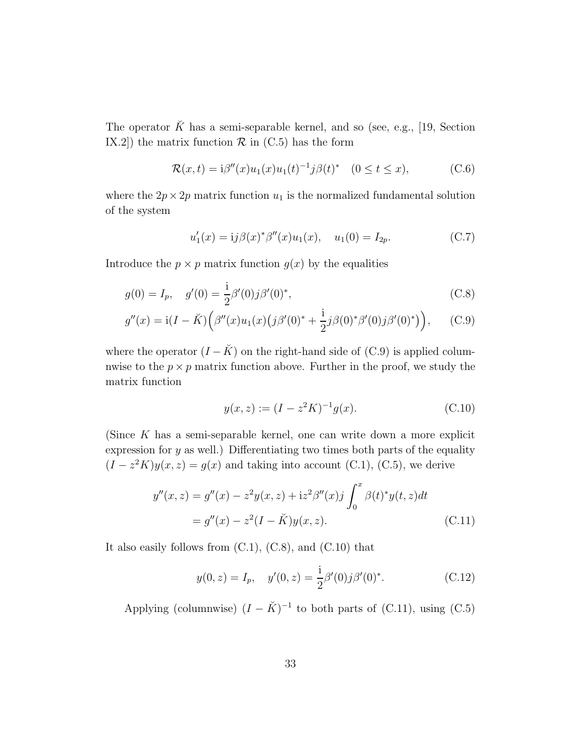The operator $\breve{K}$ has a semi-separable kernel, and so (see, e.g., [19, Section IX.2]) the matrix function $\mathcal{R}$ in (C.5) has the form

$$\mathcal{R}(x,t) = \mathrm{i}\beta''(x)u_1(x)u_1(t)^{-1}j\beta(t)^* \quad (0 \le t \le x), \tag{C.6}$$

where the $2p \times 2p$ matrix function $u_1$ is the normalized fundamental solution of the system

$$u_1'(x) = \mathrm{i}j\beta(x)^*\beta''(x)u_1(x), \quad u_1(0) = I_{2p}. \tag{C.7}$$

Introduce the $p \times p$ matrix function $g(x)$ by the equalities

$$g(0) = I_p, \quad g'(0) = \frac{\mathrm{i}}{2}\beta'(0)j\beta'(0)^*, \tag{C.8}$$

$$g''(x) = \mathrm{i}(I - \breve{K})\Big(\beta''(x)u_1(x)\big(j\beta'(0)^* + \frac{\mathrm{i}}{2}j\beta(0)^*\beta'(0)j\beta'(0)^*\big)\Big), \tag{C.9}$$

where the operator $(I - \breve{K})$ on the right-hand side of (C.9) is applied columnwise to the $p \times p$ matrix function above. Further in the proof, we study the matrix function

$$y(x,z) := (I - z^2K)^{-1}g(x). \tag{C.10}$$

(Since $K$ has a semi-separable kernel, one can write down a more explicit expression for $y$ as well.) Differentiating two times both parts of the equality $(I - z^2K)y(x,z) = g(x)$ and taking into account (C.1), (C.5), we derive

$$\begin{aligned} y''(x,z) &= g''(x) - z^2y(x,z) + \mathrm{i}z^2\beta''(x)j\int_0^x \beta(t)^*y(t,z)dt \\ &= g''(x) - z^2(I - \breve{K})y(x,z). \end{aligned} \tag{C.11}$$

It also easily follows from (C.1), (C.8), and (C.10) that

$$y(0,z) = I_p, \quad y'(0,z) = \frac{\mathrm{i}}{2}\beta'(0)j\beta'(0)^*. \tag{C.12}$$

Applying (columnwise) $(I - \breve{K})^{-1}$ to both parts of (C.11), using (C.5)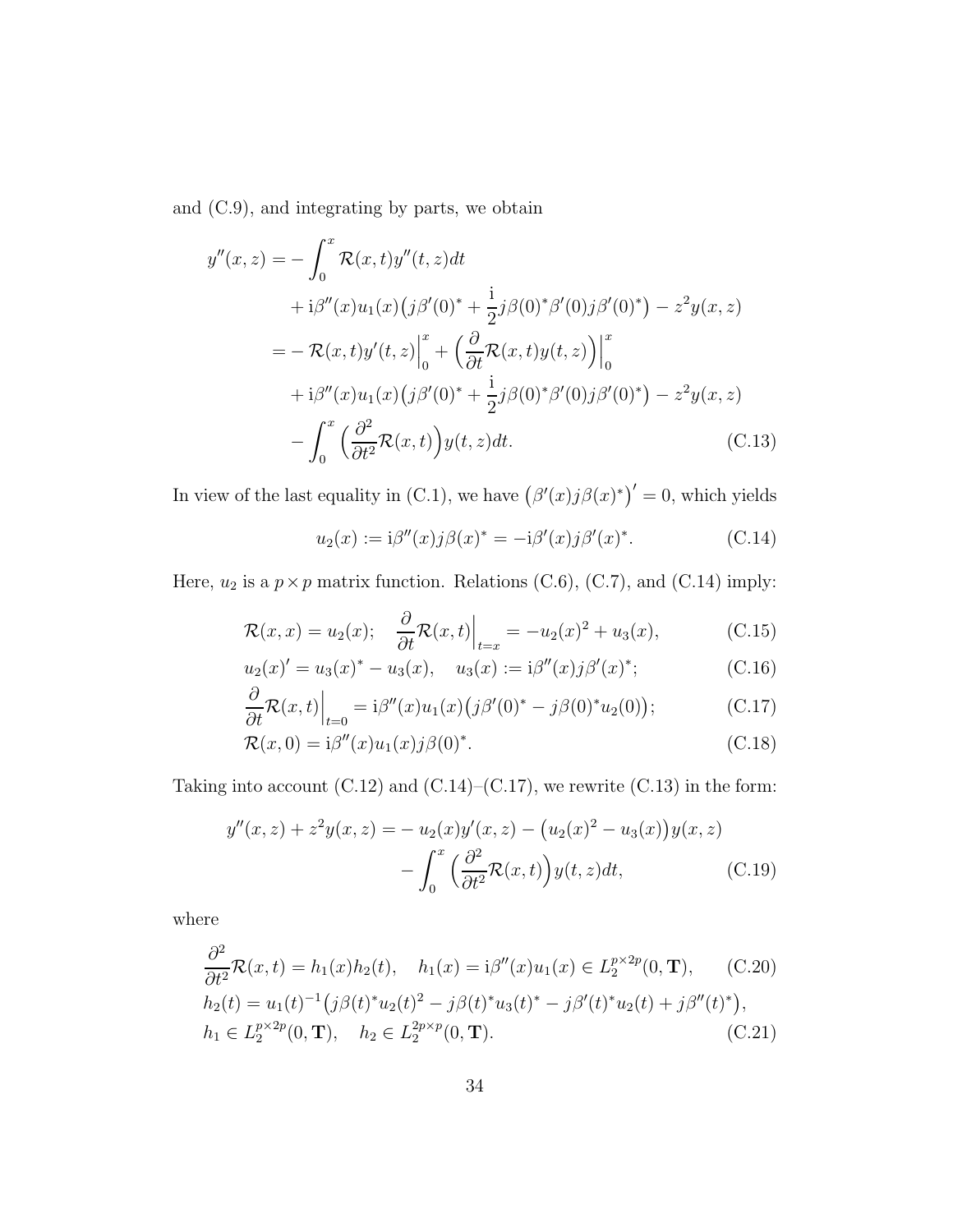and (C.9), and integrating by parts, we obtain

$$
\begin{aligned}
y''(x,z) =& -\int_0^x \mathcal{R}(x,t)y''(t,z)dt \\
&+ \mathrm{i}\beta''(x)u_1(x)\big(j\beta'(0)^* + \frac{\mathrm{i}}{2}j\beta(0)^*\beta'(0)j\beta'(0)^*\big) - z^2 y(x,z) \\
=& -\mathcal{R}(x,t)y'(t,z)\Big|_0^x + \Big(\frac{\partial}{\partial t}\mathcal{R}(x,t)y(t,z)\Big)\Big|_0^x \\
&+ \mathrm{i}\beta''(x)u_1(x)\big(j\beta'(0)^* + \frac{\mathrm{i}}{2}j\beta(0)^*\beta'(0)j\beta'(0)^*\big) - z^2 y(x,z) \\
&- \int_0^x \Big(\frac{\partial^2}{\partial t^2}\mathcal{R}(x,t)\Big)y(t,z)dt. \qquad \text{(C.13)}
\end{aligned}
$$

In view of the last equality in (C.1), we have $\big(\beta'(x)j\beta(x)^*\big)' = 0$, which yields

$$
u_2(x) := \mathrm{i}\beta''(x)j\beta(x)^* = -\mathrm{i}\beta'(x)j\beta'(x)^*. \qquad \text{(C.14)}
$$

Here, $u_2$ is a $p \times p$ matrix function. Relations (C.6), (C.7), and (C.14) imply:

$$
\mathcal{R}(x,x) = u_2(x); \quad \frac{\partial}{\partial t}\mathcal{R}(x,t)\Big|_{t=x} = -u_2(x)^2 + u_3(x), \qquad \text{(C.15)}
$$

$$
u_2(x)' = u_3(x)^* - u_3(x), \quad u_3(x) := \mathrm{i}\beta''(x)j\beta'(x)^*; \qquad \text{(C.16)}
$$

$$
\frac{\partial}{\partial t}\mathcal{R}(x,t)\Big|_{t=0} = \mathrm{i}\beta''(x)u_1(x)\big(j\beta'(0)^* - j\beta(0)^*u_2(0)\big); \qquad \text{(C.17)}
$$

$$
\mathcal{R}(x,0) = \mathrm{i}\beta''(x)u_1(x)j\beta(0)^*. \qquad \text{(C.18)}
$$

Taking into account (C.12) and (C.14)–(C.17), we rewrite (C.13) in the form:

$$
\begin{aligned}
y''(x,z) + z^2 y(x,z) =& -u_2(x)y'(x,z) - \big(u_2(x)^2 - u_3(x)\big)y(x,z) \\
&- \int_0^x \Big(\frac{\partial^2}{\partial t^2}\mathcal{R}(x,t)\Big)y(t,z)dt, \qquad \text{(C.19)}
\end{aligned}
$$

where

$$
\frac{\partial^2}{\partial t^2}\mathcal{R}(x,t) = h_1(x)h_2(t), \quad h_1(x) = \mathrm{i}\beta''(x)u_1(x) \in L_2^{p\times 2p}(0,\mathbf{T}), \qquad \text{(C.20)}
$$

$$
\begin{aligned}
&h_2(t) = u_1(t)^{-1}\big(j\beta(t)^*u_2(t)^2 - j\beta(t)^*u_3(t)^* - j\beta'(t)^*u_2(t) + j\beta''(t)^*\big), \\
&h_1 \in L_2^{p\times 2p}(0,\mathbf{T}), \quad h_2 \in L_2^{2p\times p}(0,\mathbf{T}). \qquad \text{(C.21)}
\end{aligned}
$$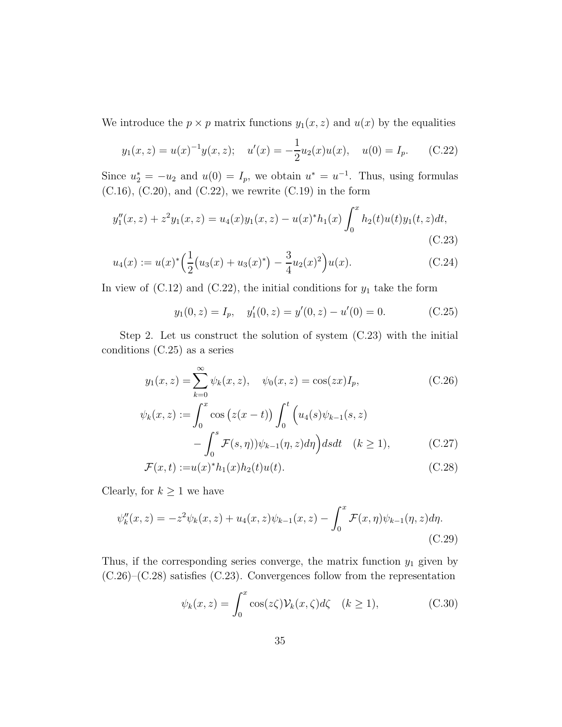We introduce the $p \times p$ matrix functions $y_1(x,z)$ and $u(x)$ by the equalities

$$y_1(x,z) = u(x)^{-1}y(x,z); \quad u'(x) = -\frac{1}{2}u_2(x)u(x), \quad u(0) = I_p. \tag{C.22}$$

Since $u_2^* = -u_2$ and $u(0) = I_p$, we obtain $u^* = u^{-1}$. Thus, using formulas (C.16), (C.20), and (C.22), we rewrite (C.19) in the form

$$y_1''(x,z) + z^2 y_1(x,z) = u_4(x)y_1(x,z) - u(x)^* h_1(x)\int_0^x h_2(t)u(t)y_1(t,z)dt, \tag{C.23}$$

$$u_4(x) := u(x)^*\Big(\frac{1}{2}\big(u_3(x) + u_3(x)^*\big) - \frac{3}{4}u_2(x)^2\Big)u(x). \tag{C.24}$$

In view of (C.12) and (C.22), the initial conditions for $y_1$ take the form

$$y_1(0,z) = I_p, \quad y_1'(0,z) = y'(0,z) - u'(0) = 0. \tag{C.25}$$

Step 2. Let us construct the solution of system (C.23) with the initial conditions (C.25) as a series

$$y_1(x,z) = \sum_{k=0}^{\infty}\psi_k(x,z), \quad \psi_0(x,z) = \cos(zx)I_p, \tag{C.26}$$

$$\begin{aligned}\psi_k(x,z) := \int_0^x \cos\big(z(x-t)\big)\int_0^t \Big(u_4(s)\psi_{k-1}(s,z) \\ - \int_0^s \mathcal{F}(s,\eta))\psi_{k-1}(\eta,z)d\eta\Big)dsdt \quad (k \geq 1),\end{aligned} \tag{C.27}$$

$$\mathcal{F}(x,t) := u(x)^* h_1(x)h_2(t)u(t). \tag{C.28}$$

Clearly, for $k \geq 1$ we have

$$\psi_k''(x,z) = -z^2\psi_k(x,z) + u_4(x,z)\psi_{k-1}(x,z) - \int_0^x \mathcal{F}(x,\eta)\psi_{k-1}(\eta,z)d\eta. \tag{C.29}$$

Thus, if the corresponding series converge, the matrix function $y_1$ given by (C.26)–(C.28) satisfies (C.23). Convergences follow from the representation

$$\psi_k(x,z) = \int_0^x \cos(z\zeta)\mathcal{V}_k(x,\zeta)d\zeta \quad (k \geq 1), \tag{C.30}$$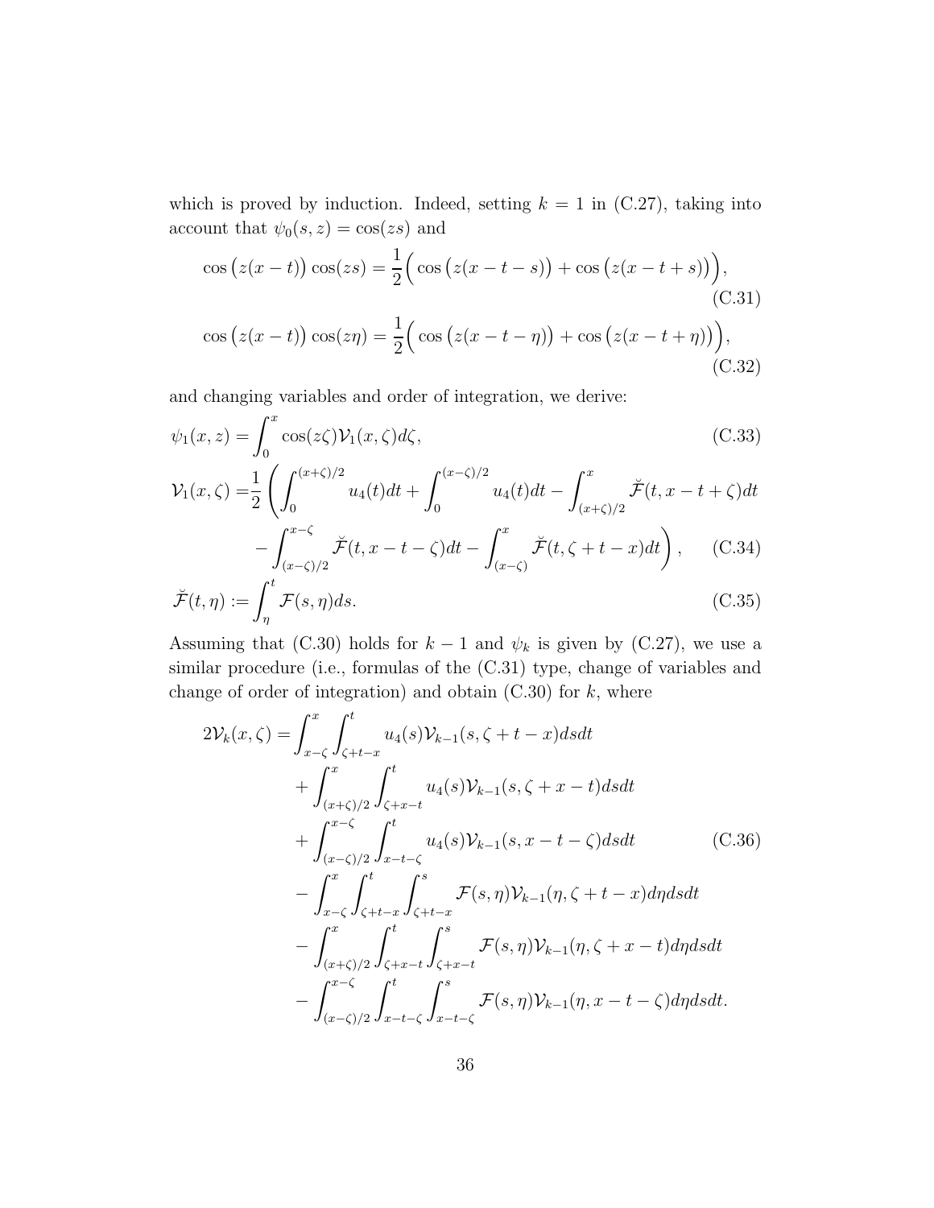which is proved by induction. Indeed, setting $k=1$ in (C.27), taking into account that $\psi_0(s,z)=\cos(zs)$ and

$$\cos\big(z(x-t)\big)\cos(zs)=\frac{1}{2}\Big(\cos\big(z(x-t-s)\big)+\cos\big(z(x-t+s)\big)\Big), \tag{C.31}$$

$$\cos\big(z(x-t)\big)\cos(z\eta)=\frac{1}{2}\Big(\cos\big(z(x-t-\eta)\big)+\cos\big(z(x-t+\eta)\big)\Big), \tag{C.32}$$

and changing variables and order of integration, we derive:

$$\psi_1(x,z)=\int_0^x \cos(z\zeta)\mathcal{V}_1(x,\zeta)d\zeta, \tag{C.33}$$

$$\begin{aligned}\mathcal{V}_1(x,\zeta)=&\frac{1}{2}\left(\int_0^{(x+\zeta)/2}u_4(t)dt+\int_0^{(x-\zeta)/2}u_4(t)dt-\int_{(x+\zeta)/2}^{x}\breve{\mathcal{F}}(t,x-t+\zeta)dt\right.\\ &\left.-\int_{(x-\zeta)/2}^{x-\zeta}\breve{\mathcal{F}}(t,x-t-\zeta)dt-\int_{(x-\zeta)}^{x}\breve{\mathcal{F}}(t,\zeta+t-x)dt\right),\end{aligned} \tag{C.34}$$

$$\breve{\mathcal{F}}(t,\eta):=\int_\eta^t \mathcal{F}(s,\eta)ds. \tag{C.35}$$

Assuming that (C.30) holds for $k-1$ and $\psi_k$ is given by (C.27), we use a similar procedure (i.e., formulas of the (C.31) type, change of variables and change of order of integration) and obtain (C.30) for $k$, where

$$\begin{aligned}2\mathcal{V}_k(x,\zeta)=&\int_{x-\zeta}^{x}\int_{\zeta+t-x}^{t}u_4(s)\mathcal{V}_{k-1}(s,\zeta+t-x)dsdt\\ &+\int_{(x+\zeta)/2}^{x}\int_{\zeta+x-t}^{t}u_4(s)\mathcal{V}_{k-1}(s,\zeta+x-t)dsdt\\ &+\int_{(x-\zeta)/2}^{x-\zeta}\int_{x-t-\zeta}^{t}u_4(s)\mathcal{V}_{k-1}(s,x-t-\zeta)dsdt\\ &-\int_{x-\zeta}^{x}\int_{\zeta+t-x}^{t}\int_{\zeta+t-x}^{s}\mathcal{F}(s,\eta)\mathcal{V}_{k-1}(\eta,\zeta+t-x)d\eta dsdt\\ &-\int_{(x+\zeta)/2}^{x}\int_{\zeta+x-t}^{t}\int_{\zeta+x-t}^{s}\mathcal{F}(s,\eta)\mathcal{V}_{k-1}(\eta,\zeta+x-t)d\eta dsdt\\ &-\int_{(x-\zeta)/2}^{x-\zeta}\int_{x-t-\zeta}^{t}\int_{x-t-\zeta}^{s}\mathcal{F}(s,\eta)\mathcal{V}_{k-1}(\eta,x-t-\zeta)d\eta dsdt.\end{aligned} \tag{C.36}$$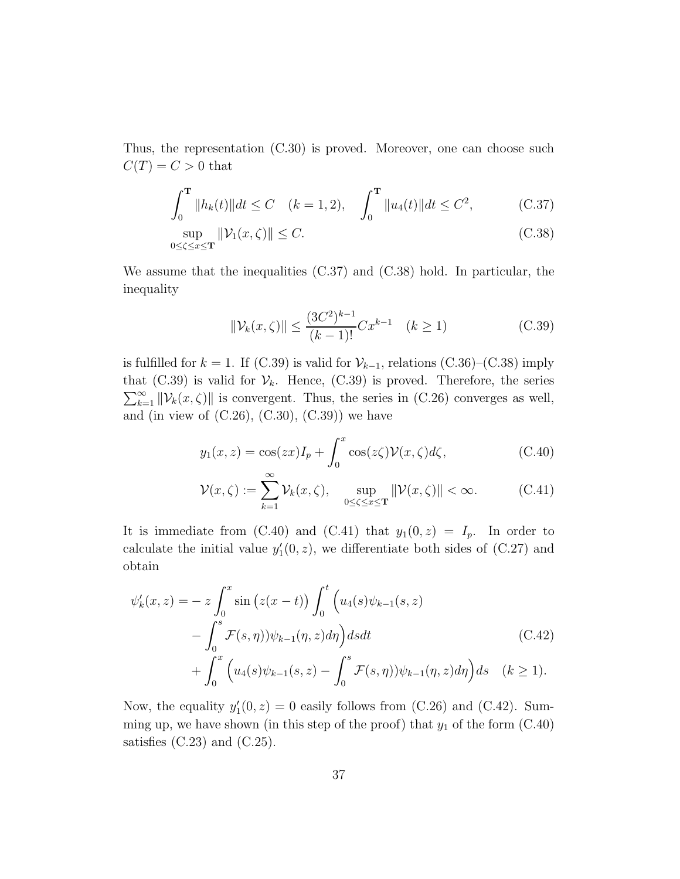Thus, the representation (C.30) is proved. Moreover, one can choose such $C(T) = C > 0$ that

$$\int_0^{\mathbf{T}} \|h_k(t)\| dt \leq C \quad (k = 1, 2), \quad \int_0^{\mathbf{T}} \|u_4(t)\| dt \leq C^2, \tag{C.37}$$

$$\sup_{0 \leq \zeta \leq x \leq \mathbf{T}} \|\mathcal{V}_1(x, \zeta)\| \leq C. \tag{C.38}$$

We assume that the inequalities (C.37) and (C.38) hold. In particular, the inequality

$$\|\mathcal{V}_k(x, \zeta)\| \leq \frac{(3C^2)^{k-1}}{(k-1)!} C x^{k-1} \quad (k \geq 1) \tag{C.39}$$

is fulfilled for $k = 1$. If (C.39) is valid for $\mathcal{V}_{k-1}$, relations (C.36)–(C.38) imply that (C.39) is valid for $\mathcal{V}_k$. Hence, (C.39) is proved. Therefore, the series $\sum_{k=1}^{\infty} \|\mathcal{V}_k(x, \zeta)\|$ is convergent. Thus, the series in (C.26) converges as well, and (in view of (C.26), (C.30), (C.39)) we have

$$y_1(x, z) = \cos(zx) I_p + \int_0^x \cos(z\zeta) \mathcal{V}(x, \zeta) d\zeta, \tag{C.40}$$

$$\mathcal{V}(x, \zeta) := \sum_{k=1}^{\infty} \mathcal{V}_k(x, \zeta), \quad \sup_{0 \leq \zeta \leq x \leq \mathbf{T}} \|\mathcal{V}(x, \zeta)\| < \infty. \tag{C.41}$$

It is immediate from (C.40) and (C.41) that $y_1(0, z) = I_p$. In order to calculate the initial value $y_1'(0, z)$, we differentiate both sides of (C.27) and obtain

$$\begin{aligned}
\psi_k'(x, z) = & - z \int_0^x \sin\big(z(x - t)\big) \int_0^t \Big( u_4(s) \psi_{k-1}(s, z) \\
& - \int_0^s \mathcal{F}(s, \eta)) \psi_{k-1}(\eta, z) d\eta \Big) ds dt \\
& + \int_0^x \Big( u_4(s) \psi_{k-1}(s, z) - \int_0^s \mathcal{F}(s, \eta)) \psi_{k-1}(\eta, z) d\eta \Big) ds \quad (k \geq 1).
\end{aligned} \tag{C.42}$$

Now, the equality $y_1'(0, z) = 0$ easily follows from (C.26) and (C.42). Summing up, we have shown (in this step of the proof) that $y_1$ of the form (C.40) satisfies (C.23) and (C.25).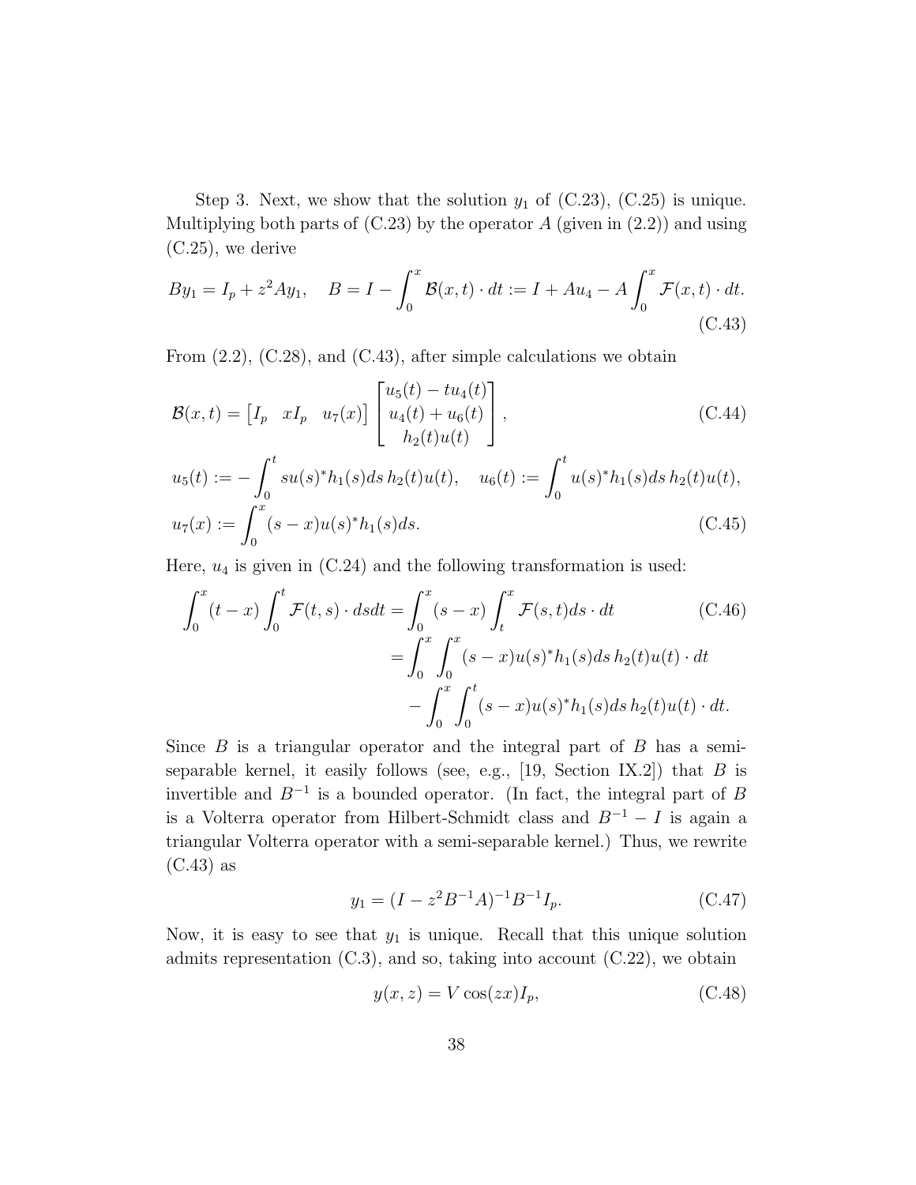Step 3. Next, we show that the solution $y_1$ of (C.23), (C.25) is unique. Multiplying both parts of (C.23) by the operator $A$ (given in (2.2)) and using (C.25), we derive

$$
By_1 = I_p + z^2 A y_1, \quad B = I - \int_0^x \mathcal{B}(x,t) \cdot dt := I + Au_4 - A \int_0^x \mathcal{F}(x,t) \cdot dt. \tag{C.43}
$$

From (2.2), (C.28), and (C.43), after simple calculations we obtain

$$
\mathcal{B}(x,t) = \begin{bmatrix} I_p & xI_p & u_7(x) \end{bmatrix} \begin{bmatrix} u_5(t) - tu_4(t) \\ u_4(t) + u_6(t) \\ h_2(t)u(t) \end{bmatrix}, \tag{C.44}
$$

$$
u_5(t) := -\int_0^t s u(s)^* h_1(s) ds \, h_2(t) u(t), \quad u_6(t) := \int_0^t u(s)^* h_1(s) ds \, h_2(t) u(t),
$$

$$
u_7(x) := \int_0^x (s-x) u(s)^* h_1(s) ds. \tag{C.45}
$$

Here, $u_4$ is given in (C.24) and the following transformation is used:

$$
\begin{aligned}
\int_0^x (t-x) \int_0^t \mathcal{F}(t,s) \cdot ds dt &= \int_0^x (s-x) \int_t^x \mathcal{F}(s,t) ds \cdot dt \qquad \text{(C.46)} \\
&= \int_0^x \int_0^x (s-x) u(s)^* h_1(s) ds \, h_2(t) u(t) \cdot dt \\
&\quad - \int_0^x \int_0^t (s-x) u(s)^* h_1(s) ds \, h_2(t) u(t) \cdot dt.
\end{aligned}
$$

Since $B$ is a triangular operator and the integral part of $B$ has a semi-separable kernel, it easily follows (see, e.g., [19, Section IX.2]) that $B$ is invertible and $B^{-1}$ is a bounded operator. (In fact, the integral part of $B$ is a Volterra operator from Hilbert-Schmidt class and $B^{-1} - I$ is again a triangular Volterra operator with a semi-separable kernel.) Thus, we rewrite (C.43) as

$$
y_1 = (I - z^2 B^{-1} A)^{-1} B^{-1} I_p. \tag{C.47}
$$

Now, it is easy to see that $y_1$ is unique. Recall that this unique solution admits representation (C.3), and so, taking into account (C.22), we obtain

$$
y(x,z) = V \cos(zx) I_p, \tag{C.48}
$$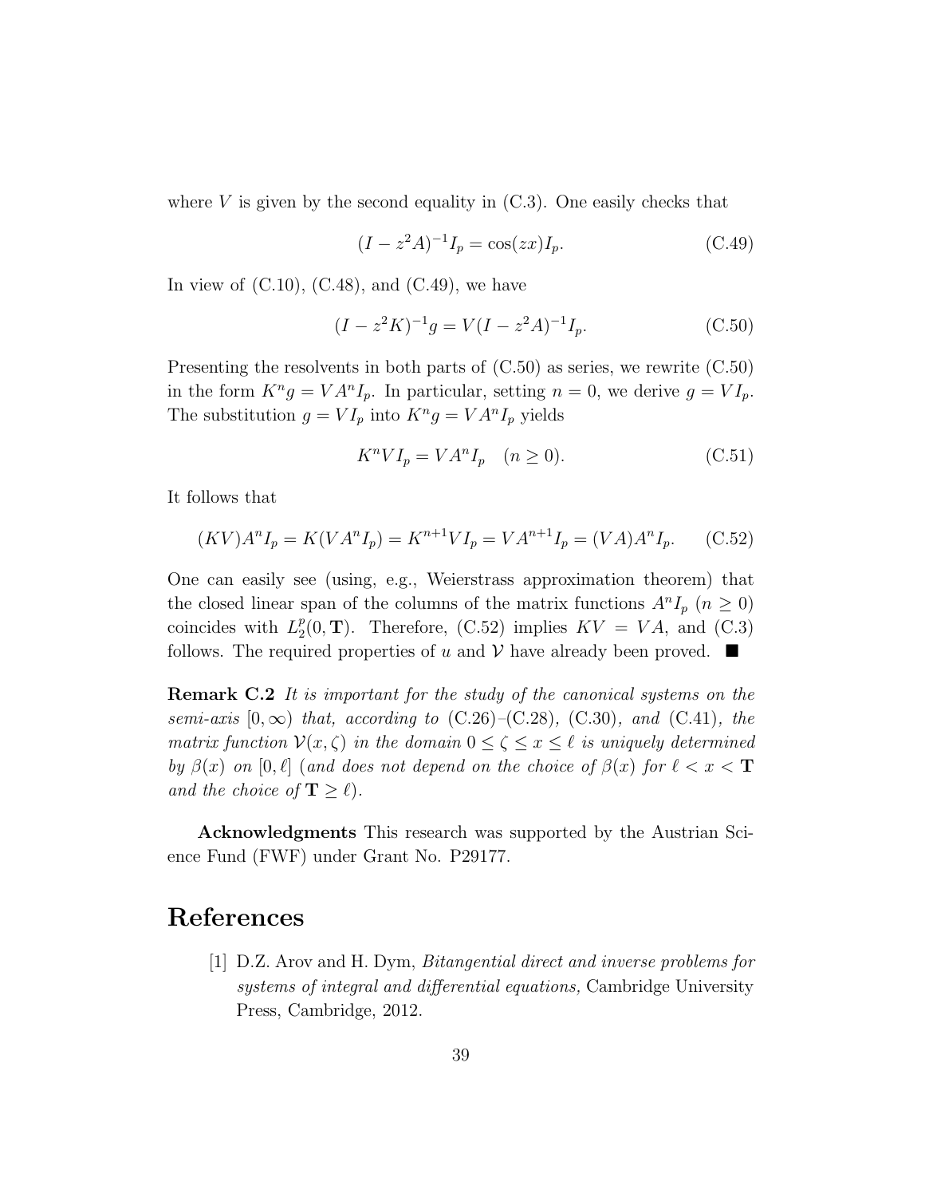where $V$ is given by the second equality in (C.3). One easily checks that

$$(I - z^2 A)^{-1} I_p = \cos(zx) I_p. \tag{C.49}$$

In view of (C.10), (C.48), and (C.49), we have

$$(I - z^2 K)^{-1} g = V(I - z^2 A)^{-1} I_p. \tag{C.50}$$

Presenting the resolvents in both parts of (C.50) as series, we rewrite (C.50) in the form $K^n g = V A^n I_p$. In particular, setting $n = 0$, we derive $g = V I_p$. The substitution $g = V I_p$ into $K^n g = V A^n I_p$ yields

$$K^n V I_p = V A^n I_p \quad (n \geq 0). \tag{C.51}$$

It follows that

$$(KV) A^n I_p = K(V A^n I_p) = K^{n+1} V I_p = V A^{n+1} I_p = (VA) A^n I_p. \tag{C.52}$$

One can easily see (using, e.g., Weierstrass approximation theorem) that the closed linear span of the columns of the matrix functions $A^n I_p$ $(n \geq 0)$ coincides with $L_2^p(0, \mathbf{T})$. Therefore, (C.52) implies $KV = VA$, and (C.3) follows. The required properties of $u$ and $\mathcal{V}$ have already been proved. ∎

**Remark C.2** *It is important for the study of the canonical systems on the semi-axis $[0, \infty)$ that, according to* (C.26)*–*(C.28)*,* (C.30)*, and* (C.41)*, the matrix function $\mathcal{V}(x, \zeta)$ in the domain $0 \leq \zeta \leq x \leq \ell$ is uniquely determined by $\beta(x)$ on $[0, \ell]$ (and does not depend on the choice of $\beta(x)$ for $\ell < x < \mathbf{T}$ and the choice of $\mathbf{T} \geq \ell$).*

**Acknowledgments** This research was supported by the Austrian Science Fund (FWF) under Grant No. P29177.

# References

[1] D.Z. Arov and H. Dym, *Bitangential direct and inverse problems for systems of integral and differential equations,* Cambridge University Press, Cambridge, 2012.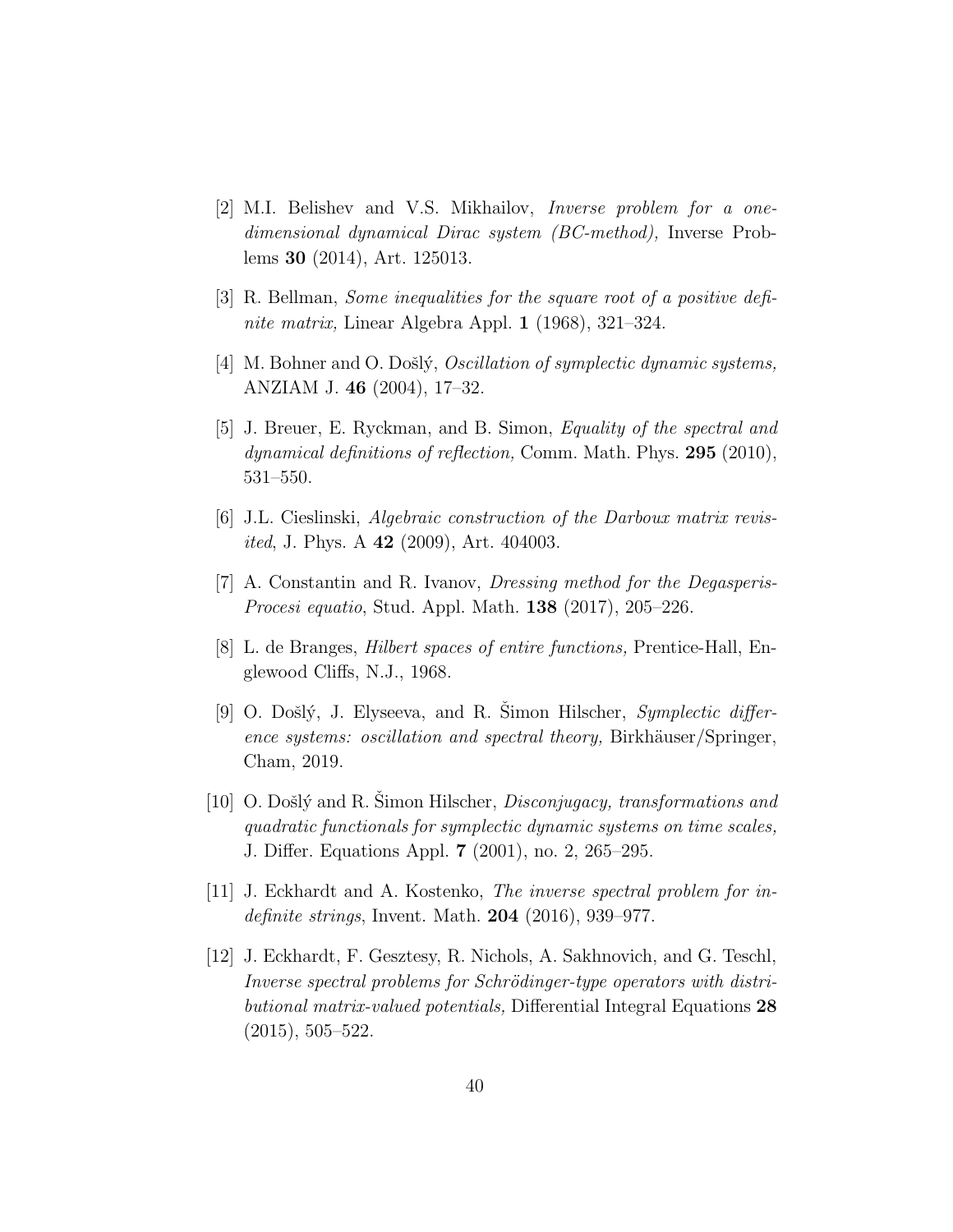[2] M.I. Belishev and V.S. Mikhailov, *Inverse problem for a one-dimensional dynamical Dirac system (BC-method),* Inverse Problems **30** (2014), Art. 125013.

[3] R. Bellman, *Some inequalities for the square root of a positive definite matrix,* Linear Algebra Appl. **1** (1968), 321–324.

[4] M. Bohner and O. Došlý, *Oscillation of symplectic dynamic systems,* ANZIAM J. **46** (2004), 17–32.

[5] J. Breuer, E. Ryckman, and B. Simon, *Equality of the spectral and dynamical definitions of reflection,* Comm. Math. Phys. **295** (2010), 531–550.

[6] J.L. Cieslinski, *Algebraic construction of the Darboux matrix revisited*, J. Phys. A **42** (2009), Art. 404003.

[7] A. Constantin and R. Ivanov, *Dressing method for the Degasperis-Procesi equatio*, Stud. Appl. Math. **138** (2017), 205–226.

[8] L. de Branges, *Hilbert spaces of entire functions,* Prentice-Hall, Englewood Cliffs, N.J., 1968.

[9] O. Došlý, J. Elyseeva, and R. Šimon Hilscher, *Symplectic difference systems: oscillation and spectral theory,* Birkhäuser/Springer, Cham, 2019.

[10] O. Došlý and R. Šimon Hilscher, *Disconjugacy, transformations and quadratic functionals for symplectic dynamic systems on time scales,* J. Differ. Equations Appl. **7** (2001), no. 2, 265–295.

[11] J. Eckhardt and A. Kostenko, *The inverse spectral problem for indefinite strings*, Invent. Math. **204** (2016), 939–977.

[12] J. Eckhardt, F. Gesztesy, R. Nichols, A. Sakhnovich, and G. Teschl, *Inverse spectral problems for Schrödinger-type operators with distributional matrix-valued potentials,* Differential Integral Equations **28** (2015), 505–522.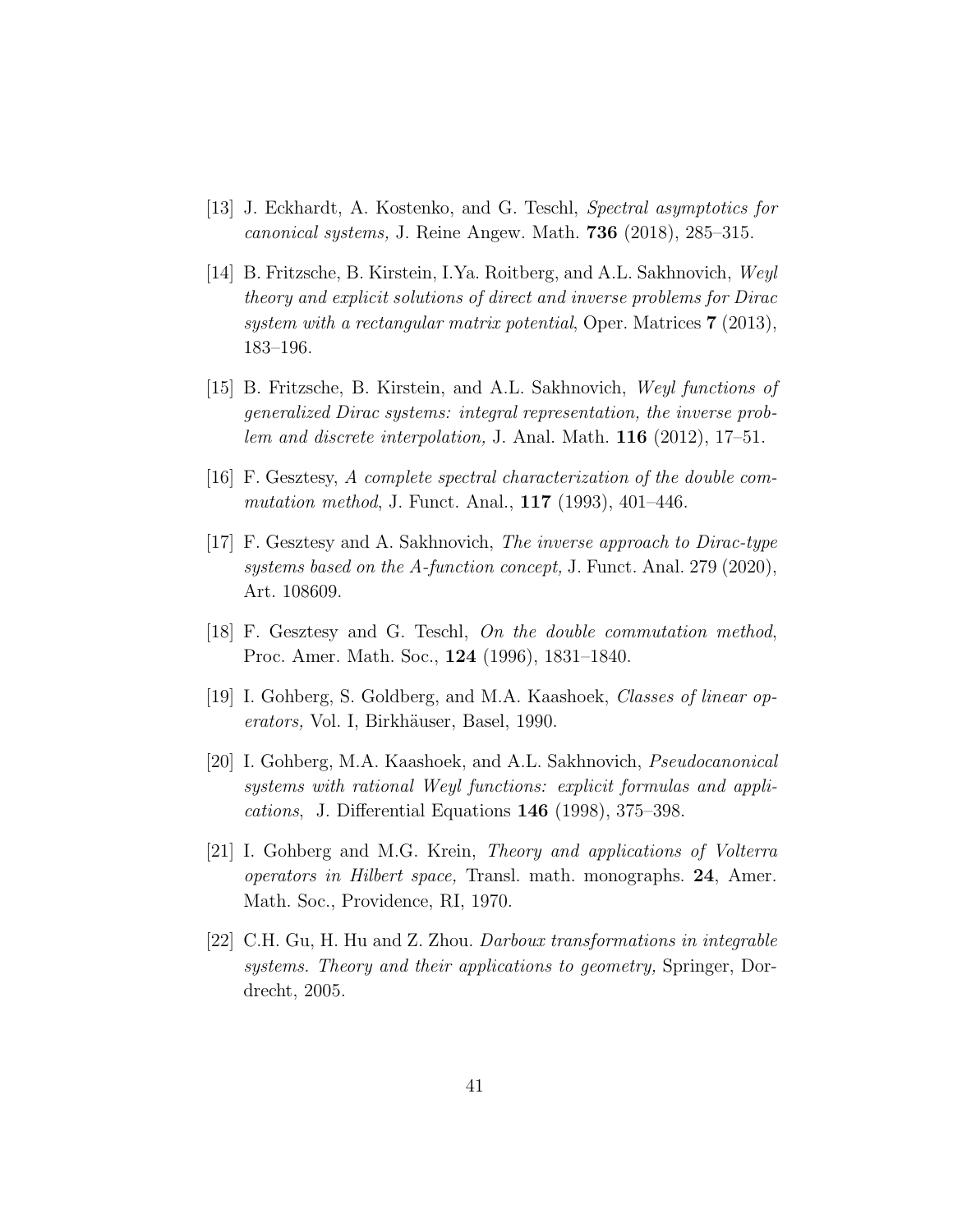[13] J. Eckhardt, A. Kostenko, and G. Teschl, *Spectral asymptotics for canonical systems,* J. Reine Angew. Math. **736** (2018), 285–315.

[14] B. Fritzsche, B. Kirstein, I.Ya. Roitberg, and A.L. Sakhnovich, *Weyl theory and explicit solutions of direct and inverse problems for Dirac system with a rectangular matrix potential*, Oper. Matrices **7** (2013), 183–196.

[15] B. Fritzsche, B. Kirstein, and A.L. Sakhnovich, *Weyl functions of generalized Dirac systems: integral representation, the inverse problem and discrete interpolation,* J. Anal. Math. **116** (2012), 17–51.

[16] F. Gesztesy, *A complete spectral characterization of the double commutation method*, J. Funct. Anal., **117** (1993), 401–446.

[17] F. Gesztesy and A. Sakhnovich, *The inverse approach to Dirac-type systems based on the A-function concept,* J. Funct. Anal. 279 (2020), Art. 108609.

[18] F. Gesztesy and G. Teschl, *On the double commutation method*, Proc. Amer. Math. Soc., **124** (1996), 1831–1840.

[19] I. Gohberg, S. Goldberg, and M.A. Kaashoek, *Classes of linear operators,* Vol. I, Birkhäuser, Basel, 1990.

[20] I. Gohberg, M.A. Kaashoek, and A.L. Sakhnovich, *Pseudocanonical systems with rational Weyl functions: explicit formulas and applications*, J. Differential Equations **146** (1998), 375–398.

[21] I. Gohberg and M.G. Krein, *Theory and applications of Volterra operators in Hilbert space,* Transl. math. monographs. **24**, Amer. Math. Soc., Providence, RI, 1970.

[22] C.H. Gu, H. Hu and Z. Zhou. *Darboux transformations in integrable systems. Theory and their applications to geometry,* Springer, Dordrecht, 2005.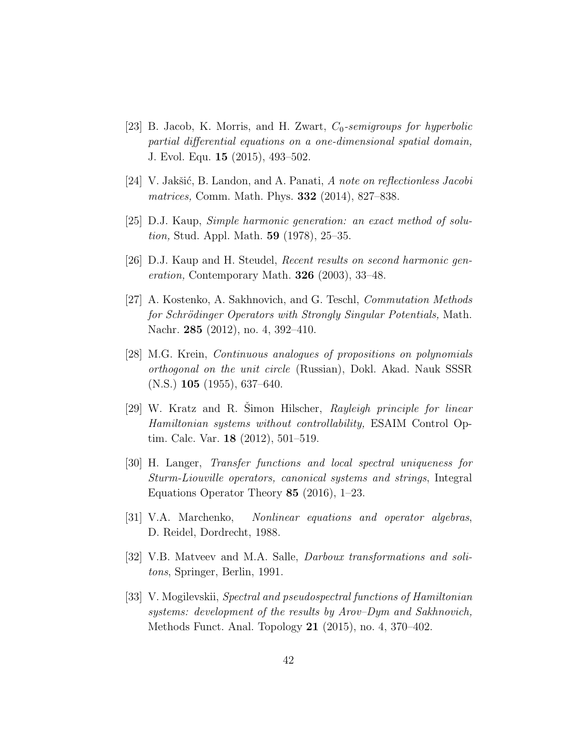[23] B. Jacob, K. Morris, and H. Zwart, *$C_0$-semigroups for hyperbolic partial differential equations on a one-dimensional spatial domain,* J. Evol. Equ. **15** (2015), 493–502.

[24] V. Jakšić, B. Landon, and A. Panati, *A note on reflectionless Jacobi matrices,* Comm. Math. Phys. **332** (2014), 827–838.

[25] D.J. Kaup, *Simple harmonic generation: an exact method of solution,* Stud. Appl. Math. **59** (1978), 25–35.

[26] D.J. Kaup and H. Steudel, *Recent results on second harmonic generation,* Contemporary Math. **326** (2003), 33–48.

[27] A. Kostenko, A. Sakhnovich, and G. Teschl, *Commutation Methods for Schrödinger Operators with Strongly Singular Potentials,* Math. Nachr. **285** (2012), no. 4, 392–410.

[28] M.G. Krein, *Continuous analogues of propositions on polynomials orthogonal on the unit circle* (Russian), Dokl. Akad. Nauk SSSR (N.S.) **105** (1955), 637–640.

[29] W. Kratz and R. Šimon Hilscher, *Rayleigh principle for linear Hamiltonian systems without controllability,* ESAIM Control Optim. Calc. Var. **18** (2012), 501–519.

[30] H. Langer, *Transfer functions and local spectral uniqueness for Sturm-Liouville operators, canonical systems and strings*, Integral Equations Operator Theory **85** (2016), 1–23.

[31] V.A. Marchenko, *Nonlinear equations and operator algebras*, D. Reidel, Dordrecht, 1988.

[32] V.B. Matveev and M.A. Salle, *Darboux transformations and solitons*, Springer, Berlin, 1991.

[33] V. Mogilevskii, *Spectral and pseudospectral functions of Hamiltonian systems: development of the results by Arov–Dym and Sakhnovich,* Methods Funct. Anal. Topology **21** (2015), no. 4, 370–402.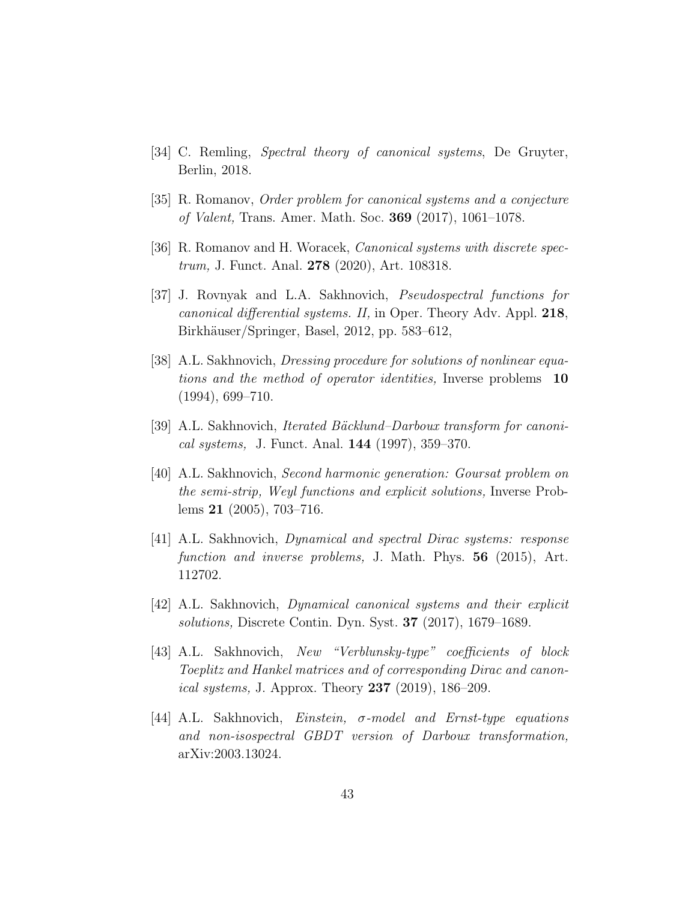[34] C. Remling, *Spectral theory of canonical systems*, De Gruyter, Berlin, 2018.

[35] R. Romanov, *Order problem for canonical systems and a conjecture of Valent,* Trans. Amer. Math. Soc. **369** (2017), 1061–1078.

[36] R. Romanov and H. Woracek, *Canonical systems with discrete spectrum,* J. Funct. Anal. **278** (2020), Art. 108318.

[37] J. Rovnyak and L.A. Sakhnovich, *Pseudospectral functions for canonical differential systems. II,* in Oper. Theory Adv. Appl. **218**, Birkhäuser/Springer, Basel, 2012, pp. 583–612,

[38] A.L. Sakhnovich, *Dressing procedure for solutions of nonlinear equations and the method of operator identities,* Inverse problems **10** (1994), 699–710.

[39] A.L. Sakhnovich, *Iterated Bäcklund–Darboux transform for canonical systems,* J. Funct. Anal. **144** (1997), 359–370.

[40] A.L. Sakhnovich, *Second harmonic generation: Goursat problem on the semi-strip, Weyl functions and explicit solutions,* Inverse Problems **21** (2005), 703–716.

[41] A.L. Sakhnovich, *Dynamical and spectral Dirac systems: response function and inverse problems,* J. Math. Phys. **56** (2015), Art. 112702.

[42] A.L. Sakhnovich, *Dynamical canonical systems and their explicit solutions,* Discrete Contin. Dyn. Syst. **37** (2017), 1679–1689.

[43] A.L. Sakhnovich, *New "Verblunsky-type" coefficients of block Toeplitz and Hankel matrices and of corresponding Dirac and canonical systems,* J. Approx. Theory **237** (2019), 186–209.

[44] A.L. Sakhnovich, *Einstein, $\sigma$-model and Ernst-type equations and non-isospectral GBDT version of Darboux transformation,* arXiv:2003.13024.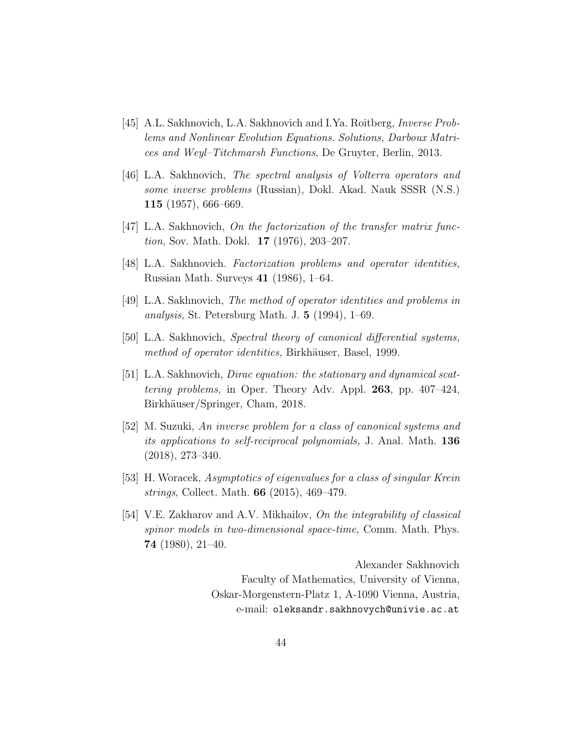[45] A.L. Sakhnovich, L.A. Sakhnovich and I.Ya. Roitberg, *Inverse Problems and Nonlinear Evolution Equations. Solutions, Darboux Matrices and Weyl–Titchmarsh Functions*, De Gruyter, Berlin, 2013.

[46] L.A. Sakhnovich, *The spectral analysis of Volterra operators and some inverse problems* (Russian), Dokl. Akad. Nauk SSSR (N.S.) **115** (1957), 666–669.

[47] L.A. Sakhnovich, *On the factorization of the transfer matrix function,* Sov. Math. Dokl. **17** (1976), 203–207.

[48] L.A. Sakhnovich. *Factorization problems and operator identities,* Russian Math. Surveys **41** (1986), 1–64.

[49] L.A. Sakhnovich, *The method of operator identities and problems in analysis,* St. Petersburg Math. J. **5** (1994), 1–69.

[50] L.A. Sakhnovich, *Spectral theory of canonical differential systems, method of operator identities,* Birkhäuser, Basel, 1999.

[51] L.A. Sakhnovich, *Dirac equation: the stationary and dynamical scattering problems,* in Oper. Theory Adv. Appl. **263**, pp. 407–424, Birkhäuser/Springer, Cham, 2018.

[52] M. Suzuki, *An inverse problem for a class of canonical systems and its applications to self-reciprocal polynomials,* J. Anal. Math. **136** (2018), 273–340.

[53] H. Woracek, *Asymptotics of eigenvalues for a class of singular Krein strings*, Collect. Math. **66** (2015), 469–479.

[54] V.E. Zakharov and A.V. Mikhailov, *On the integrability of classical spinor models in two-dimensional space-time,* Comm. Math. Phys. **74** (1980), 21–40.

Alexander Sakhnovich
Faculty of Mathematics, University of Vienna,
Oskar-Morgenstern-Platz 1, A-1090 Vienna, Austria,
e-mail: oleksandr.sakhnovych@univie.ac.at